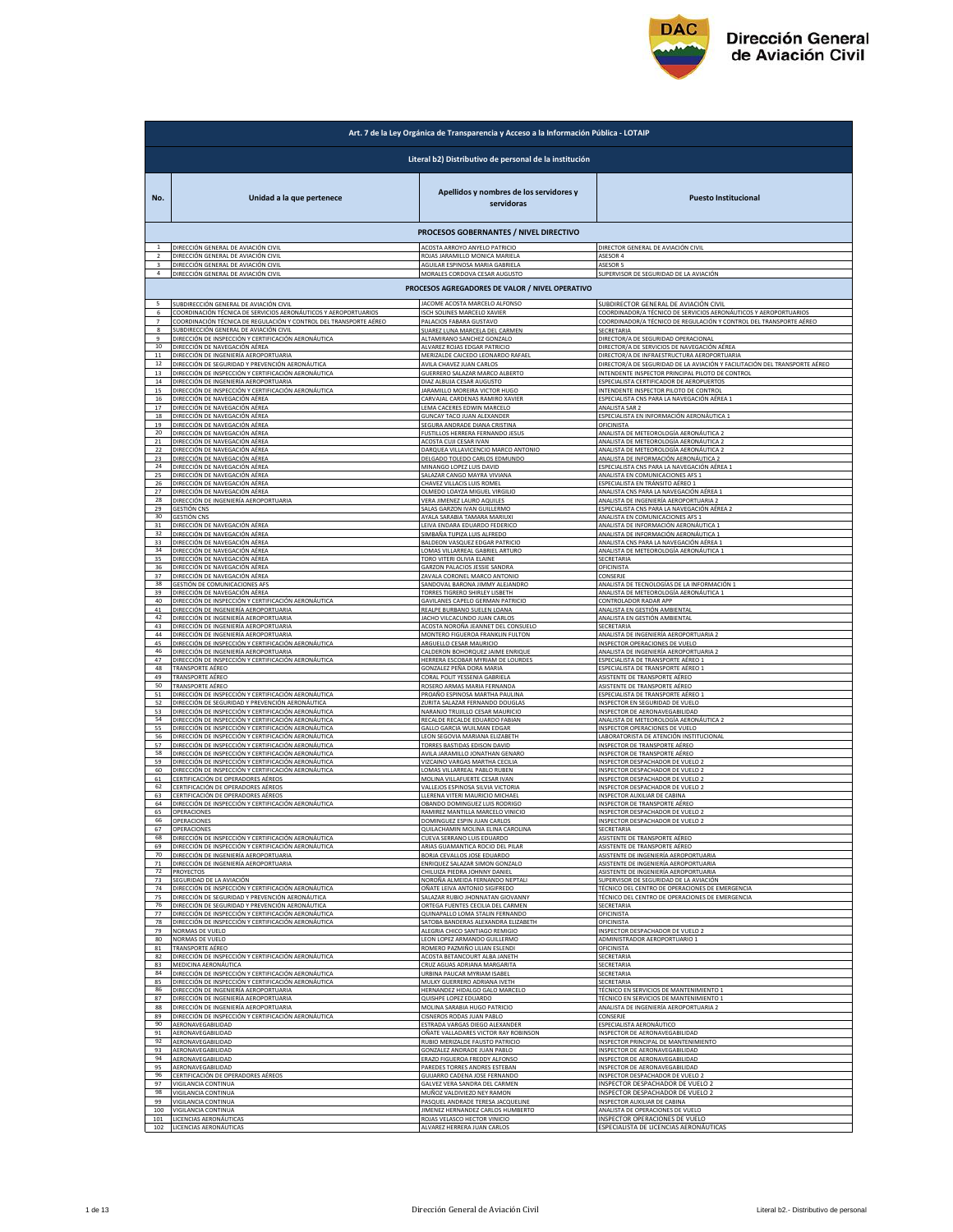Dirección General de Aviación Civil

| Art. 7 de la Ley Orgánica de Transparencia y Acceso a la Información Pública - LOTAIP | | | |
|---|---|---|---|
| Literal b2) Distributivo de personal de la institución | | | |
| No. | Unidad a la que pertenece | Apellidos y nombres de los servidores y servidoras | Puesto Institucional |
| PROCESOS GOBERNANTES / NIVEL DIRECTIVO | | | |
| 1 | DIRECCIÓN GENERAL DE AVIACIÓN CIVIL | ACOSTA ARROYO ANYELO PATRICIO | DIRECTOR GENERAL DE AVIACIÓN CIVIL |
| 2 | DIRECCIÓN GENERAL DE AVIACIÓN CIVIL | ROJAS JARAMILLO MONICA MARIELA | ASESOR 4 |
| 3 | DIRECCIÓN GENERAL DE AVIACIÓN CIVIL | AGUILAR ESPINOSA MARIA GABRIELA | ASESOR 5 |
| 4 | DIRECCIÓN GENERAL DE AVIACIÓN CIVIL | MORALES CORDOVA CESAR AUGUSTO | SUPERVISOR DE SEGURIDAD DE LA AVIACIÓN |
| PROCESOS AGREGADORES DE VALOR / NIVEL OPERATIVO | | | |
| 5 | SUBDIRECCIÓN GENERAL DE AVIACIÓN CIVIL | JACOME ACOSTA MARCELO ALFONSO | SUBDIRECTOR GENERAL DE AVIACIÓN CIVIL |
| 6 | COORDINACIÓN TÉCNICA DE SERVICIOS AERONÁUTICOS Y AEROPORTUARIOS | ISCH SOLINES MARCELO XAVIER | COORDINADOR/A TÉCNICO DE SERVICIOS AERONÁUTICOS Y AEROPORTUARIOS |
| 7 | COORDINACIÓN TÉCNICA DE REGULACIÓN Y CONTROL DEL TRANSPORTE AÉREO | PALACIOS FABARA GUSTAVO | COORDINADOR/A TÉCNICO DE REGULACIÓN Y CONTROL DEL TRANSPORTE AÉREO |
| 8 | SUBDIRECCIÓN GENERAL DE AVIACIÓN CIVIL | SUAREZ LUNA MARCELA DEL CARMEN | SECRETARIA |
| 9 | DIRECCIÓN DE INSPECCIÓN Y CERTIFICACIÓN AERONÁUTICA | ALTAMIRANO SANCHEZ GONZALO | DIRECTOR/A DE SEGURIDAD OPERACIONAL |
| 10 | DIRECCIÓN DE NAVEGACIÓN AÉREA | ALVAREZ ROJAS EDGAR PATRICIO | DIRECTOR/A DE SERVICIOS DE NAVEGACIÓN AÉREA |
| 11 | DIRECCIÓN DE INGENIERÍA AEROPORTUARIA | MERIZALDE CAICEDO LEONARDO RAFAEL | DIRECTOR/A DE INFRAESTRUCTURA AEROPORTUARIA |
| 12 | DIRECCIÓN DE SEGURIDAD Y PREVENCIÓN AERONÁUTICA | AVILA CHAVEZ JUAN CARLOS | DIRECTOR/A DE SEGURIDAD DE LA AVIACIÓN Y FACILITACIÓN DEL TRANSPORTE AÉREO |
| 13 | DIRECCIÓN DE INSPECCIÓN Y CERTIFICACIÓN AERONÁUTICA | GUERRERO SALAZAR MARCO ALBERTO | INTENDENTE INSPECTOR PRINCIPAL PILOTO DE CONTROL |
| 14 | DIRECCIÓN DE INGENIERÍA AEROPORTUARIA | DIAZ ALBUJA CESAR AUGUSTO | ESPECIALISTA CERTIFICADOR DE AEROPUERTOS |
| 15 | DIRECCIÓN DE INSPECCIÓN Y CERTIFICACIÓN AERONÁUTICA | JARAMILLO MOREIRA VICTOR HUGO | INTENDENTE INSPECTOR PILOTO DE CONTROL |
| 16 | DIRECCIÓN DE NAVEGACIÓN AÉREA | CARVAJAL CARDENAS RAMIRO XAVIER | ESPECIALISTA CNS PARA LA NAVEGACIÓN AÉREA 1 |
| 17 | DIRECCIÓN DE NAVEGACIÓN AÉREA | LEMA CACERES EDWIN MARCELO | ANALISTA SAR 2 |
| 18 | DIRECCIÓN DE NAVEGACIÓN AÉREA | GUNCAY TACO JUAN ALEXANDER | ESPECIALISTA EN INFORMACIÓN AERONÁUTICA 1 |
| 19 | DIRECCIÓN DE NAVEGACIÓN AÉREA | SEGURA ANDRADE DIANA CRISTINA | OFICINISTA |
| 20 | DIRECCIÓN DE NAVEGACIÓN AÉREA | FUSTILLOS HERRERA FERNANDO JESUS | ANALISTA DE METEOROLOGÍA AERONÁUTICA 2 |
| 21 | DIRECCIÓN DE NAVEGACIÓN AÉREA | ACOSTA CUJI CESAR IVAN | ANALISTA DE METEOROLOGÍA AERONÁUTICA 2 |
| 22 | DIRECCIÓN DE NAVEGACIÓN AÉREA | DARQUEA VILLAVICENCIO MARCO ANTONIO | ANALISTA DE METEOROLOGÍA AERONÁUTICA 2 |
| 23 | DIRECCIÓN DE NAVEGACIÓN AÉREA | DELGADO TOLEDO CARLOS EDMUNDO | ANALISTA DE INFORMACIÓN AERONÁUTICA 2 |
| 24 | DIRECCIÓN DE NAVEGACIÓN AÉREA | MINANGO LOPEZ LUIS DAVID | ESPECIALISTA CNS PARA LA NAVEGACIÓN AÉREA 1 |
| 25 | DIRECCIÓN DE NAVEGACIÓN AÉREA | SALAZAR CANGO MAYRA VIVIANA | ANALISTA EN COMUNICACIONES AFS 1 |
| 26 | DIRECCIÓN DE NAVEGACIÓN AÉREA | CHAVEZ VILLACIS LUIS ROMEL | ESPECIALISTA EN TRÁNSITO AÉREO 1 |
| 27 | DIRECCIÓN DE NAVEGACIÓN AÉREA | OLMEDO LOAYZA MIGUEL VIRGILIO | ANALISTA CNS PARA LA NAVEGACIÓN AÉREA 1 |
| 28 | DIRECCIÓN DE INGENIERÍA AEROPORTUARIA | VERA JIMENEZ LAURO AQUILES | ANALISTA DE INGENIERÍA AEROPORTUARIA 2 |
| 29 | GESTIÓN CNS | SALAS GARZON IVAN GUILLERMO | ESPECIALISTA CNS PARA LA NAVEGACIÓN AÉREA 2 |
| 30 | GESTIÓN CNS | AYALA SARABIA TAMARA MARIUXI | ANALISTA EN COMUNICACIONES AFS 1 |
| 31 | DIRECCIÓN DE NAVEGACIÓN AÉREA | LEIVA ENDARA EDUARDO FEDERICO | ANALISTA DE INFORMACIÓN AERONÁUTICA 1 |
| 32 | DIRECCIÓN DE NAVEGACIÓN AÉREA | SIMBAÑA TUPIZA LUIS ALFREDO | ANALISTA DE INFORMACIÓN AERONÁUTICA 1 |
| 33 | DIRECCIÓN DE NAVEGACIÓN AÉREA | BALDEON VASQUEZ EDGAR PATRICIO | ANALISTA CNS PARA LA NAVEGACIÓN AÉREA 1 |
| 34 | DIRECCIÓN DE NAVEGACIÓN AÉREA | LOMAS VILLARREAL GABRIEL ARTURO | ANALISTA DE METEOROLOGÍA AERONÁUTICA 1 |
| 35 | DIRECCIÓN DE NAVEGACIÓN AÉREA | TORO VITERI OLIVIA ELAINE | SECRETARIA |
| 36 | DIRECCIÓN DE NAVEGACIÓN AÉREA | GARZON PALACIOS JESSIE SANDRA | OFICINISTA |
| 37 | DIRECCIÓN DE NAVEGACIÓN AÉREA | ZAVALA CORONEL MARCO ANTONIO | CONSERJE |
| 38 | GESTIÓN DE COMUNICACIONES AFS | SANDOVAL BARONA JIMMY ALEJANDRO | ANALISTA DE TECNOLOGÍAS DE LA INFORMACIÓN 1 |
| 39 | DIRECCIÓN DE NAVEGACIÓN AÉREA | TORRES TIGRERO SHIRLEY LISBETH | ANALISTA DE METEOROLOGÍA AERONÁUTICA 1 |
| 40 | DIRECCIÓN DE INSPECCIÓN Y CERTIFICACIÓN AERONÁUTICA | GAVILANES CAPELO GERMAN PATRICIO | CONTROLADOR RADAR APP |
| 41 | DIRECCIÓN DE INGENIERÍA AEROPORTUARIA | REALPE BURBANO SUELEN LOANA | ANALISTA EN GESTIÓN AMBIENTAL |
| 42 | DIRECCIÓN DE INGENIERÍA AEROPORTUARIA | JACHO VILCACUNDO JUAN CARLOS | ANALISTA EN GESTIÓN AMBIENTAL |
| 43 | DIRECCIÓN DE INGENIERÍA AEROPORTUARIA | ACOSTA NOROÑA JEANNET DEL CONSUELO | SECRETARIA |
| 44 | DIRECCIÓN DE INGENIERÍA AEROPORTUARIA | MONTERO FIGUEROA FRANKLIN FULTON | ANALISTA DE INGENIERÍA AEROPORTUARIA 2 |
| 45 | DIRECCIÓN DE INSPECCIÓN Y CERTIFICACIÓN AERONÁUTICA | ARGUELLO CESAR MAURICIO | INSPECTOR OPERACIONES DE VUELO |
| 46 | DIRECCIÓN DE INGENIERÍA AEROPORTUARIA | CALDERON BOHORQUEZ JAIME ENRIQUE | ANALISTA DE INGENIERÍA AEROPORTUARIA 2 |
| 47 | DIRECCIÓN DE INSPECCIÓN Y CERTIFICACIÓN AERONÁUTICA | HERRERA ESCOBAR MYRIAM DE LOURDES | ESPECIALISTA DE TRANSPORTE AÉREO 1 |
| 48 | TRANSPORTE AÉREO | GONZALEZ PEÑA DORA MARIA | ESPECIALISTA DE TRANSPORTE AÉREO 1 |
| 49 | TRANSPORTE AÉREO | CORAL POLIT YESSENIA GABRIELA | ASISTENTE DE TRANSPORTE AÉREO |
| 50 | TRANSPORTE AÉREO | ROSERO ARMAS MARIA FERNANDA | ASISTENTE DE TRANSPORTE AÉREO |
| 51 | DIRECCIÓN DE INSPECCIÓN Y CERTIFICACIÓN AERONÁUTICA | PROAÑO ESPINOSA MARTHA PAULINA | ESPECIALISTA DE TRANSPORTE AÉREO 1 |
| 52 | DIRECCIÓN DE SEGURIDAD Y PREVENCIÓN AERONÁUTICA | ZURITA SALAZAR FERNANDO DOUGLAS | INSPECTOR EN SEGURIDAD DE VUELO |
| 53 | DIRECCIÓN DE INSPECCIÓN Y CERTIFICACIÓN AERONÁUTICA | NARANJO TRUJILLO CESAR MAURICIO | INSPECTOR DE AERONAVEGABILIDAD |
| 54 | DIRECCIÓN DE INSPECCIÓN Y CERTIFICACIÓN AERONÁUTICA | RECALDE RECALDE EDUARDO FABIAN | ANALISTA DE METEOROLOGÍA AERONÁUTICA 2 |
| 55 | DIRECCIÓN DE INSPECCIÓN Y CERTIFICACIÓN AERONÁUTICA | GALLO GARCIA WUILMAN EDGAR | INSPECTOR OPERACIONES DE VUELO |
| 56 | DIRECCIÓN DE INSPECCIÓN Y CERTIFICACIÓN AERONÁUTICA | LEON SEGOVIA MARIANA ELIZABETH | LABORATORISTA DE ATENCIÓN INSTITUCIONAL |
| 57 | DIRECCIÓN DE INSPECCIÓN Y CERTIFICACIÓN AERONÁUTICA | TORRES BASTIDAS EDISON DAVID | INSPECTOR DE TRANSPORTE AÉREO |
| 58 | DIRECCIÓN DE INSPECCIÓN Y CERTIFICACIÓN AERONÁUTICA | AVILA JARAMILLO JONATHAN GENARO | INSPECTOR DE TRANSPORTE AÉREO |
| 59 | DIRECCIÓN DE INSPECCIÓN Y CERTIFICACIÓN AERONÁUTICA | VIZCAINO VARGAS MARTHA CECILIA | INSPECTOR DESPACHADOR DE VUELO 2 |
| 60 | DIRECCIÓN DE INSPECCIÓN Y CERTIFICACIÓN AERONÁUTICA | LOMAS VILLARREAL PABLO RUBEN | INSPECTOR DESPACHADOR DE VUELO 2 |
| 61 | CERTIFICACIÓN DE OPERADORES AÉREOS | MOLINA VILLAFUERTE CESAR IVAN | INSPECTOR DESPACHADOR DE VUELO 2 |
| 62 | CERTIFICACIÓN DE OPERADORES AÉREOS | VALLEJOS ESPINOSA SILVIA VICTORIA | INSPECTOR DESPACHADOR DE VUELO 2 |
| 63 | CERTIFICACIÓN DE OPERADORES AÉREOS | LLERENA VITERI MAURICIO MICHAEL | INSPECTOR AUXILIAR DE CABINA |
| 64 | DIRECCIÓN DE INSPECCIÓN Y CERTIFICACIÓN AERONÁUTICA | OBANDO DOMINGUEZ LUIS RODRIGO | INSPECTOR DE TRANSPORTE AÉREO |
| 65 | OPERACIONES | RAMIREZ MANTILLA MARCELO VINICIO | INSPECTOR DESPACHADOR DE VUELO 2 |
| 66 | OPERACIONES | DOMINGUEZ ESPIN JUAN CARLOS | INSPECTOR DESPACHADOR DE VUELO 2 |
| 67 | OPERACIONES | QUILACHAMIN MOLINA ELINA CAROLINA | SECRETARIA |
| 68 | DIRECCIÓN DE INSPECCIÓN Y CERTIFICACIÓN AERONÁUTICA | CUEVA SERRANO LUIS EDUARDO | ASISTENTE DE TRANSPORTE AÉREO |
| 69 | DIRECCIÓN DE INSPECCIÓN Y CERTIFICACIÓN AERONÁUTICA | ARIAS GUAMANTICA ROCIO DEL PILAR | ASISTENTE DE TRANSPORTE AÉREO |
| 70 | DIRECCIÓN DE INGENIERÍA AEROPORTUARIA | BORJA CEVALLOS JOSE EDUARDO | ASISTENTE DE INGENIERÍA AEROPORTUARIA |
| 71 | DIRECCIÓN DE INGENIERÍA AEROPORTUARIA | ENRIQUEZ SALAZAR SIMON GONZALO | ASISTENTE DE INGENIERÍA AEROPORTUARIA |
| 72 | PROYECTOS | CHILUIZA PIEDRA JOHNNY DANIEL | ASISTENTE DE INGENIERÍA AEROPORTUARIA |
| 73 | SEGURIDAD DE LA AVIACIÓN | NOROÑA ALMEIDA FERNANDO NEPTALI | SUPERVISOR DE SEGURIDAD DE LA AVIACIÓN |
| 74 | DIRECCIÓN DE INSPECCIÓN Y CERTIFICACIÓN AERONÁUTICA | OÑATE LEIVA ANTONIO SIGIFREDO | TÉCNICO DEL CENTRO DE OPERACIONES DE EMERGENCIA |
| 75 | DIRECCIÓN DE SEGURIDAD Y PREVENCIÓN AERONÁUTICA | SALAZAR RUBIO JHONNATAN GIOVANNY | TÉCNICO DEL CENTRO DE OPERACIONES DE EMERGENCIA |
| 76 | DIRECCIÓN DE SEGURIDAD Y PREVENCIÓN AERONÁUTICA | ORTEGA FUENTES CECILIA DEL CARMEN | SECRETARIA |
| 77 | DIRECCIÓN DE INSPECCIÓN Y CERTIFICACIÓN AERONÁUTICA | QUINAPALLO LOMA STALIN FERNANDO | OFICINISTA |
| 78 | DIRECCIÓN DE INSPECCIÓN Y CERTIFICACIÓN AERONÁUTICA | SATOBA BANDERAS ALEXANDRA ELIZABETH | OFICINISTA |
| 79 | NORMAS DE VUELO | ALEGRIA CHICO SANTIAGO REMIGIO | INSPECTOR DESPACHADOR DE VUELO 2 |
| 80 | NORMAS DE VUELO | LEON LOPEZ ARMANDO GUILLERMO | ADMINISTRADOR AEROPORTUARIO 1 |
| 81 | TRANSPORTE AÉREO | ROMERO PAZMIÑO LILIAN ESLENDI | OFICINISTA |
| 82 | DIRECCIÓN DE INSPECCIÓN Y CERTIFICACIÓN AERONÁUTICA | ACOSTA BETANCOURT ALBA JANETH | SECRETARIA |
| 83 | MEDICINA AERONÁUTICA | CRUZ AGUAS ADRIANA MARGARITA | SECRETARIA |
| 84 | DIRECCIÓN DE INSPECCIÓN Y CERTIFICACIÓN AERONÁUTICA | URBINA PAUCAR MYRIAM ISABEL | SECRETARIA |
| 85 | DIRECCIÓN DE INSPECCIÓN Y CERTIFICACIÓN AERONÁUTICA | MULKY GUERRERO ADRIANA IVETH | SECRETARIA |
| 86 | DIRECCIÓN DE INGENIERÍA AEROPORTUARIA | HERNANDEZ HIDALGO GALO MARCELO | TÉCNICO EN SERVICIOS DE MANTENIMIENTO 1 |
| 87 | DIRECCIÓN DE INGENIERÍA AEROPORTUARIA | QUISHPE LOPEZ EDUARDO | TÉCNICO EN SERVICIOS DE MANTENIMIENTO 1 |
| 88 | DIRECCIÓN DE INGENIERÍA AEROPORTUARIA | MOLINA SARABIA HUGO PATRICIO | ANALISTA DE INGENIERÍA AEROPORTUARIA 2 |
| 89 | DIRECCIÓN DE INSPECCIÓN Y CERTIFICACIÓN AERONÁUTICA | CISNEROS RODAS JUAN PABLO | CONSERJE |
| 90 | AERONAVEGABILIDAD | ESTRADA VARGAS DIEGO ALEXANDER | ESPECIALISTA AERONÁUTICO |
| 91 | AERONAVEGABILIDAD | OÑATE VALLADARES VICTOR RAY ROBINSON | INSPECTOR DE AERONAVEGABILIDAD |
| 92 | AERONAVEGABILIDAD | RUBIO MERIZALDE FAUSTO PATRICIO | INSPECTOR PRINCIPAL DE MANTENIMIENTO |
| 93 | AERONAVEGABILIDAD | GONZALEZ ANDRADE JUAN PABLO | INSPECTOR DE AERONAVEGABILIDAD |
| 94 | AERONAVEGABILIDAD | ERAZO FIGUEROA FREDDY ALFONSO | INSPECTOR DE AERONAVEGABILIDAD |
| 95 | AERONAVEGABILIDAD | PAREDES TORRES ANDRES ESTEBAN | INSPECTOR DE AERONAVEGABILIDAD |
| 96 | CERTIFICACIÓN DE OPERADORES AÉREOS | GUIJARRO CADENA JOSE FERNANDO | INSPECTOR DESPACHADOR DE VUELO 2 |
| 97 | VIGILANCIA CONTINUA | GALVEZ VERA SANDRA DEL CARMEN | INSPECTOR DESPACHADOR DE VUELO 2 |
| 98 | VIGILANCIA CONTINUA | MUÑOZ VALDIVIEZO NEY RAMON | INSPECTOR DESPACHADOR DE VUELO 2 |
| 99 | VIGILANCIA CONTINUA | PASQUEL ANDRADE TERESA JACQUELINE | INSPECTOR AUXILIAR DE CABINA |
| 100 | VIGILANCIA CONTINUA | JIMENEZ HERNANDEZ CARLOS HUMBERTO | ANALISTA DE OPERACIONES DE VUELO |
| 101 | LICENCIAS AERONÁUTICAS | ROJAS VELASCO HECTOR VINICIO | INSPECTOR OPERACIONES DE VUELO |
| 102 | LICENCIAS AERONÁUTICAS | ALVAREZ HERRERA JUAN CARLOS | ESPECIALISTA DE LICENCIAS AERONÁUTICAS |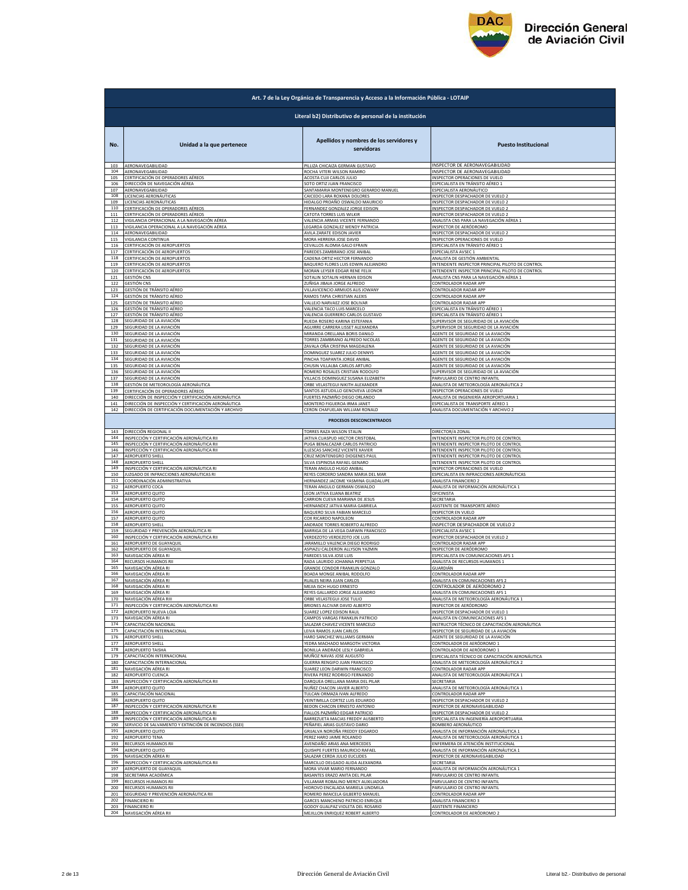| Art. 7 de la Ley Orgánica de Transparencia y Acceso a la Información Pública - LOTAIP | | | |
|---|---|---|---|
| **Literal b2) Distributivo de personal de la institución** | | | |
| **No.** | **Unidad a la que pertenece** | **Apellidos y nombres de los servidores y servidoras** | **Puesto Institucional** |
| 103 | AERONAVEGABILIDAD | PILLIZA CHICAIZA GERMAN GUSTAVO | INSPECTOR DE AERONAVEGABILIDAD |
| 104 | AERONAVEGABILIDAD | ROCHA VITERI WILSON RAMIRO | INSPECTOR DE AERONAVEGABILIDAD |
| 105 | CERTIFICACIÓN DE OPERADORES AÉREOS | ACOSTA CUJI CARLOS JULIO | INSPECTOR OPERACIONES DE VUELO |
| 106 | DIRECCIÓN DE NAVEGACIÓN AÉREA | SOTO ORTIZ JUAN FRANCISCO | ESPECIALISTA EN TRÁNSITO AÉREO 1 |
| 107 | AERONAVEGABILIDAD | SANTAMARIA MONTENEGRO GERARDO MANUEL | ESPECIALISTA AERONÁUTICO |
| 108 | LICENCIAS AERONÁUTICAS | CAICEDO LARA ROXANA DOLORES | INSPECTOR DESPACHADOR DE VUELO 2 |
| 109 | LICENCIAS AERONÁUTICAS | HIDALGO PROAÑO OSWALDO MAURICIO | INSPECTOR DESPACHADOR DE VUELO 2 |
| 110 | CERTIFICACIÓN DE OPERADORES AÉREOS | FERNANDEZ GONZALEZ JORGE EDISON | INSPECTOR DESPACHADOR DE VUELO 2 |
| 111 | CERTIFICACIÓN DE OPERADORES AÉREOS | CATOTA TORRES LUIS WILKIR | INSPECTOR DESPACHADOR DE VUELO 2 |
| 112 | VIGILANCIA OPERACIONAL A LA NAVEGACIÓN AÉREA | VALENCIA ARMAS VICENTE FERNANDO | ANALISTA CNS PARA LA NAVEGACIÓN AÉREA 1 |
| 113 | VIGILANCIA OPERACIONAL A LA NAVEGACIÓN AÉREA | LEGARDA GONZALEZ WENDY PATRICIA | INSPECTOR DE AERÓDROMO |
| 114 | AERONAVEGABILIDAD | AVILA ZARATE EDISON JAVIER | INSPECTOR DESPACHADOR DE VUELO 2 |
| 115 | VIGILANCIA CONTINUA | MORA HERRERA JOSE DAVID | INSPECTOR OPERACIONES DE VUELO |
| 116 | CERTIFICACIÓN DE AEROPUERTOS | CEVALLOS ALOMIA GALO EFRAIN | ESPECIALISTA EN TRÁNSITO AÉREO 1 |
| 117 | CERTIFICACIÓN DE AEROPUERTOS | PAREDES ZAMBRANO JOSE ANIBAL | ESPECIALISTA AVSEC 1 |
| 118 | CERTIFICACIÓN DE AEROPUERTOS | CADENA ORTIZ HECTOR FERNANDO | ANALISTA DE GESTIÓN AMBIENTAL |
| 119 | CERTIFICACIÓN DE AEROPUERTOS | BAQUERO FLORES LUIS EDWIN ALEJANDRO | INTENDENTE INSPECTOR PRINCIPAL PILOTO DE CONTROL |
| 120 | CERTIFICACIÓN DE AEROPUERTOS | MORAN LEYSER EDGAR RENE FELIX | INTENDENTE INSPECTOR PRINCIPAL PILOTO DE CONTROL |
| 121 | GESTIÓN CNS | SOTALIN SOTALIN HERNAN EDISON | ANALISTA CNS PARA LA NAVEGACIÓN AÉREA 1 |
| 122 | GESTIÓN CNS | ZUÑIGA JIBAJA JORGE ALFREDO | CONTROLADOR RADAR APP |
| 123 | GESTIÓN DE TRÁNSITO AÉREO | VILLAVICENCIO ARMIJOS ALIS JOWANY | CONTROLADOR RADAR APP |
| 124 | GESTIÓN DE TRÁNSITO AÉREO | RAMOS TAPIA CHRISTIAN ALEXIS | CONTROLADOR RADAR APP |
| 125 | GESTIÓN DE TRÁNSITO AÉREO | VALLEJO NARVAEZ JOSE BOLIVAR | CONTROLADOR RADAR APP |
| 126 | GESTIÓN DE TRÁNSITO AÉREO | VALENCIA TACO LUIS MARCELO | ESPECIALISTA EN TRÁNSITO AÉREO 1 |
| 127 | GESTIÓN DE TRÁNSITO AÉREO | VALENCIA GUERRERO CARLOS GUSTAVO | ESPECIALISTA EN TRÁNSITO AÉREO 1 |
| 128 | SEGURIDAD DE LA AVIACIÓN | RUEDA ROSERO KARINA ESTEFANIA | SUPERVISOR DE SEGURIDAD DE LA AVIACIÓN |
| 129 | SEGURIDAD DE LA AVIACIÓN | AGUIRRE CARRERA LISSET ALEXANDRA | SUPERVISOR DE SEGURIDAD DE LA AVIACIÓN |
| 130 | SEGURIDAD DE LA AVIACIÓN | MIRANDA ORELLANA BORIS DANILO | AGENTE DE SEGURIDAD DE LA AVIACIÓN |
| 131 | SEGURIDAD DE LA AVIACIÓN | TORRES ZAMBRANO ALFREDO NICOLAS | AGENTE DE SEGURIDAD DE LA AVIACIÓN |
| 132 | SEGURIDAD DE LA AVIACIÓN | ZAVALA OÑA CRISTINA MAGDALENA | AGENTE DE SEGURIDAD DE LA AVIACIÓN |
| 133 | SEGURIDAD DE LA AVIACIÓN | DOMINGUEZ SUAREZ JULIO DENNYS | AGENTE DE SEGURIDAD DE LA AVIACIÓN |
| 134 | SEGURIDAD DE LA AVIACIÓN | PINCHA TOAPANTA JORGE ANIBAL | AGENTE DE SEGURIDAD DE LA AVIACIÓN |
| 135 | SEGURIDAD DE LA AVIACIÓN | CHUSIN VILLALBA CARLOS ARTURO | AGENTE DE SEGURIDAD DE LA AVIACIÓN |
| 136 | SEGURIDAD DE LA AVIACIÓN | ROMERO ROSALES CRISTIAN RODOLFO | SUPERVISOR DE SEGURIDAD DE LA AVIACIÓN |
| 137 | SEGURIDAD DE LA AVIACIÓN | VILLACIS DOMINGUEZ SUSANA ELIZABETH | PARVULARIO DE CENTRO INFANTIL |
| 138 | GESTIÓN DE METEOROLOGÍA AERONÁUTICA | ORBE VELASTEGUI NIKITH ALEXANDER | ANALISTA DE METEOROLOGÍA AERONÁUTICA 2 |
| 139 | CERTIFICACIÓN DE OPERADORES AÉREOS | SANTOS ASTUDILLO GENOVEVA LEONOR | INSPECTOR OPERACIONES DE VUELO |
| 140 | DIRECCIÓN DE INSPECCIÓN Y CERTIFICACIÓN AERONÁUTICA | FUERTES PAZMIÑO DIEGO ORLANDO | ANALISTA DE INGENIERÍA AEROPORTUARIA 1 |
| 141 | DIRECCIÓN DE INSPECCIÓN Y CERTIFICACIÓN AERONÁUTICA | MONTERO FIGUEROA IRMA JANET | ESPECIALISTA DE TRANSPORTE AÉREO 1 |
| 142 | DIRECCIÓN DE CERTIFICACIÓN DOCUMENTACIÓN Y ARCHIVO | CERON CHAFUELAN WILLIAM RONALD | ANALISTA DOCUMENTACIÓN Y ARCHIVO 2 |
| **PROCESOS DESCONCENTRADOS** | | | |
| 143 | DIRECCIÓN REGIONAL II | TORRES RAZA WILSON STALIN | DIRECTOR/A ZONAL |
| 144 | INSPECCIÓN Y CERTIFICACIÓN AERONÁUTICA RII | JATIVA CUASPUD HECTOR CRISTOBAL | INTENDENTE INSPECTOR PILOTO DE CONTROL |
| 145 | INSPECCIÓN Y CERTIFICACIÓN AERONÁUTICA RII | PUGA BENALCAZAR CARLOS PATRICIO | INTENDENTE INSPECTOR PILOTO DE CONTROL |
| 146 | INSPECCIÓN Y CERTIFICACIÓN AERONÁUTICA RII | ILLESCAS SANCHEZ VICENTE XAVIER | INTENDENTE INSPECTOR PILOTO DE CONTROL |
| 147 | AEROPUERTO SHELL | CRUZ MONTENEGRO DIOGENES PAUL | INTENDENTE INSPECTOR PILOTO DE CONTROL |
| 148 | AEROPUERTO SHELL | SILVA ESPINOSA RAFAEL GENARO | INTENDENTE INSPECTOR PILOTO DE CONTROL |
| 149 | INSPECCIÓN Y CERTIFICACIÓN AERONÁUTICA RI | TERAN ANGULO HUGO ANIBAL | INSPECTOR OPERACIONES DE VUELO |
| 150 | JUZGADO DE INFRACCIONES AERONÁUTICAS RI | REYES CORDERO SANDRA MARIA DEL MAR | ESPECIALISTA EN INFRACCIONES AERONÁUTICAS |
| 151 | COORDINACIÓN ADMINISTRATIVA | HERNANDEZ JACOME YASMINA GUADALUPE | ANALISTA FINANCIERO 2 |
| 152 | AEROPUERTO COCA | TERAN ANGULO GERMAN OSWALDO | ANALISTA DE INFORMACIÓN AERONÁUTICA 1 |
| 153 | AEROPUERTO QUITO | LEON JATIVA ELIANA BEATRIZ | OFICINISTA |
| 154 | AEROPUERTO QUITO | CARRION CUEVA MARIANA DE JESUS | SECRETARIA |
| 155 | AEROPUERTO QUITO | HERNANDEZ JATIVA MARIA GABRIELA | ASISTENTE DE TRANSPORTE AÉREO |
| 156 | AEROPUERTO QUITO | BAQUERO SILVA FABIAN MARCELO | INSPECTOR EN VUELO |
| 157 | AEROPUERTO QUITO | COX RICARDO NAPOLEON | CONTROLADOR RADAR APP |
| 158 | AEROPUERTO SHELL | ANDRADE TORRES ROBERTO ALFREDO | INSPECTOR DESPACHADOR DE VUELO 2 |
| 159 | SEGURIDAD Y PREVENCIÓN AERONÁUTICA RI | BARRIGA DE LA VEGA DARWIN FRANCISCO | ESPECIALISTA AVSEC 1 |
| 160 | INSPECCIÓN Y CERTIFICACIÓN AERONÁUTICA RII | VERDEZOTO VERDEZOTO JOE LUIS | INSPECTOR DESPACHADOR DE VUELO 2 |
| 161 | AEROPUERTO DE GUAYAQUIL | JARAMILLO VALENCIA DIEGO RODRIGO | CONTROLADOR RADAR APP |
| 162 | AEROPUERTO DE GUAYAQUIL | ASPIAZU CALDERON ALLYSON YAZMIN | INSPECTOR DE AERÓDROMO |
| 163 | NAVEGACIÓN AÉREA RI | PAREDES SILVA JOSE LUIS | ESPECIALISTA EN COMUNICACIONES AFS 1 |
| 164 | RECURSOS HUMANOS RII | RADA LAURIDO JOHANNA PERPETUA | ANALISTA DE RECURSOS HUMANOS 1 |
| 165 | NAVEGACIÓN AÉREA RI | GRANDE CONDOR FRANKLIN GONZALO | GUARDIÁN |
| 166 | NAVEGACIÓN AÉREA RI | BOADA MONGE ANIBAL RODOLFO | CONTROLADOR RADAR APP |
| 167 | NAVEGACIÓN AÉREA RI | RUALES NEIRA JUAN CARLOS | ANALISTA EN COMUNICACIONES AFS 2 |
| 168 | NAVEGACIÓN AÉREA RI | MEJIA ISCH HUGO ERNESTO | CONTROLADOR DE AERÓDROMO 2 |
| 169 | NAVEGACIÓN AÉREA RI | REYES GALLARDO JORGE ALEJANDRO | ANALISTA EN COMUNICACIONES AFS 1 |
| 170 | NAVEGACIÓN AÉREA RIII | ORBE VELASTEGUI JOSE TULIO | ANALISTA DE METEOROLOGÍA AERONÁUTICA 1 |
| 171 | INSPECCIÓN Y CERTIFICACIÓN AERONÁUTICA RII | BRIONES ALCIVAR DAVID ALBERTO | INSPECTOR DE AERÓDROMO |
| 172 | AEROPUERTO NUEVA LOJA | SUAREZ LOPEZ EDISON RAUL | INSPECTOR DESPACHADOR DE VUELO 1 |
| 173 | NAVEGACIÓN AÉREA RI | CAMPOS VARGAS FRANKLIN PATRICIO | ANALISTA EN COMUNICACIONES AFS 1 |
| 174 | CAPACITACIÓN NACIONAL | SALAZAR CHAVEZ VICENTE MARCELO | INSTRUCTOR TÉCNICO DE CAPACITACIÓN AERONÁUTICA |
| 175 | CAPACITACIÓN INTERNACIONAL | LEIVA RAMOS JUAN CARLOS | INSPECTOR DE SEGURIDAD DE LA AVIACIÓN |
| 176 | AEROPUERTO SHELL | HARO SANCHEZ WILLIAMS GERMAN | AGENTE DE SEGURIDAD DE LA AVIACIÓN |
| 177 | AEROPUERTO SHELL | YEDRA MACHADO MARGOTH VICTORIA | CONTROLADOR DE AERÓDROMO 1 |
| 178 | AEROPUERTO TAISHA | BONILLA ANDRADE LESLY GABRIELA | CONTROLADOR DE AERÓDROMO 1 |
| 179 | CAPACITACIÓN INTERNACIONAL | MUÑOZ NAVAS JOSE AUGUSTO | ESPECIALISTA TÉCNICO DE CAPACITACIÓN AERONÁUTICA |
| 180 | CAPACITACIÓN INTERNACIONAL | GUERRA RENGIFO JUAN FRANCISCO | ANALISTA DE METEOROLOGÍA AERONÁUTICA 2 |
| 181 | NAVEGACIÓN AÉREA RI | SUAREZ LEON DARWIN FRANCISCO | CONTROLADOR RADAR APP |
| 182 | AEROPUERTO CUENCA | RIVERA PEREZ RODRIGO FERNANDO | ANALISTA DE METEOROLOGÍA AERONÁUTICA 1 |
| 183 | INSPECCIÓN Y CERTIFICACIÓN AERONÁUTICA RII | DARQUEA ORELLANA MARIA DEL PILAR | SECRETARIA |
| 184 | AEROPUERTO QUITO | NUÑEZ CHACON JAVIER ALBERTO | ANALISTA DE METEOROLOGÍA AERONÁUTICA 1 |
| 185 | CAPACITACIÓN NACIONAL | TULCAN ORMAZA IVAN ALFREDO | CONTROLADOR RADAR APP |
| 186 | AEROPUERTO QUITO | VEINTIMILLA CORTEZ LUIS EDUARDO | INSPECTOR DESPACHADOR DE VUELO 2 |
| 187 | INSPECCIÓN Y CERTIFICACIÓN AERONÁUTICA RI | BEDON CHACON ERNESTO ANTONIO | INSPECTOR DE AERONAVEGABILIDAD |
| 188 | INSPECCIÓN Y CERTIFICACIÓN AERONÁUTICA RI | FIALLOS PAZMIÑO EDGAR PATRICIO | INSPECTOR DESPACHADOR DE VUELO 2 |
| 189 | INSPECCIÓN Y CERTIFICACIÓN AERONÁUTICA RI | BARREZUETA MACIAS FREDDY AUSBERTO | ESPECIALISTA EN INGENIERÍA AEROPORTUARIA |
| 190 | SERVICIO DE SALVAMENTO Y EXTINCIÓN DE INCENDIOS (SSEI) | PEÑAFIEL ARIAS GUSTAVO DARIO | BOMBERO AERONÁUTICO |
| 191 | AEROPUERTO QUITO | GRIJALVA NOROÑA FREDDY EDGARDO | ANALISTA DE INFORMACIÓN AERONÁUTICA 1 |
| 192 | AEROPUERTO TENA | PEREZ HARO JAIME ROLANDO | ANALISTA DE METEOROLOGÍA AERONÁUTICA 1 |
| 193 | RECURSOS HUMANOS RII | AVENDAÑO ARIAS ANA MERCEDES | ENFERMERA DE ATENCIÓN INSTITUCIONAL |
| 194 | AEROPUERTO QUITO | QUISHPE FUERTES MAURICIO RAFAEL | ANALISTA DE INFORMACIÓN AERONÁUTICA 1 |
| 195 | NAVEGACIÓN AÉREA RI | SALAZAR CERDA JULIO EUCLIDES | INSPECTOR DE AERONAVEGABILIDAD |
| 196 | INSPECCIÓN Y CERTIFICACIÓN AERONÁUTICA RII | MARCILLO DELGADO ALIDA ALEXANDRA | SECRETARIA |
| 197 | AEROPUERTO DE GUAYAQUIL | MORA VIVAR MARIO FERNANDO | ANALISTA DE INFORMACIÓN AERONÁUTICA 1 |
| 198 | SECRETARIA ACADÉMICA | BASANTES ERAZO ANITA DEL PILAR | PARVULARIO DE CENTRO INFANTIL |
| 199 | RECURSOS HUMANOS RII | VILLAMAR ROBALINO MERCY AUXILIADORA | PARVULARIO DE CENTRO INFANTIL |
| 200 | RECURSOS HUMANOS RII | HIDROVO ENCALADA MARIELA LINDMILA | PARVULARIO DE CENTRO INFANTIL |
| 201 | SEGURIDAD Y PREVENCIÓN AERONÁUTICA RII | ROMERO IMAICELA GILBERTO MANUEL | CONTROLADOR RADAR APP |
| 202 | FINANCIERO RI | GARCES MANCHENO PATRICIO ENRIQUE | ANALISTA FINANCIERO 3 |
| 203 | FINANCIERO RI | GODOY GUALPAZ VIOLETA DEL ROSARIO | ASISTENTE FINANCIERO |
| 204 | NAVEGACIÓN AÉREA RII | MEJILLON ENRIQUEZ ROBERT ALBERTO | CONTROLADOR DE AERÓDROMO 2 |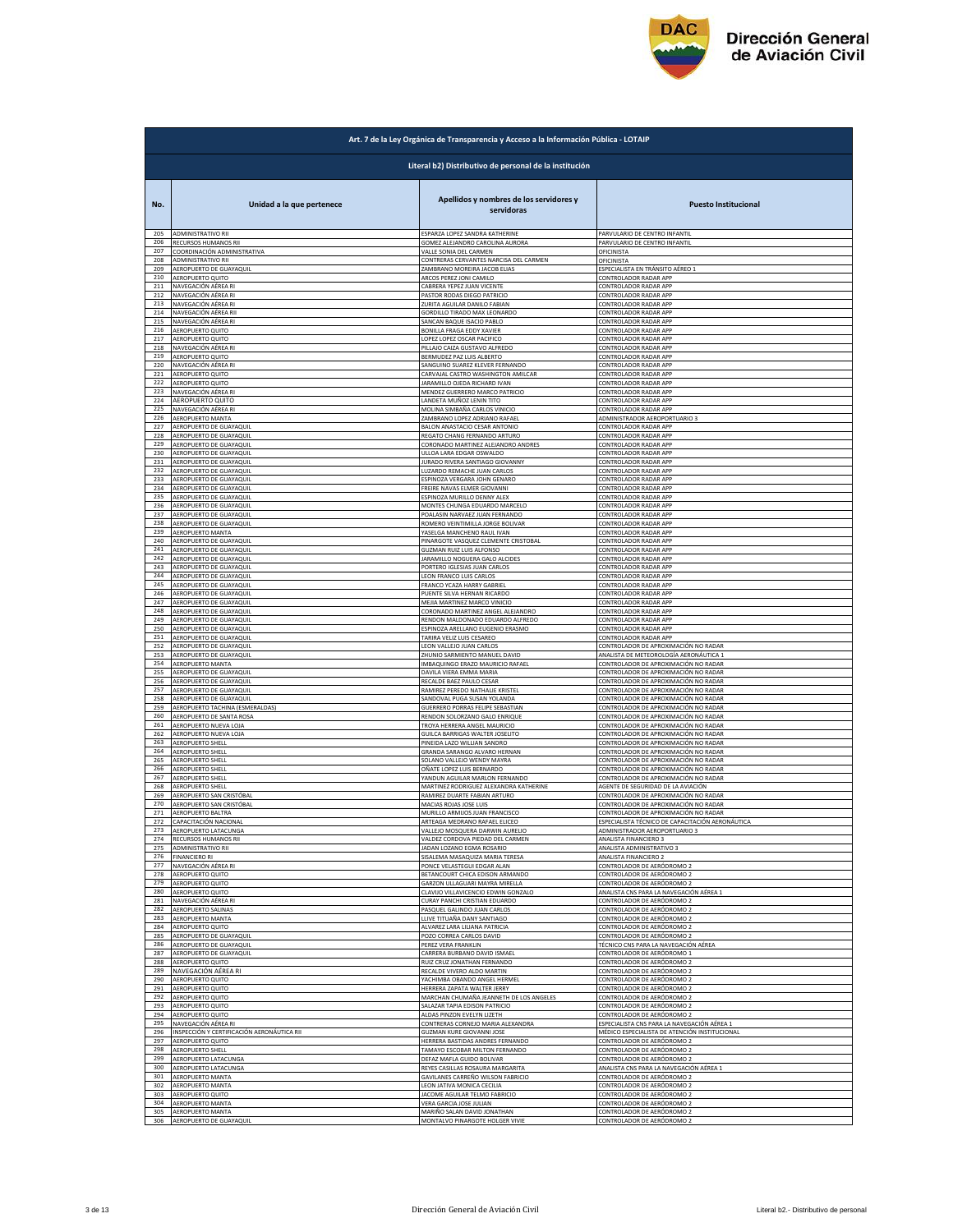**Art. 7 de la Ley Orgánica de Transparencia y Acceso a la Información Pública - LOTAIP**

**Literal b2) Distributivo de personal de la institución**

| No. | Unidad a la que pertenece | Apellidos y nombres de los servidores y servidoras | Puesto Institucional |
|---|---|---|---|
| 205 | ADMINISTRATIVO RII | ESPARZA LOPEZ SANDRA KATHERINE | PARVULARIO DE CENTRO INFANTIL |
| 206 | RECURSOS HUMANOS RII | GOMEZ ALEJANDRO CAROLINA AURORA | PARVULARIO DE CENTRO INFANTIL |
| 207 | COORDINACIÓN ADMINISTRATIVA | VALLE SONIA DEL CARMEN | OFICINISTA |
| 208 | ADMINISTRATIVO RII | CONTRERAS CERVANTES NARCISA DEL CARMEN | OFICINISTA |
| 209 | AEROPUERTO DE GUAYAQUIL | ZAMBRANO MOREIRA JACOB ELIAS | ESPECIALISTA EN TRÁNSITO AÉREO 1 |
| 210 | AEROPUERTO QUITO | ARCOS PEREZ JONI CAMILO | CONTROLADOR RADAR APP |
| 211 | NAVEGACIÓN AÉREA RI | CABRERA YEPEZ JUAN VICENTE | CONTROLADOR RADAR APP |
| 212 | NAVEGACIÓN AÉREA RI | PASTOR RODAS DIEGO PATRICIO | CONTROLADOR RADAR APP |
| 213 | NAVEGACIÓN AÉREA RI | ZURITA AGUILAR DANILO FABIAN | CONTROLADOR RADAR APP |
| 214 | NAVEGACIÓN AÉREA RII | GORDILLO TIRADO MAX LEONARDO | CONTROLADOR RADAR APP |
| 215 | NAVEGACIÓN AÉREA RI | SANCAN BAQUE ISACIO PABLO | CONTROLADOR RADAR APP |
| 216 | AEROPUERTO QUITO | BONILLA FRAGA EDDY XAVIER | CONTROLADOR RADAR APP |
| 217 | AEROPUERTO QUITO | LOPEZ LOPEZ OSCAR PACIFICO | CONTROLADOR RADAR APP |
| 218 | NAVEGACIÓN AÉREA RI | PILLAJO CAIZA GUSTAVO ALFREDO | CONTROLADOR RADAR APP |
| 219 | AEROPUERTO QUITO | BERMUDEZ PAZ LUIS ALBERTO | CONTROLADOR RADAR APP |
| 220 | NAVEGACIÓN AÉREA RI | SANGUINO SUAREZ KLEVER FERNANDO | CONTROLADOR RADAR APP |
| 221 | AEROPUERTO QUITO | CARVAJAL CASTRO WASHINGTON AMILCAR | CONTROLADOR RADAR APP |
| 222 | AEROPUERTO QUITO | JARAMILLO OJEDA RICHARD IVAN | CONTROLADOR RADAR APP |
| 223 | NAVEGACIÓN AÉREA RI | MENDEZ GUERRERO MARCO PATRICIO | CONTROLADOR RADAR APP |
| 224 | AEROPUERTO QUITO | LANDETA MUÑOZ LENIN TITO | CONTROLADOR RADAR APP |
| 225 | NAVEGACIÓN AÉREA RI | MOLINA SIMBAÑA CARLOS VINICIO | CONTROLADOR RADAR APP |
| 226 | AEROPUERTO MANTA | ZAMBRANO LOPEZ ADRIANO RAFAEL | ADMINISTRADOR AEROPORTUARIO 3 |
| 227 | AEROPUERTO DE GUAYAQUIL | BALON ANASTACIO CESAR ANTONIO | CONTROLADOR RADAR APP |
| 228 | AEROPUERTO DE GUAYAQUIL | REGATO CHANG FERNANDO ARTURO | CONTROLADOR RADAR APP |
| 229 | AEROPUERTO DE GUAYAQUIL | CORONADO MARTINEZ ALEJANDRO ANDRES | CONTROLADOR RADAR APP |
| 230 | AEROPUERTO DE GUAYAQUIL | ULLOA LARA EDGAR OSWALDO | CONTROLADOR RADAR APP |
| 231 | AEROPUERTO DE GUAYAQUIL | JURADO RIVERA SANTIAGO GIOVANNY | CONTROLADOR RADAR APP |
| 232 | AEROPUERTO DE GUAYAQUIL | LUZARDO REMACHE JUAN CARLOS | CONTROLADOR RADAR APP |
| 233 | AEROPUERTO DE GUAYAQUIL | ESPINOZA VERGARA JOHN GENARO | CONTROLADOR RADAR APP |
| 234 | AEROPUERTO DE GUAYAQUIL | FREIRE NAVAS ELMER GIOVANNI | CONTROLADOR RADAR APP |
| 235 | AEROPUERTO DE GUAYAQUIL | ESPINOZA MURILLO DENNY ALEX | CONTROLADOR RADAR APP |
| 236 | AEROPUERTO DE GUAYAQUIL | MONTES CHUNGA EDUARDO MARCELO | CONTROLADOR RADAR APP |
| 237 | AEROPUERTO DE GUAYAQUIL | POALASIN NARVAEZ JUAN FERNANDO | CONTROLADOR RADAR APP |
| 238 | AEROPUERTO DE GUAYAQUIL | ROMERO VEINTIMILLA JORGE BOLIVAR | CONTROLADOR RADAR APP |
| 239 | AEROPUERTO MANTA | YASELGA MANCHENO RAUL IVAN | CONTROLADOR RADAR APP |
| 240 | AEROPUERTO DE GUAYAQUIL | PINARGOTE VASQUEZ CLEMENTE CRISTOBAL | CONTROLADOR RADAR APP |
| 241 | AEROPUERTO DE GUAYAQUIL | GUZMAN RUIZ LUIS ALFONSO | CONTROLADOR RADAR APP |
| 242 | AEROPUERTO DE GUAYAQUIL | JARAMILLO NOGUERA GALO ALCIDES | CONTROLADOR RADAR APP |
| 243 | AEROPUERTO DE GUAYAQUIL | PORTERO IGLESIAS JUAN CARLOS | CONTROLADOR RADAR APP |
| 244 | AEROPUERTO DE GUAYAQUIL | LEON FRANCO LUIS CARLOS | CONTROLADOR RADAR APP |
| 245 | AEROPUERTO DE GUAYAQUIL | FRANCO YCAZA HARRY GABRIEL | CONTROLADOR RADAR APP |
| 246 | AEROPUERTO DE GUAYAQUIL | PUENTE SILVA HERNAN RICARDO | CONTROLADOR RADAR APP |
| 247 | AEROPUERTO DE GUAYAQUIL | MEJIA MARTINEZ MARCO VINICIO | CONTROLADOR RADAR APP |
| 248 | AEROPUERTO DE GUAYAQUIL | CORONADO MARTINEZ ANGEL ALEJANDRO | CONTROLADOR RADAR APP |
| 249 | AEROPUERTO DE GUAYAQUIL | RENDON MALDONADO EDUARDO ALFREDO | CONTROLADOR RADAR APP |
| 250 | AEROPUERTO DE GUAYAQUIL | ESPINOZA ARELLANO EUGENIO ERASMO | CONTROLADOR RADAR APP |
| 251 | AEROPUERTO DE GUAYAQUIL | TARIRA VELIZ LUIS CESAREO | CONTROLADOR RADAR APP |
| 252 | AEROPUERTO DE GUAYAQUIL | LEON VALLEJO JUAN CARLOS | CONTROLADOR DE APROXIMACIÓN NO RADAR |
| 253 | AEROPUERTO DE GUAYAQUIL | ZHUNIO SARMIENTO MANUEL DAVID | ANALISTA DE METEOROLOGÍA AERONÁUTICA 1 |
| 254 | AEROPUERTO MANTA | IMBAQUINGO ERAZO MAURICIO RAFAEL | CONTROLADOR DE APROXIMACIÓN NO RADAR |
| 255 | AEROPUERTO DE GUAYAQUIL | DAVILA VIERA EMMA MARIA | CONTROLADOR DE APROXIMACIÓN NO RADAR |
| 256 | AEROPUERTO DE GUAYAQUIL | RECALDE BAEZ PAULO CESAR | CONTROLADOR DE APROXIMACIÓN NO RADAR |
| 257 | AEROPUERTO DE GUAYAQUIL | RAMIREZ PEREDO NATHALIE KRISTEL | CONTROLADOR DE APROXIMACIÓN NO RADAR |
| 258 | AEROPUERTO DE GUAYAQUIL | SANDOVAL PUGA SUSAN YOLANDA | CONTROLADOR DE APROXIMACIÓN NO RADAR |
| 259 | AEROPUERTO TACHINA (ESMERALDAS) | GUERRERO PORRAS FELIPE SEBASTIAN | CONTROLADOR DE APROXIMACIÓN NO RADAR |
| 260 | AEROPUERTO DE SANTA ROSA | RENDON SOLORZANO GALO ENRIQUE | CONTROLADOR DE APROXIMACIÓN NO RADAR |
| 261 | AEROPUERTO NUEVA LOJA | TROYA HERRERA ANGEL MAURICIO | CONTROLADOR DE APROXIMACIÓN NO RADAR |
| 262 | AEROPUERTO NUEVA LOJA | GUILCA BARRIGAS WALTER JOSELITO | CONTROLADOR DE APROXIMACIÓN NO RADAR |
| 263 | AEROPUERTO SHELL | PINEIDA LAZO WILLIAN SANDRO | CONTROLADOR DE APROXIMACIÓN NO RADAR |
| 264 | AEROPUERTO SHELL | GRANDA SARANGO ALVARO HERNAN | CONTROLADOR DE APROXIMACIÓN NO RADAR |
| 265 | AEROPUERTO SHELL | SOLANO VALLEJO WENDY MAYRA | CONTROLADOR DE APROXIMACIÓN NO RADAR |
| 266 | AEROPUERTO SHELL | OÑATE LOPEZ LUIS BERNARDO | CONTROLADOR DE APROXIMACIÓN NO RADAR |
| 267 | AEROPUERTO SHELL | YANDUN AGUILAR MARLON FERNANDO | CONTROLADOR DE APROXIMACIÓN NO RADAR |
| 268 | AEROPUERTO SHELL | MARTINEZ RODRIGUEZ ALEXANDRA KATHERINE | AGENTE DE SEGURIDAD DE LA AVIACIÓN |
| 269 | AEROPUERTO SAN CRISTÓBAL | RAMIREZ DUARTE FABIAN ARTURO | CONTROLADOR DE APROXIMACIÓN NO RADAR |
| 270 | AEROPUERTO SAN CRISTÓBAL | MACIAS ROJAS JOSE LUIS | CONTROLADOR DE APROXIMACIÓN NO RADAR |
| 271 | AEROPUERTO BALTRA | MURILLO ARMIJOS JUAN FRANCISCO | CONTROLADOR DE APROXIMACIÓN NO RADAR |
| 272 | CAPACITACIÓN NACIONAL | ARTEAGA MEDRANO RAFAEL ELICEO | ESPECIALISTA TÉCNICO DE CAPACITACIÓN AERONÁUTICA |
| 273 | AEROPUERTO LATACUNGA | VALLEJO MOSQUERA DARWIN AURELIO | ADMINISTRADOR AEROPORTUARIO 3 |
| 274 | RECURSOS HUMANOS RII | VALDEZ CORDOVA PIEDAD DEL CARMEN | ANALISTA FINANCIERO 3 |
| 275 | ADMINISTRATIVO RII | JADAN LOZANO EGMA ROSARIO | ANALISTA ADMINISTRATIVO 3 |
| 276 | FINANCIERO RI | SISALEMA MASAQUIZA MARIA TERESA | ANALISTA FINANCIERO 2 |
| 277 | NAVEGACIÓN AÉREA RI | PONCE VELASTEGUI EDGAR ALAN | CONTROLADOR DE AERÓDROMO 2 |
| 278 | AEROPUERTO QUITO | BETANCOURT CHICA EDISON ARMANDO | CONTROLADOR DE AERÓDROMO 2 |
| 279 | AEROPUERTO QUITO | GARZON ULLAGUARI MAYRA MIRELLA | CONTROLADOR DE AERÓDROMO 2 |
| 280 | AEROPUERTO QUITO | CLAVIJO VILLAVICENCIO EDWIN GONZALO | ANALISTA CNS PARA LA NAVEGACIÓN AÉREA 1 |
| 281 | NAVEGACIÓN AÉREA RI | CURAY PANCHI CRISTIAN EDUARDO | CONTROLADOR DE AERÓDROMO 2 |
| 282 | AEROPUERTO SALINAS | PASQUEL GALINDO JUAN CARLOS | CONTROLADOR DE AERÓDROMO 2 |
| 283 | AEROPUERTO MANTA | LLIVE TITUAÑA DANY SANTIAGO | CONTROLADOR DE AERÓDROMO 2 |
| 284 | AEROPUERTO QUITO | ALVAREZ LARA LILIANA PATRICIA | CONTROLADOR DE AERÓDROMO 2 |
| 285 | AEROPUERTO DE GUAYAQUIL | POZO CORREA CARLOS DAVID | CONTROLADOR DE AERÓDROMO 2 |
| 286 | AEROPUERTO DE GUAYAQUIL | PEREZ VERA FRANKLIN | TÉCNICO CNS PARA LA NAVEGACIÓN AÉREA |
| 287 | AEROPUERTO DE GUAYAQUIL | CARRERA BURBANO DAVID ISMAEL | CONTROLADOR DE AERÓDROMO 1 |
| 288 | AEROPUERTO QUITO | RUIZ CRUZ JONATHAN FERNANDO | CONTROLADOR DE AERÓDROMO 2 |
| 289 | NAVEGACIÓN AÉREA RI | RECALDE VIVERO ALDO MARTIN | CONTROLADOR DE AERÓDROMO 2 |
| 290 | AEROPUERTO QUITO | YACHIMBA OBANDO ANGEL HERMEL | CONTROLADOR DE AERÓDROMO 2 |
| 291 | AEROPUERTO QUITO | HERRERA ZAPATA WALTER JERRY | CONTROLADOR DE AERÓDROMO 2 |
| 292 | AEROPUERTO QUITO | MARCHAN CHUMAÑA JEANNETH DE LOS ANGELES | CONTROLADOR DE AERÓDROMO 2 |
| 293 | AEROPUERTO QUITO | SALAZAR TAPIA EDISON PATRICIO | CONTROLADOR DE AERÓDROMO 2 |
| 294 | AEROPUERTO QUITO | ALDAS PINZON EVELYN LIZETH | CONTROLADOR DE AERÓDROMO 2 |
| 295 | NAVEGACIÓN AÉREA RI | CONTRERAS CORNEJO MARIA ALEXANDRA | ESPECIALISTA CNS PARA LA NAVEGACIÓN AÉREA 1 |
| 296 | INSPECCIÓN Y CERTIFICACIÓN AERONÁUTICA RII | GUZMAN KURE GIOVANNI JOSE | MÉDICO ESPECIALISTA DE ATENCIÓN INSTITUCIONAL |
| 297 | AEROPUERTO QUITO | HERRERA BASTIDAS ANDRES FERNANDO | CONTROLADOR DE AERÓDROMO 2 |
| 298 | AEROPUERTO SHELL | TAMAYO ESCOBAR MILTON FERNANDO | CONTROLADOR DE AERÓDROMO 2 |
| 299 | AEROPUERTO LATACUNGA | DEFAZ MAFLA GUIDO BOLIVAR | CONTROLADOR DE AERÓDROMO 2 |
| 300 | AEROPUERTO LATACUNGA | REYES CASILLAS ROSAURA MARGARITA | ANALISTA CNS PARA LA NAVEGACIÓN AÉREA 1 |
| 301 | AEROPUERTO MANTA | GAVILANES CARREÑO WILSON FABRICIO | CONTROLADOR DE AERÓDROMO 2 |
| 302 | AEROPUERTO MANTA | LEON JATIVA MONICA CECILIA | CONTROLADOR DE AERÓDROMO 2 |
| 303 | AEROPUERTO QUITO | JACOME AGUILAR TELMO FABRICIO | CONTROLADOR DE AERÓDROMO 2 |
| 304 | AEROPUERTO MANTA | VERA GARCIA JOSE JULIAN | CONTROLADOR DE AERÓDROMO 2 |
| 305 | AEROPUERTO MANTA | MARIÑO SALAN DAVID JONATHAN | CONTROLADOR DE AERÓDROMO 2 |
| 306 | AEROPUERTO DE GUAYAQUIL | MONTALVO PINARGOTE HOLGER VIVIE | CONTROLADOR DE AERÓDROMO 2 |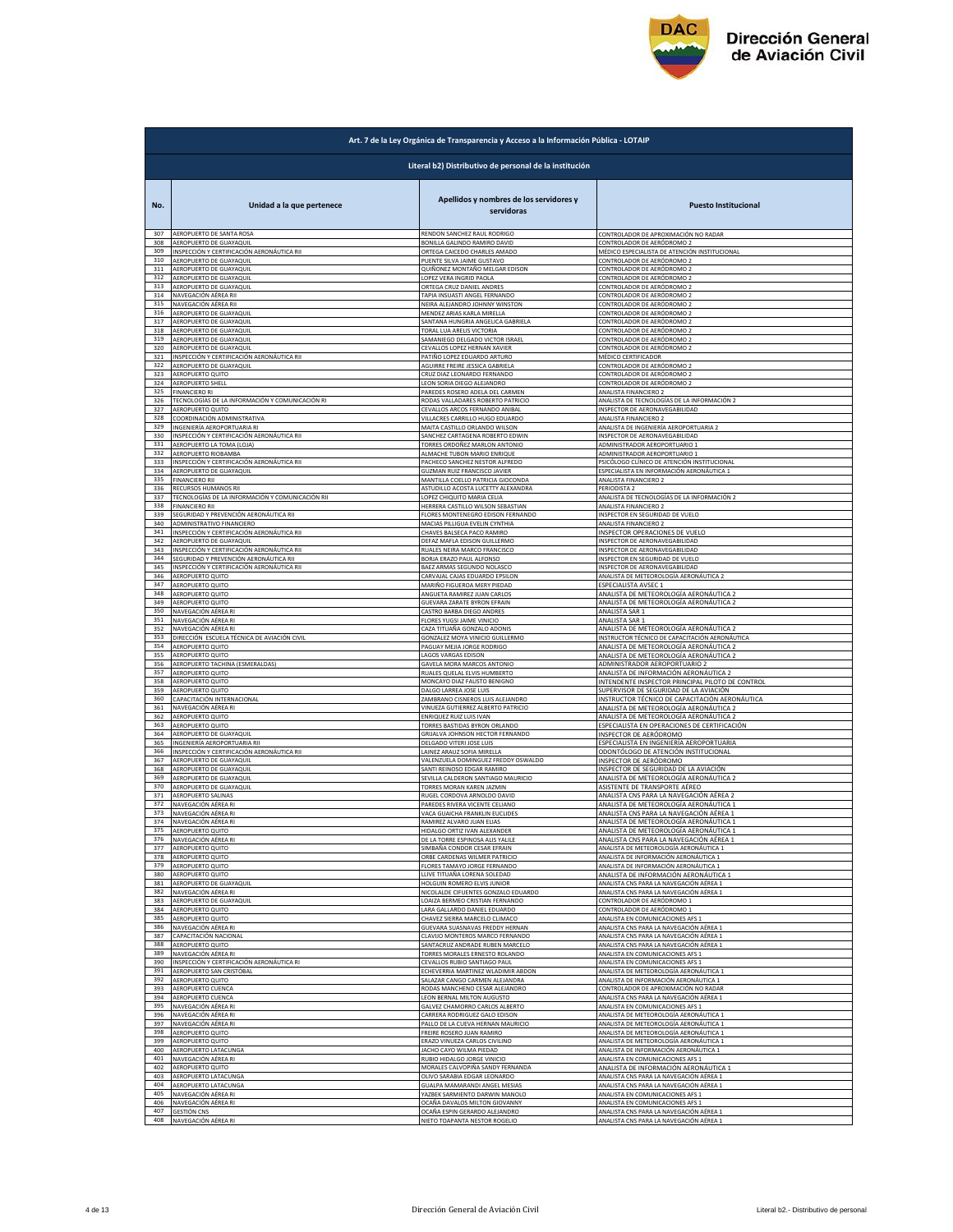## Art. 7 de la Ley Orgánica de Transparencia y Acceso a la Información Pública - LOTAIP

### Literal b2) Distributivo de personal de la institución

| No. | Unidad a la que pertenece | Apellidos y nombres de los servidores y servidoras | Puesto Institucional |
|---|---|---|---|
| 307 | AEROPUERTO DE SANTA ROSA | RENDON SANCHEZ RAUL RODRIGO | CONTROLADOR DE APROXIMACIÓN NO RADAR |
| 308 | AEROPUERTO DE GUAYAQUIL | BONILLA GALINDO RAMIRO DAVID | CONTROLADOR DE AERÓDROMO 2 |
| 309 | INSPECCIÓN Y CERTIFICACIÓN AERONÁUTICA RII | ORTEGA CAICEDO CHARLES AMADO | MÉDICO ESPECIALISTA DE ATENCIÓN INSTITUCIONAL |
| 310 | AEROPUERTO DE GUAYAQUIL | PUENTE SILVA JAIME GUSTAVO | CONTROLADOR DE AERÓDROMO 2 |
| 311 | AEROPUERTO DE GUAYAQUIL | QUIÑONEZ MONTAÑO MELGAR EDISON | CONTROLADOR DE AERÓDROMO 2 |
| 312 | AEROPUERTO DE GUAYAQUIL | LOPEZ VERA INGRID PAOLA | CONTROLADOR DE AERÓDROMO 2 |
| 313 | AEROPUERTO DE GUAYAQUIL | ORTEGA CRUZ DANIEL ANDRES | CONTROLADOR DE AERÓDROMO 2 |
| 314 | NAVEGACIÓN AÉREA RII | TAPIA INSUASTI ANGEL FERNANDO | CONTROLADOR DE AERÓDROMO 2 |
| 315 | NAVEGACIÓN AÉREA RII | NEIRA ALEJANDRO JOHNNY WINSTON | CONTROLADOR DE AERÓDROMO 2 |
| 316 | AEROPUERTO DE GUAYAQUIL | MENDEZ ARIAS KARLA MIRELLA | CONTROLADOR DE AERÓDROMO 2 |
| 317 | AEROPUERTO DE GUAYAQUIL | SANTANA HUNGRIA ANGELICA GABRIELA | CONTROLADOR DE AERÓDROMO 2 |
| 318 | AEROPUERTO DE GUAYAQUIL | TORAL LUA ARELIS VICTORIA | CONTROLADOR DE AERÓDROMO 2 |
| 319 | AEROPUERTO DE GUAYAQUIL | SAMANIEGO DELGADO VICTOR ISRAEL | CONTROLADOR DE AERÓDROMO 2 |
| 320 | AEROPUERTO DE GUAYAQUIL | CEVALLOS LOPEZ HERNAN XAVIER | CONTROLADOR DE AERÓDROMO 2 |
| 321 | INSPECCIÓN Y CERTIFICACIÓN AERONÁUTICA RII | PATIÑO LOPEZ EDUARDO ARTURO | MÉDICO CERTIFICADOR |
| 322 | AEROPUERTO DE GUAYAQUIL | AGUIRRE FREIRE JESSICA GABRIELA | CONTROLADOR DE AERÓDROMO 2 |
| 323 | AEROPUERTO QUITO | CRUZ DIAZ LEONARDO FERNANDO | CONTROLADOR DE AERÓDROMO 2 |
| 324 | AEROPUERTO SHELL | LEON SORIA DIEGO ALEJANDRO | CONTROLADOR DE AERÓDROMO 2 |
| 325 | FINANCIERO RI | PAREDES ROSERO ADELA DEL CARMEN | ANALISTA FINANCIERO 2 |
| 326 | TECNOLOGÍAS DE LA INFORMACIÓN Y COMUNICACIÓN RI | RODAS VALLADARES ROBERTO PATRICIO | ANALISTA DE TECNOLOGÍAS DE LA INFORMACIÓN 2 |
| 327 | AEROPUERTO QUITO | CEVALLOS ARCOS FERNANDO ANIBAL | INSPECTOR DE AERONAVEGABILIDAD |
| 328 | COORDINACIÓN ADMINISTRATIVA | VILLACRES CARRILLO HUGO EDUARDO | ANALISTA FINANCIERO 2 |
| 329 | INGENIERÍA AEROPORTUARIA RI | MAITA CASTILLO ORLANDO WILSON | ANALISTA DE INGENIERÍA AEROPORTUARIA 2 |
| 330 | INSPECCIÓN Y CERTIFICACIÓN AERONÁUTICA RII | SANCHEZ CARTAGENA ROBERTO EDWIN | INSPECTOR DE AERONAVEGABILIDAD |
| 331 | AEROPUERTO LA TOMA (LOJA) | TORRES ORDOÑEZ MARLON ANTONIO | ADMINISTRADOR AEROPORTUARIO 1 |
| 332 | AEROPUERTO RIOBAMBA | ALMACHE TUBON MARIO ENRIQUE | ADMINISTRADOR AEROPORTUARIO 1 |
| 333 | INSPECCIÓN Y CERTIFICACIÓN AERONÁUTICA RII | PACHECO SANCHEZ NESTOR ALFREDO | PSICÓLOGO CLÍNICO DE ATENCIÓN INSTITUCIONAL |
| 334 | AEROPUERTO DE GUAYAQUIL | GUZMAN RUIZ FRANCISCO JAVIER | ESPECIALISTA EN INFORMACIÓN AERONÁUTICA 1 |
| 335 | FINANCIERO RII | MANTILLA COELLO PATRICIA GIOCONDA | ANALISTA FINANCIERO 2 |
| 336 | RECURSOS HUMANOS RII | ASTUDILLO ACOSTA LUCETTY ALEXANDRA | PERIODISTA 2 |
| 337 | TECNOLOGÍAS DE LA INFORMACIÓN Y COMUNICACIÓN RII | LOPEZ CHIQUITO MARIA CELIA | ANALISTA DE TECNOLOGÍAS DE LA INFORMACIÓN 2 |
| 338 | FINANCIERO RII | HERRERA CASTILLO WILSON SEBASTIAN | ANALISTA FINANCIERO 2 |
| 339 | SEGURIDAD Y PREVENCIÓN AERONÁUTICA RII | FLORES MONTENEGRO EDISON FERNANDO | INSPECTOR EN SEGURIDAD DE VUELO |
| 340 | ADMINISTRATIVO FINANCIERO | MACIAS PILLIGUA EVELIN CYNTHIA | ANALISTA FINANCIERO 2 |
| 341 | INSPECCIÓN Y CERTIFICACIÓN AERONÁUTICA RII | CHAVES BALSECA PACO RAMIRO | INSPECTOR OPERACIONES DE VUELO |
| 342 | AEROPUERTO DE GUAYAQUIL | DEFAZ MAFLA EDISON GUILLERMO | INSPECTOR DE AERONAVEGABILIDAD |
| 343 | INSPECCIÓN Y CERTIFICACIÓN AERONÁUTICA RII | RUALES NEIRA MARCO FRANCISCO | INSPECTOR DE AERONAVEGABILIDAD |
| 344 | SEGURIDAD Y PREVENCIÓN AERONÁUTICA RII | BORJA ERAZO PAUL ALFONSO | INSPECTOR EN SEGURIDAD DE VUELO |
| 345 | INSPECCIÓN Y CERTIFICACIÓN AERONÁUTICA RII | BAEZ ARMAS SEGUNDO NOLASCO | INSPECTOR DE AERONAVEGABILIDAD |
| 346 | AEROPUERTO QUITO | CARVAJAL CAJAS EDUARDO EPSILON | ANALISTA DE METEOROLOGÍA AERONÁUTICA 2 |
| 347 | AEROPUERTO QUITO | MARIÑO FIGUEROA MERY PIEDAD | ESPECIALISTA AVSEC 1 |
| 348 | AEROPUERTO QUITO | ANGUETA RAMIREZ JUAN CARLOS | ANALISTA DE METEOROLOGÍA AERONÁUTICA 2 |
| 349 | AEROPUERTO QUITO | GUEVARA ZARATE BYRON EFRAIN | ANALISTA DE METEOROLOGÍA AERONÁUTICA 2 |
| 350 | NAVEGACIÓN AÉREA RI | CASTRO BARBA DIEGO ANDRES | ANALISTA SAR 1 |
| 351 | NAVEGACIÓN AÉREA RI | FLORES YUGSI JAIME VINICIO | ANALISTA SAR 1 |
| 352 | NAVEGACIÓN AÉREA RI | CAZA TITUAÑA GONZALO ADONIS | ANALISTA DE METEOROLOGÍA AERONÁUTICA 2 |
| 353 | DIRECCIÓN ESCUELA TÉCNICA DE AVIACIÓN CIVIL | GONZALEZ MOYA VINICIO GUILLERMO | INSTRUCTOR TÉCNICO DE CAPACITACIÓN AERONÁUTICA |
| 354 | AEROPUERTO QUITO | PAGUAY MEJIA JORGE RODRIGO | ANALISTA DE METEOROLOGÍA AERONÁUTICA 2 |
| 355 | AEROPUERTO QUITO | LAGOS VARGAS EDISON | ANALISTA DE METEOROLOGÍA AERONÁUTICA 2 |
| 356 | AEROPUERTO TACHINA (ESMERALDAS) | GAVELA MORA MARCOS ANTONIO | ADMINISTRADOR AEROPORTUARIO 2 |
| 357 | AEROPUERTO QUITO | RUALES QUELAL ELVIS HUMBERTO | ANALISTA DE INFORMACIÓN AERONÁUTICA 2 |
| 358 | AEROPUERTO QUITO | MONCAYO DIAZ FAUSTO BENIGNO | INTENDENTE INSPECTOR PRINCIPAL PILOTO DE CONTROL |
| 359 | AEROPUERTO QUITO | DALGO LARREA JOSE LUIS | SUPERVISOR DE SEGURIDAD DE LA AVIACIÓN |
| 360 | CAPACITACIÓN INTERNACIONAL | ZAMBRANO CISNEROS LUIS ALEJANDRO | INSTRUCTOR TÉCNICO DE CAPACITACIÓN AERONÁUTICA |
| 361 | NAVEGACIÓN AÉREA RI | VINUEZA GUTIERREZ ALBERTO PATRICIO | ANALISTA DE METEOROLOGÍA AERONÁUTICA 2 |
| 362 | AEROPUERTO QUITO | ENRIQUEZ RUIZ LUIS IVAN | ANALISTA DE METEOROLOGÍA AERONÁUTICA 2 |
| 363 | AEROPUERTO QUITO | TORRES BASTIDAS BYRON ORLANDO | ESPECIALISTA EN OPERACIONES DE CERTIFICACIÓN |
| 364 | AEROPUERTO DE GUAYAQUIL | GRIJALVA JOHNSON HECTOR FERNANDO | INSPECTOR DE AERÓDROMO |
| 365 | INGENIERÍA AEROPORTUARIA RII | DELGADO VITERI JOSE LUIS | ESPECIALISTA EN INGENIERÍA AEROPORTUARIA |
| 366 | INSPECCIÓN Y CERTIFICACIÓN AERONÁUTICA RII | LAINEZ ARAUZ SOFIA MIRELLA | ODONTÓLOGO DE ATENCIÓN INSTITUCIONAL |
| 367 | AEROPUERTO DE GUAYAQUIL | VALENZUELA DOMINGUEZ FREDDY OSWALDO | INSPECTOR DE AERÓDROMO |
| 368 | AEROPUERTO DE GUAYAQUIL | SANTI REINOSO EDGAR RAMIRO | INSPECTOR DE SEGURIDAD DE LA AVIACIÓN |
| 369 | AEROPUERTO DE GUAYAQUIL | SEVILLA CALDERON SANTIAGO MAURICIO | ANALISTA DE METEOROLOGÍA AERONÁUTICA 2 |
| 370 | AEROPUERTO DE GUAYAQUIL | TORRES MORAN KAREN JAZMIN | ASISTENTE DE TRANSPORTE AÉREO |
| 371 | AEROPUERTO SALINAS | RUGEL CORDOVA ARNOLDO DAVID | ANALISTA CNS PARA LA NAVEGACIÓN AÉREA 2 |
| 372 | NAVEGACIÓN AÉREA RI | PAREDES RIVERA VICENTE CELIANO | ANALISTA DE METEOROLOGÍA AERONÁUTICA 1 |
| 373 | NAVEGACIÓN AÉREA RI | VACA GUAICHA FRANKLIN EUCLIDES | ANALISTA CNS PARA LA NAVEGACIÓN AÉREA 1 |
| 374 | NAVEGACIÓN AÉREA RI | RAMIREZ ALVARO JUAN ELIAS | ANALISTA DE METEOROLOGÍA AERONÁUTICA 1 |
| 375 | AEROPUERTO QUITO | HIDALGO ORTIZ IVAN ALEXANDER | ANALISTA DE METEOROLOGÍA AERONÁUTICA 1 |
| 376 | NAVEGACIÓN AÉREA RI | DE LA TORRE ESPINOSA ALIS YALILE | ANALISTA CNS PARA LA NAVEGACIÓN AÉREA 1 |
| 377 | AEROPUERTO QUITO | SIMBAÑA CONDOR CESAR EFRAIN | ANALISTA DE METEOROLOGÍA AERONÁUTICA 1 |
| 378 | AEROPUERTO QUITO | ORBE CARDENAS WILMER PATRICIO | ANALISTA DE INFORMACIÓN AERONÁUTICA 1 |
| 379 | AEROPUERTO QUITO | FLORES TAMAYO JORGE FERNANDO | ANALISTA DE INFORMACIÓN AERONÁUTICA 1 |
| 380 | AEROPUERTO QUITO | LLIVE TITUAÑA LORENA SOLEDAD | ANALISTA DE INFORMACIÓN AERONÁUTICA 1 |
| 381 | AEROPUERTO DE GUAYAQUIL | HOLGUIN ROMERO ELVIS JUNIOR | ANALISTA CNS PARA LA NAVEGACIÓN AÉREA 1 |
| 382 | NAVEGACIÓN AÉREA RI | NICOLALDE CIFUENTES GONZALO EDUARDO | ANALISTA CNS PARA LA NAVEGACIÓN AÉREA 1 |
| 383 | AEROPUERTO DE GUAYAQUIL | LOAIZA BERMEO CRISTIAN FERNANDO | CONTROLADOR DE AERÓDROMO 1 |
| 384 | AEROPUERTO QUITO | LARA GALLARDO DANIEL EDUARDO | CONTROLADOR DE AERÓDROMO 1 |
| 385 | AEROPUERTO QUITO | CHAVEZ SIERRA MARCELO CLIMACO | ANALISTA EN COMUNICACIONES AFS 1 |
| 386 | NAVEGACIÓN AÉREA RI | GUEVARA SUASNAVAS FREDDY HERNAN | ANALISTA CNS PARA LA NAVEGACIÓN AÉREA 1 |
| 387 | CAPACITACIÓN NACIONAL | CLAVIJO MONTEROS MARCO FERNANDO | ANALISTA CNS PARA LA NAVEGACIÓN AÉREA 1 |
| 388 | AEROPUERTO QUITO | SANTACRUZ ANDRADE RUBEN MARCELO | ANALISTA CNS PARA LA NAVEGACIÓN AÉREA 1 |
| 389 | NAVEGACIÓN AÉREA RI | TORRES MORALES ERNESTO ROLANDO | ANALISTA EN COMUNICACIONES AFS 1 |
| 390 | INSPECCIÓN Y CERTIFICACIÓN AERONÁUTICA RI | CEVALLOS RUBIO SANTIAGO PAUL | ANALISTA EN COMUNICACIONES AFS 1 |
| 391 | AEROPUERTO SAN CRISTÓBAL | ECHEVERRIA MARTINEZ WLADIMIR ABDON | ANALISTA DE METEOROLOGÍA AERONÁUTICA 1 |
| 392 | AEROPUERTO QUITO | SALAZAR CANGO CARMEN ALEJANDRA | ANALISTA DE INFORMACIÓN AERONÁUTICA 1 |
| 393 | AEROPUERTO CUENCA | RODAS MANCHENO CESAR ALEJANDRO | CONTROLADOR DE APROXIMACIÓN NO RADAR |
| 394 | AEROPUERTO CUENCA | LEON BERNAL MILTON AUGUSTO | ANALISTA CNS PARA LA NAVEGACIÓN AÉREA 1 |
| 395 | NAVEGACIÓN AÉREA RI | GALVEZ CHAMORRO CARLOS ALBERTO | ANALISTA EN COMUNICACIONES AFS 1 |
| 396 | NAVEGACIÓN AÉREA RI | CARRERA RODRIGUEZ GALO EDISON | ANALISTA DE METEOROLOGÍA AERONÁUTICA 1 |
| 397 | NAVEGACIÓN AÉREA RI | PALLO DE LA CUEVA HERNAN MAURICIO | ANALISTA DE METEOROLOGÍA AERONÁUTICA 1 |
| 398 | AEROPUERTO QUITO | FREIRE ROSERO JUAN RAMIRO | ANALISTA DE METEOROLOGÍA AERONÁUTICA 1 |
| 399 | AEROPUERTO QUITO | ERAZO VINUEZA CARLOS CIVILINO | ANALISTA DE METEOROLOGÍA AERONÁUTICA 1 |
| 400 | AEROPUERTO LATACUNGA | JACHO CAYO WILMA PIEDAD | ANALISTA DE INFORMACIÓN AERONÁUTICA 1 |
| 401 | NAVEGACIÓN AÉREA RI | RUBIO HIDALGO JORGE VINICIO | ANALISTA EN COMUNICACIONES AFS 1 |
| 402 | AEROPUERTO QUITO | MORALES CALVOPIÑA SANDY FERNANDA | ANALISTA DE INFORMACIÓN AERONÁUTICA 1 |
| 403 | AEROPUERTO LATACUNGA | OLIVO SARABIA EDGAR LEONARDO | ANALISTA CNS PARA LA NAVEGACIÓN AÉREA 1 |
| 404 | AEROPUERTO LATACUNGA | GUALPA MAMARANDI ANGEL MESIAS | ANALISTA CNS PARA LA NAVEGACIÓN AÉREA 1 |
| 405 | NAVEGACIÓN AÉREA RI | YAZBEK SARMIENTO DARWIN MANOLO | ANALISTA EN COMUNICACIONES AFS 1 |
| 406 | NAVEGACIÓN AÉREA RI | OCAÑA DAVALOS MILTON GIOVANNY | ANALISTA EN COMUNICACIONES AFS 1 |
| 407 | GESTIÓN CNS | OCAÑA ESPIN GERARDO ALEJANDRO | ANALISTA CNS PARA LA NAVEGACIÓN AÉREA 1 |
| 408 | NAVEGACIÓN AÉREA RI | NIETO TOAPANTA NESTOR ROGELIO | ANALISTA CNS PARA LA NAVEGACIÓN AÉREA 1 |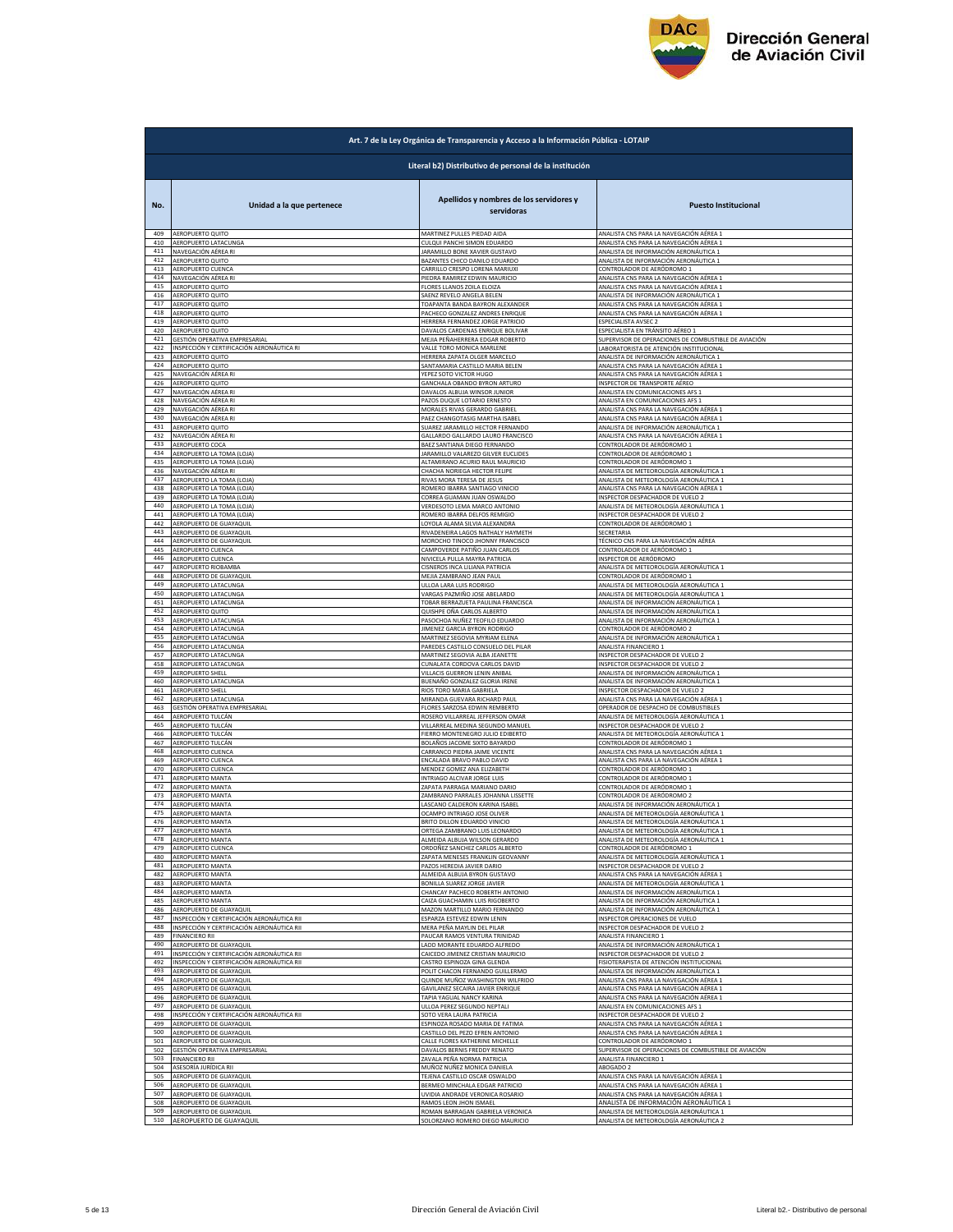| Art. 7 de la Ley Orgánica de Transparencia y Acceso a la Información Pública - LOTAIP | | | |
|---|---|---|---|
| Literal b2) Distributivo de personal de la institución | | | |
| No. | Unidad a la que pertenece | Apellidos y nombres de los servidores y servidoras | Puesto Institucional |
| 409 | AEROPUERTO QUITO | MARTINEZ PULLES PIEDAD AIDA | ANALISTA CNS PARA LA NAVEGACIÓN AÉREA 1 |
| 410 | AEROPUERTO LATACUNGA | CULQUI PANCHI SIMON EDUARDO | ANALISTA CNS PARA LA NAVEGACIÓN AÉREA 1 |
| 411 | NAVEGACIÓN AÉREA RI | JARAMILLO BONE XAVIER GUSTAVO | ANALISTA DE INFORMACIÓN AERONÁUTICA 1 |
| 412 | AEROPUERTO QUITO | BAZANTES CHICO DANILO EDUARDO | ANALISTA DE INFORMACIÓN AERONÁUTICA 1 |
| 413 | AEROPUERTO CUENCA | CARRILLO CRESPO LORENA MARIUXI | CONTROLADOR DE AERÓDROMO 1 |
| 414 | NAVEGACIÓN AÉREA RI | PIEDRA RAMIREZ EDWIN MAURICIO | ANALISTA CNS PARA LA NAVEGACIÓN AÉREA 1 |
| 415 | AEROPUERTO QUITO | FLORES LLANOS ZOILA ELOIZA | ANALISTA CNS PARA LA NAVEGACIÓN AÉREA 1 |
| 416 | AEROPUERTO QUITO | SAENZ REVELO ANGELA BELEN | ANALISTA DE INFORMACIÓN AERONÁUTICA 1 |
| 417 | AEROPUERTO QUITO | TOAPANTA BANDA BAYRON ALEXANDER | ANALISTA CNS PARA LA NAVEGACIÓN AÉREA 1 |
| 418 | AEROPUERTO QUITO | PACHECO GONZALEZ ANDRES ENRIQUE | ANALISTA CNS PARA LA NAVEGACIÓN AÉREA 1 |
| 419 | AEROPUERTO QUITO | HERRERA FERNANDEZ JORGE PATRICIO | ESPECIALISTA AVSEC 2 |
| 420 | AEROPUERTO QUITO | DAVALOS CARDENAS ENRIQUE BOLIVAR | ESPECIALISTA EN TRÁNSITO AÉREO 1 |
| 421 | GESTIÓN OPERATIVA EMPRESARIAL | MEJIA PEÑAHERRERA EDGAR ROBERTO | SUPERVISOR DE OPERACIONES DE COMBUSTIBLE DE AVIACIÓN |
| 422 | INSPECCIÓN Y CERTIFICACIÓN AERONÁUTICA RI | VALLE TORO MONICA MARLENE | LABORATORISTA DE ATENCIÓN INSTITUCIONAL |
| 423 | AEROPUERTO QUITO | HERRERA ZAPATA OLGER MARCELO | ANALISTA DE INFORMACIÓN AERONÁUTICA 1 |
| 424 | AEROPUERTO QUITO | SANTAMARIA CASTILLO MARIA BELEN | ANALISTA CNS PARA LA NAVEGACIÓN AÉREA 1 |
| 425 | NAVEGACIÓN AÉREA RI | YEPEZ SOTO VICTOR HUGO | ANALISTA CNS PARA LA NAVEGACIÓN AÉREA 1 |
| 426 | AEROPUERTO QUITO | GANCHALA OBANDO BYRON ARTURO | INSPECTOR DE TRANSPORTE AÉREO |
| 427 | NAVEGACIÓN AÉREA RI | DAVALOS ALBUJA WINSOR JUNIOR | ANALISTA EN COMUNICACIONES AFS 1 |
| 428 | NAVEGACIÓN AÉREA RI | PAZOS DUQUE LOTARIO ERNESTO | ANALISTA EN COMUNICACIONES AFS 1 |
| 429 | NAVEGACIÓN AÉREA RI | MORALES RIVAS GERARDO GABRIEL | ANALISTA CNS PARA LA NAVEGACIÓN AÉREA 1 |
| 430 | NAVEGACIÓN AÉREA RI | PAEZ CHANGOTASIG MARTHA ISABEL | ANALISTA CNS PARA LA NAVEGACIÓN AÉREA 1 |
| 431 | AEROPUERTO QUITO | SUAREZ JARAMILLO HECTOR FERNANDO | ANALISTA DE INFORMACIÓN AERONÁUTICA 1 |
| 432 | NAVEGACIÓN AÉREA RI | GALLARDO GALLARDO LAURO FRANCISCO | ANALISTA CNS PARA LA NAVEGACIÓN AÉREA 1 |
| 433 | AEROPUERTO COCA | BAEZ SANTIANA DIEGO FERNANDO | CONTROLADOR DE AERÓDROMO 1 |
| 434 | AEROPUERTO LA TOMA (LOJA) | JARAMILLO VALAREZO GILVER EUCLIDES | CONTROLADOR DE AERÓDROMO 1 |
| 435 | AEROPUERTO LA TOMA (LOJA) | ALTAMIRANO ACURIO RAUL MAURICIO | CONTROLADOR DE AERÓDROMO 1 |
| 436 | NAVEGACIÓN AÉREA RI | CHACHA NORIEGA HECTOR FELIPE | ANALISTA DE METEOROLOGÍA AERONÁUTICA 1 |
| 437 | AEROPUERTO LA TOMA (LOJA) | RIVAS MORA TERESA DE JESUS | ANALISTA DE METEOROLOGÍA AERONÁUTICA 1 |
| 438 | AEROPUERTO LA TOMA (LOJA) | ROMERO IBARRA SANTIAGO VINICIO | ANALISTA CNS PARA LA NAVEGACIÓN AÉREA 1 |
| 439 | AEROPUERTO LA TOMA (LOJA) | CORREA GUAMAN JUAN OSWALDO | INSPECTOR DESPACHADOR DE VUELO 2 |
| 440 | AEROPUERTO LA TOMA (LOJA) | VERDESOTO LEMA MARCO ANTONIO | ANALISTA DE METEOROLOGÍA AERONÁUTICA 1 |
| 441 | AEROPUERTO LA TOMA (LOJA) | ROMERO IBARRA DELFOS REMIGIO | INSPECTOR DESPACHADOR DE VUELO 2 |
| 442 | AEROPUERTO DE GUAYAQUIL | LOYOLA ALAMA SILVIA ALEXANDRA | CONTROLADOR DE AERÓDROMO 1 |
| 443 | AEROPUERTO DE GUAYAQUIL | RIVADENEIRA LAGOS NATHALY HAYMETH | SECRETARIA |
| 444 | AEROPUERTO DE GUAYAQUIL | MOROCHO TINOCO JHONNY FRANCISCO | TÉCNICO CNS PARA LA NAVEGACIÓN AÉREA |
| 445 | AEROPUERTO CUENCA | CAMPOVERDE PATIÑO JUAN CARLOS | CONTROLADOR DE AERÓDROMO 1 |
| 446 | AEROPUERTO CUENCA | NIVICELA PULLA MAYRA PATRICIA | INSPECTOR DE AERÓDROMO |
| 447 | AEROPUERTO RIOBAMBA | CISNEROS INCA LILIANA PATRICIA | ANALISTA DE METEOROLOGÍA AERONÁUTICA 1 |
| 448 | AEROPUERTO DE GUAYAQUIL | MEJIA ZAMBRANO JEAN PAUL | CONTROLADOR DE AERÓDROMO 1 |
| 449 | AEROPUERTO LATACUNGA | ULLOA LARA LUIS RODRIGO | ANALISTA DE METEOROLOGÍA AERONÁUTICA 1 |
| 450 | AEROPUERTO LATACUNGA | VARGAS PAZMIÑO JOSE ABELARDO | ANALISTA DE METEOROLOGÍA AERONÁUTICA 1 |
| 451 | AEROPUERTO LATACUNGA | TOBAR BERRAZUETA PAULINA FRANCISCA | ANALISTA DE INFORMACIÓN AERONÁUTICA 1 |
| 452 | AEROPUERTO QUITO | QUISHPE OÑA CARLOS ALBERTO | ANALISTA DE INFORMACIÓN AERONÁUTICA 1 |
| 453 | AEROPUERTO LATACUNGA | PASOCHOA NUÑEZ TEOFILO EDUARDO | ANALISTA DE INFORMACIÓN AERONÁUTICA 1 |
| 454 | AEROPUERTO LATACUNGA | JIMENEZ GARCIA BYRON RODRIGO | CONTROLADOR DE AERÓDROMO 2 |
| 455 | AEROPUERTO LATACUNGA | MARTINEZ SEGOVIA MYRIAM ELENA | ANALISTA DE INFORMACIÓN AERONÁUTICA 1 |
| 456 | AEROPUERTO LATACUNGA | PAREDES CASTILLO CONSUELO DEL PILAR | ANALISTA FINANCIERO 1 |
| 457 | AEROPUERTO LATACUNGA | MARTINEZ SEGOVIA ALBA JEANETTE | INSPECTOR DESPACHADOR DE VUELO 2 |
| 458 | AEROPUERTO LATACUNGA | CUNALATA CORDOVA CARLOS DAVID | INSPECTOR DESPACHADOR DE VUELO 2 |
| 459 | AEROPUERTO SHELL | VILLACIS GUERRON LENIN ANIBAL | ANALISTA DE INFORMACIÓN AERONÁUTICA 1 |
| 460 | AEROPUERTO LATACUNGA | BUENAÑO GONZALEZ GLORIA IRENE | ANALISTA DE INFORMACIÓN AERONÁUTICA 1 |
| 461 | AEROPUERTO SHELL | RIOS TORO MARIA GABRIELA | INSPECTOR DESPACHADOR DE VUELO 2 |
| 462 | AEROPUERTO LATACUNGA | MIRANDA GUEVARA RICHARD PAUL | ANALISTA CNS PARA LA NAVEGACIÓN AÉREA 1 |
| 463 | GESTIÓN OPERATIVA EMPRESARIAL | FLORES SARZOSA EDWIN REMBERTO | OPERADOR DE DESPACHO DE COMBUSTIBLES |
| 464 | AEROPUERTO TULCÁN | ROSERO VILLARREAL JEFFERSON OMAR | ANALISTA DE METEOROLOGÍA AERONÁUTICA 1 |
| 465 | AEROPUERTO TULCÁN | VILLARREAL MEDINA SEGUNDO MANUEL | INSPECTOR DESPACHADOR DE VUELO 2 |
| 466 | AEROPUERTO TULCÁN | FIERRO MONTENEGRO JULIO EDIBERTO | ANALISTA DE METEOROLOGÍA AERONÁUTICA 1 |
| 467 | AEROPUERTO TULCÁN | BOLAÑOS JACOME SIXTO BAYARDO | CONTROLADOR DE AERÓDROMO 1 |
| 468 | AEROPUERTO CUENCA | CARRANCO PIEDRA JAIME VICENTE | ANALISTA CNS PARA LA NAVEGACIÓN AÉREA 1 |
| 469 | AEROPUERTO CUENCA | ENCALADA BRAVO PABLO DAVID | ANALISTA CNS PARA LA NAVEGACIÓN AÉREA 1 |
| 470 | AEROPUERTO CUENCA | MENDEZ GOMEZ ANA ELIZABETH | CONTROLADOR DE AERÓDROMO 1 |
| 471 | AEROPUERTO MANTA | INTRIAGO ALCIVAR JORGE LUIS | CONTROLADOR DE AERÓDROMO 1 |
| 472 | AEROPUERTO MANTA | ZAPATA PARRAGA MARIANO DARIO | CONTROLADOR DE AERÓDROMO 1 |
| 473 | AEROPUERTO MANTA | ZAMBRANO PARRALES JOHANNA LISSETTE | CONTROLADOR DE AERÓDROMO 2 |
| 474 | AEROPUERTO MANTA | LASCANO CALDERON KARINA ISABEL | ANALISTA DE INFORMACIÓN AERONÁUTICA 1 |
| 475 | AEROPUERTO MANTA | OCAMPO INTRIAGO JOSE OLIVER | ANALISTA DE METEOROLOGÍA AERONÁUTICA 1 |
| 476 | AEROPUERTO MANTA | BRITO DILLON EDUARDO VINICIO | ANALISTA DE METEOROLOGÍA AERONÁUTICA 1 |
| 477 | AEROPUERTO MANTA | ORTEGA ZAMBRANO LUIS LEONARDO | ANALISTA DE METEOROLOGÍA AERONÁUTICA 1 |
| 478 | AEROPUERTO MANTA | ALMEIDA ALBUJA WILSON GERARDO | ANALISTA DE METEOROLOGÍA AERONÁUTICA 1 |
| 479 | AEROPUERTO CUENCA | ORDOÑEZ SANCHEZ CARLOS ALBERTO | CONTROLADOR DE AERÓDROMO 1 |
| 480 | AEROPUERTO MANTA | ZAPATA MENESES FRANKLIN GEOVANNY | ANALISTA DE METEOROLOGÍA AERONÁUTICA 1 |
| 481 | AEROPUERTO MANTA | PAZOS HEREDIA JAVIER DARIO | INSPECTOR DESPACHADOR DE VUELO 2 |
| 482 | AEROPUERTO MANTA | ALMEIDA ALBUJA BYRON GUSTAVO | ANALISTA CNS PARA LA NAVEGACIÓN AÉREA 1 |
| 483 | AEROPUERTO MANTA | BONILLA SUAREZ JORGE JAVIER | ANALISTA DE METEOROLOGÍA AERONÁUTICA 1 |
| 484 | AEROPUERTO MANTA | CHANCAY PACHECO ROBERTH ANTONIO | ANALISTA DE INFORMACIÓN AERONÁUTICA 1 |
| 485 | AEROPUERTO MANTA | CAIZA GUACHAMIN LUIS RIGOBERTO | ANALISTA DE INFORMACIÓN AERONÁUTICA 1 |
| 486 | AEROPUERTO DE GUAYAQUIL | MAZON MARTILLO MARIO FERNANDO | ANALISTA DE INFORMACIÓN AERONÁUTICA 1 |
| 487 | INSPECCIÓN Y CERTIFICACIÓN AERONÁUTICA RII | ESPARZA ESTEVEZ EDWIN LENIN | INSPECTOR OPERACIONES DE VUELO |
| 488 | INSPECCIÓN Y CERTIFICACIÓN AERONÁUTICA RII | MERA PEÑA MAYLIN DEL PILAR | INSPECTOR DESPACHADOR DE VUELO 2 |
| 489 | FINANCIERO RII | PAUCAR RAMOS VENTURA TRINIDAD | ANALISTA FINANCIERO 1 |
| 490 | AEROPUERTO DE GUAYAQUIL | LADD MORANTE EDUARDO ALFREDO | ANALISTA DE INFORMACIÓN AERONÁUTICA 1 |
| 491 | INSPECCIÓN Y CERTIFICACIÓN AERONÁUTICA RII | CAICEDO JIMENEZ CRISTIAN MAURICIO | INSPECTOR DESPACHADOR DE VUELO 2 |
| 492 | INSPECCIÓN Y CERTIFICACIÓN AERONÁUTICA RII | CASTRO ESPINOZA GINA GLENDA | FISIOTERAPISTA DE ATENCIÓN INSTITUCIONAL |
| 493 | AEROPUERTO DE GUAYAQUIL | POLIT CHACON FERNANDO GUILLERMO | ANALISTA DE INFORMACIÓN AERONÁUTICA 1 |
| 494 | AEROPUERTO DE GUAYAQUIL | QUINDE MUÑOZ WASHINGTON WILFRIDO | ANALISTA CNS PARA LA NAVEGACIÓN AÉREA 1 |
| 495 | AEROPUERTO DE GUAYAQUIL | GAVILANEZ SECAIRA JAVIER ENRIQUE | ANALISTA CNS PARA LA NAVEGACIÓN AÉREA 1 |
| 496 | AEROPUERTO DE GUAYAQUIL | TAPIA YAGUAL NANCY KARINA | ANALISTA CNS PARA LA NAVEGACIÓN AÉREA 1 |
| 497 | AEROPUERTO DE GUAYAQUIL | ULLOA PEREZ SEGUNDO NEPTALI | ANALISTA EN COMUNICACIONES AFS 1 |
| 498 | INSPECCIÓN Y CERTIFICACIÓN AERONÁUTICA RII | SOTO VERA LAURA PATRICIA | INSPECTOR DESPACHADOR DE VUELO 2 |
| 499 | AEROPUERTO DE GUAYAQUIL | ESPINOZA ROSADO MARIA DE FATIMA | ANALISTA CNS PARA LA NAVEGACIÓN AÉREA 1 |
| 500 | AEROPUERTO DE GUAYAQUIL | CASTILLO DEL PEZO EFREN ANTONIO | ANALISTA CNS PARA LA NAVEGACIÓN AÉREA 1 |
| 501 | AEROPUERTO DE GUAYAQUIL | CALLE FLORES KATHERINE MICHELLE | CONTROLADOR DE AERÓDROMO 1 |
| 502 | GESTIÓN OPERATIVA EMPRESARIAL | DAVALOS BERNIS FREDDY RENATO | SUPERVISOR DE OPERACIONES DE COMBUSTIBLE DE AVIACIÓN |
| 503 | FINANCIERO RII | ZAVALA PEÑA NORMA PATRICIA | ANALISTA FINANCIERO 1 |
| 504 | ASESORÍA JURÍDICA RII | MUÑOZ NUÑEZ MONICA DANIELA | ABOGADO 2 |
| 505 | AEROPUERTO DE GUAYAQUIL | TEJENA CASTILLO OSCAR OSWALDO | ANALISTA CNS PARA LA NAVEGACIÓN AÉREA 1 |
| 506 | AEROPUERTO DE GUAYAQUIL | BERMEO MINCHALA EDGAR PATRICIO | ANALISTA CNS PARA LA NAVEGACIÓN AÉREA 1 |
| 507 | AEROPUERTO DE GUAYAQUIL | UVIDIA ANDRADE VERONICA ROSARIO | ANALISTA CNS PARA LA NAVEGACIÓN AÉREA 1 |
| 508 | AEROPUERTO DE GUAYAQUIL | RAMOS LEON JHON ISMAEL | ANALISTA DE INFORMACIÓN AERONÁUTICA 1 |
| 509 | AEROPUERTO DE GUAYAQUIL | ROMAN BARRAGAN GABRIELA VERONICA | ANALISTA DE METEOROLOGÍA AERONÁUTICA 1 |
| 510 | AEROPUERTO DE GUAYAQUIL | SOLORZANO ROMERO DIEGO MAURICIO | ANALISTA DE METEOROLOGÍA AERONÁUTICA 2 |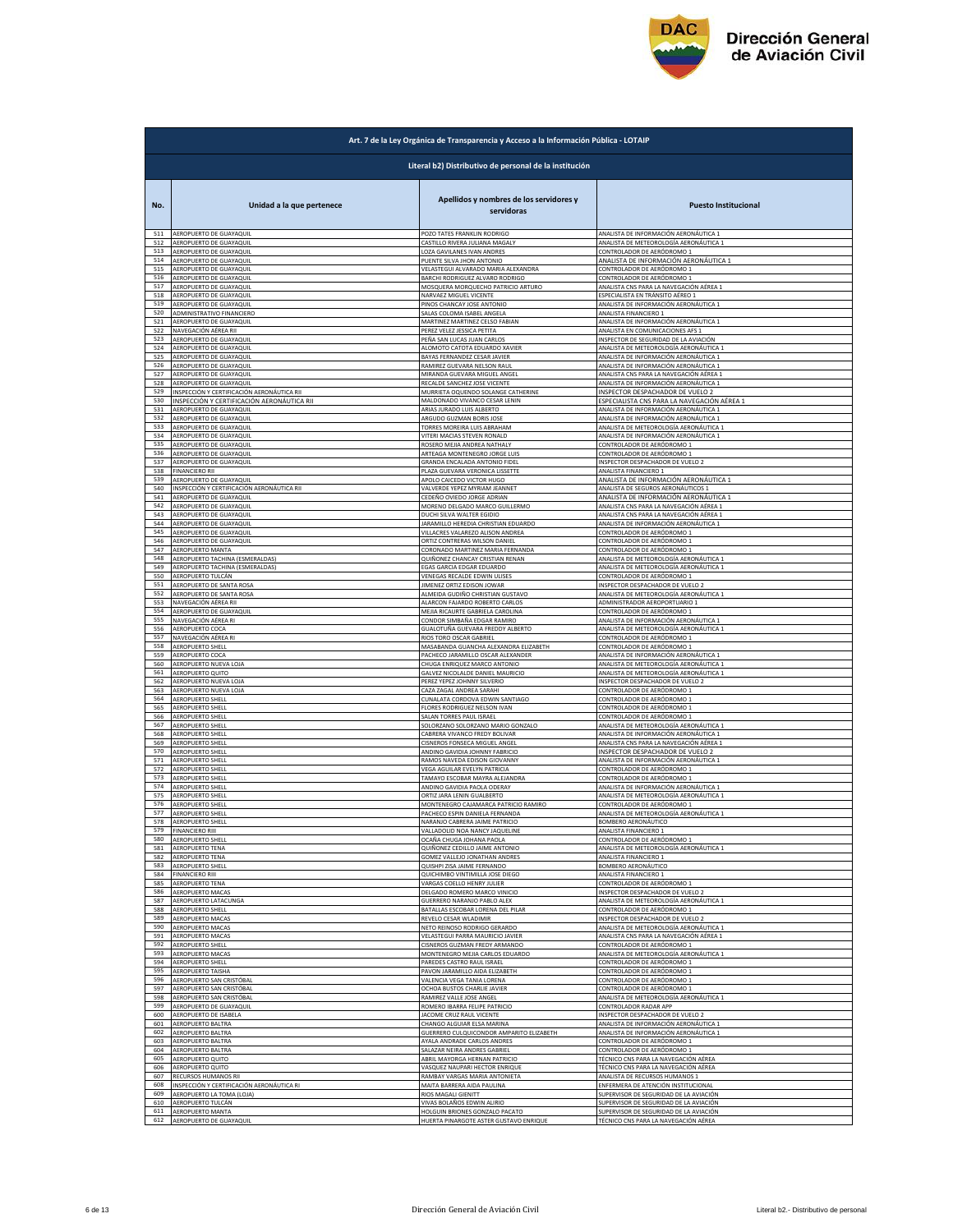| Art. 7 de la Ley Orgánica de Transparencia y Acceso a la Información Pública - LOTAIP | | | |
|---|---|---|---|
| Literal b2) Distributivo de personal de la institución | | | |
| No. | Unidad a la que pertenece | Apellidos y nombres de los servidores y servidoras | Puesto Institucional |
| 511 | AEROPUERTO DE GUAYAQUIL | POZO TATES FRANKLIN RODRIGO | ANALISTA DE INFORMACIÓN AERONÁUTICA 1 |
| 512 | AEROPUERTO DE GUAYAQUIL | CASTILLO RIVERA JULIANA MAGALY | ANALISTA DE METEOROLOGÍA AERONÁUTICA 1 |
| 513 | AEROPUERTO DE GUAYAQUIL | LOZA GAVILANES IVAN ANDRES | CONTROLADOR DE AERÓDROMO 1 |
| 514 | AEROPUERTO DE GUAYAQUIL | PUENTE SILVA JHON ANTONIO | ANALISTA DE INFORMACIÓN AERONÁUTICA 1 |
| 515 | AEROPUERTO DE GUAYAQUIL | VELASTEGUI ALVARADO MARIA ALEXANDRA | CONTROLADOR DE AERÓDROMO 1 |
| 516 | AEROPUERTO DE GUAYAQUIL | BARCHI RODRIGUEZ ALVARO RODRIGO | CONTROLADOR DE AERÓDROMO 1 |
| 517 | AEROPUERTO DE GUAYAQUIL | MOSQUERA MORQUECHO PATRICIO ARTURO | ANALISTA CNS PARA LA NAVEGACIÓN AÉREA 1 |
| 518 | AEROPUERTO DE GUAYAQUIL | NARVAEZ MIGUEL VICENTE | ESPECIALISTA EN TRÁNSITO AÉREO 1 |
| 519 | AEROPUERTO DE GUAYAQUIL | PINOS CHANCAY JOSE ANTONIO | ANALISTA DE INFORMACIÓN AERONÁUTICA 1 |
| 520 | ADMINISTRATIVO FINANCIERO | SALAS COLOMA ISABEL ANGELA | ANALISTA FINANCIERO 1 |
| 521 | AEROPUERTO DE GUAYAQUIL | MARTINEZ MARTINEZ CELSO FABIAN | ANALISTA DE INFORMACIÓN AERONÁUTICA 1 |
| 522 | NAVEGACIÓN AÉREA RII | PEREZ VELEZ JESSICA PETITA | ANALISTA EN COMUNICACIONES AFS 1 |
| 523 | AEROPUERTO DE GUAYAQUIL | PEÑA SAN LUCAS JUAN CARLOS | INSPECTOR DE SEGURIDAD DE LA AVIACIÓN |
| 524 | AEROPUERTO DE GUAYAQUIL | ALOMOTO CATOTA EDUARDO XAVIER | ANALISTA DE METEOROLOGÍA AERONÁUTICA 1 |
| 525 | AEROPUERTO DE GUAYAQUIL | BAYAS FERNANDEZ CESAR JAVIER | ANALISTA DE INFORMACIÓN AERONÁUTICA 1 |
| 526 | AEROPUERTO DE GUAYAQUIL | RAMIREZ GUEVARA NELSON RAUL | ANALISTA DE INFORMACIÓN AERONÁUTICA 1 |
| 527 | AEROPUERTO DE GUAYAQUIL | MIRANDA GUEVARA MIGUEL ANGEL | ANALISTA CNS PARA LA NAVEGACIÓN AÉREA 1 |
| 528 | AEROPUERTO DE GUAYAQUIL | RECALDE SANCHEZ JOSE VICENTE | ANALISTA DE INFORMACIÓN AERONÁUTICA 1 |
| 529 | INSPECCIÓN Y CERTIFICACIÓN AERONÁUTICA RII | MURRIETA OQUENDO SOLANGE CATHERINE | INSPECTOR DESPACHADOR DE VUELO 2 |
| 530 | INSPECCIÓN Y CERTIFICACIÓN AERONÁUTICA RII | MALDONADO VIVANCO CESAR LENIN | ESPECIALISTA CNS PARA LA NAVEGACIÓN AÉREA 1 |
| 531 | AEROPUERTO DE GUAYAQUIL | ARIAS JURADO LUIS ALBERTO | ANALISTA DE INFORMACIÓN AERONÁUTICA 1 |
| 532 | AEROPUERTO DE GUAYAQUIL | ARGUDO GUZMAN BORIS JOSE | ANALISTA DE INFORMACIÓN AERONÁUTICA 1 |
| 533 | AEROPUERTO DE GUAYAQUIL | TORRES MOREIRA LUIS ABRAHAM | ANALISTA DE METEOROLOGÍA AERONÁUTICA 1 |
| 534 | AEROPUERTO DE GUAYAQUIL | VITERI MACIAS STEVEN RONALD | ANALISTA DE INFORMACIÓN AERONÁUTICA 1 |
| 535 | AEROPUERTO DE GUAYAQUIL | ROSERO MEJIA ANDREA NATHALY | CONTROLADOR DE AERÓDROMO 1 |
| 536 | AEROPUERTO DE GUAYAQUIL | ARTEAGA MONTENEGRO JORGE LUIS | CONTROLADOR DE AERÓDROMO 1 |
| 537 | AEROPUERTO DE GUAYAQUIL | GRANDA ENCALADA ANTONIO FIDEL | INSPECTOR DESPACHADOR DE VUELO 2 |
| 538 | FINANCIERO RII | PLAZA GUEVARA VERONICA LISSETTE | ANALISTA FINANCIERO 1 |
| 539 | AEROPUERTO DE GUAYAQUIL | APOLO CAICEDO VICTOR HUGO | ANALISTA DE INFORMACIÓN AERONÁUTICA 1 |
| 540 | INSPECCIÓN Y CERTIFICACIÓN AERONÁUTICA RII | VALVERDE YEPEZ MYRIAM JEANNET | ANALISTA DE SEGUROS AERONÁUTICOS 1 |
| 541 | AEROPUERTO DE GUAYAQUIL | CEDEÑO OVIEDO JORGE ADRIAN | ANALISTA DE INFORMACIÓN AERONÁUTICA 1 |
| 542 | AEROPUERTO DE GUAYAQUIL | MORENO DELGADO MARCO GUILLERMO | ANALISTA CNS PARA LA NAVEGACIÓN AÉREA 1 |
| 543 | AEROPUERTO DE GUAYAQUIL | DUCHI SILVA WALTER EGIDIO | ANALISTA CNS PARA LA NAVEGACIÓN AÉREA 1 |
| 544 | AEROPUERTO DE GUAYAQUIL | JARAMILLO HEREDIA CHRISTIAN EDUARDO | ANALISTA DE INFORMACIÓN AERONÁUTICA 1 |
| 545 | AEROPUERTO DE GUAYAQUIL | VILLACRES VALAREZO ALISON ANDREA | CONTROLADOR DE AERÓDROMO 1 |
| 546 | AEROPUERTO DE GUAYAQUIL | ORTIZ CONTRERAS WILSON DANIEL | CONTROLADOR DE AERÓDROMO 1 |
| 547 | AEROPUERTO MANTA | CORONADO MARTINEZ MARIA FERNANDA | CONTROLADOR DE AERÓDROMO 1 |
| 548 | AEROPUERTO TACHINA (ESMERALDAS) | QUIÑONEZ CHANCAY CRISTIAN RENAN | ANALISTA DE METEOROLOGÍA AERONÁUTICA 1 |
| 549 | AEROPUERTO TACHINA (ESMERALDAS) | EGAS GARCIA EDGAR EDUARDO | ANALISTA DE METEOROLOGÍA AERONÁUTICA 1 |
| 550 | AEROPUERTO TULCÁN | VENEGAS RECALDE EDWIN ULISES | CONTROLADOR DE AERÓDROMO 1 |
| 551 | AEROPUERTO DE SANTA ROSA | JIMENEZ ORTIZ EDISON JOWAR | INSPECTOR DESPACHADOR DE VUELO 2 |
| 552 | AEROPUERTO DE SANTA ROSA | ALMEIDA GUDIÑO CHRISTIAN GUSTAVO | ANALISTA DE METEOROLOGÍA AERONÁUTICA 1 |
| 553 | NAVEGACIÓN AÉREA RII | ALARCON FAJARDO ROBERTO CARLOS | ADMINISTRADOR AEROPORTUARIO 1 |
| 554 | AEROPUERTO DE GUAYAQUIL | MEJIA RICAURTE GABRIELA CAROLINA | CONTROLADOR DE AERÓDROMO 1 |
| 555 | NAVEGACIÓN AÉREA RI | CONDOR SIMBAÑA EDGAR RAMIRO | ANALISTA DE INFORMACIÓN AERONÁUTICA 1 |
| 556 | AEROPUERTO COCA | GUALOTUÑA GUEVARA FREDDY ALBERTO | ANALISTA DE METEOROLOGÍA AERONÁUTICA 1 |
| 557 | NAVEGACIÓN AÉREA RI | RIOS TORO OSCAR GABRIEL | CONTROLADOR DE AERÓDROMO 1 |
| 558 | AEROPUERTO SHELL | MASABANDA GUANCHA ALEXANDRA ELIZABETH | CONTROLADOR DE AERÓDROMO 1 |
| 559 | AEROPUERTO COCA | PACHECO JARAMILLO OSCAR ALEXANDER | ANALISTA DE INFORMACIÓN AERONÁUTICA 1 |
| 560 | AEROPUERTO NUEVA LOJA | CHUGA ENRIQUEZ MARCO ANTONIO | ANALISTA DE METEOROLOGÍA AERONÁUTICA 1 |
| 561 | AEROPUERTO QUITO | GALVEZ NICOLALDE DANIEL MAURICIO | ANALISTA DE METEOROLOGÍA AERONÁUTICA 1 |
| 562 | AEROPUERTO NUEVA LOJA | PEREZ YEPEZ JOHNNY SILVERIO | INSPECTOR DESPACHADOR DE VUELO 2 |
| 563 | AEROPUERTO NUEVA LOJA | CAZA ZAGAL ANDREA SARAHI | CONTROLADOR DE AERÓDROMO 1 |
| 564 | AEROPUERTO SHELL | CUNALATA CORDOVA EDWIN SANTIAGO | CONTROLADOR DE AERÓDROMO 1 |
| 565 | AEROPUERTO SHELL | FLORES RODRIGUEZ NELSON IVAN | CONTROLADOR DE AERÓDROMO 1 |
| 566 | AEROPUERTO SHELL | SALAN TORRES PAUL ISRAEL | CONTROLADOR DE AERÓDROMO 1 |
| 567 | AEROPUERTO SHELL | SOLORZANO SOLORZANO MARIO GONZALO | ANALISTA DE METEOROLOGÍA AERONÁUTICA 1 |
| 568 | AEROPUERTO SHELL | CABRERA VIVANCO FREDY BOLIVAR | ANALISTA DE INFORMACIÓN AERONÁUTICA 1 |
| 569 | AEROPUERTO SHELL | CISNEROS FONSECA MIGUEL ANGEL | ANALISTA CNS PARA LA NAVEGACIÓN AÉREA 1 |
| 570 | AEROPUERTO SHELL | ANDINO GAVIDIA JOHNNY FABRICIO | INSPECTOR DESPACHADOR DE VUELO 2 |
| 571 | AEROPUERTO SHELL | RAMOS NAVEDA EDISON GIOVANNY | ANALISTA DE INFORMACIÓN AERONÁUTICA 1 |
| 572 | AEROPUERTO SHELL | VEGA AGUILAR EVELYN PATRICIA | CONTROLADOR DE AERÓDROMO 1 |
| 573 | AEROPUERTO SHELL | TAMAYO ESCOBAR MAYRA ALEJANDRA | CONTROLADOR DE AERÓDROMO 1 |
| 574 | AEROPUERTO SHELL | ANDINO GAVIDIA PAOLA ODERAY | ANALISTA DE INFORMACIÓN AERONÁUTICA 1 |
| 575 | AEROPUERTO SHELL | ORTIZ JARA LENIN GUALBERTO | ANALISTA DE METEOROLOGÍA AERONÁUTICA 1 |
| 576 | AEROPUERTO SHELL | MONTENEGRO CAJAMARCA PATRICIO RAMIRO | CONTROLADOR DE AERÓDROMO 1 |
| 577 | AEROPUERTO SHELL | PACHECO ESPIN DANIELA FERNANDA | ANALISTA DE METEOROLOGÍA AERONÁUTICA 1 |
| 578 | AEROPUERTO SHELL | NARANJO CABRERA JAIME PATRICIO | BOMBERO AERONÁUTICO |
| 579 | FINANCIERO RIII | VALLADOLID NOA NANCY JAQUELINE | ANALISTA FINANCIERO 1 |
| 580 | AEROPUERTO SHELL | OCAÑA CHUGA JOHANA PAOLA | CONTROLADOR DE AERÓDROMO 1 |
| 581 | AEROPUERTO TENA | QUIÑONEZ CEDILLO JAIME ANTONIO | ANALISTA DE METEOROLOGÍA AERONÁUTICA 1 |
| 582 | AEROPUERTO TENA | GOMEZ VALLEJO JONATHAN ANDRES | ANALISTA FINANCIERO 1 |
| 583 | AEROPUERTO SHELL | QUISHPI ZISA JAIME FERNANDO | BOMBERO AERONÁUTICO |
| 584 | FINANCIERO RIII | QUICHIMBO VINTIMILLA JOSE DIEGO | ANALISTA FINANCIERO 1 |
| 585 | AEROPUERTO TENA | VARGAS COELLO HENRY JULIER | CONTROLADOR DE AERÓDROMO 1 |
| 586 | AEROPUERTO MACAS | DELGADO ROMERO MARCO VINICIO | INSPECTOR DESPACHADOR DE VUELO 2 |
| 587 | AEROPUERTO LATACUNGA | GUERRERO NARANJO PABLO ALEX | ANALISTA DE METEOROLOGÍA AERONÁUTICA 1 |
| 588 | AEROPUERTO SHELL | BATALLAS ESCOBAR LORENA DEL PILAR | CONTROLADOR DE AERÓDROMO 1 |
| 589 | AEROPUERTO MACAS | REVELO CESAR WLADIMIR | INSPECTOR DESPACHADOR DE VUELO 2 |
| 590 | AEROPUERTO MACAS | NETO REINOSO RODRIGO GERARDO | ANALISTA DE METEOROLOGÍA AERONÁUTICA 1 |
| 591 | AEROPUERTO MACAS | VELASTEGUI PARRA MAURICIO JAVIER | ANALISTA CNS PARA LA NAVEGACIÓN AÉREA 1 |
| 592 | AEROPUERTO SHELL | CISNEROS GUZMAN FREDY ARMANDO | CONTROLADOR DE AERÓDROMO 1 |
| 593 | AEROPUERTO MACAS | MONTENEGRO MEJIA CARLOS EDUARDO | ANALISTA DE METEOROLOGÍA AERONÁUTICA 1 |
| 594 | AEROPUERTO SHELL | PAREDES CASTRO RAUL ISRAEL | CONTROLADOR DE AERÓDROMO 1 |
| 595 | AEROPUERTO TAISHA | PAVON JARAMILLO AIDA ELIZABETH | CONTROLADOR DE AERÓDROMO 1 |
| 596 | AEROPUERTO SAN CRISTÓBAL | VALENCIA VEGA TANIA LORENA | CONTROLADOR DE AERÓDROMO 1 |
| 597 | AEROPUERTO SAN CRISTÓBAL | OCHOA BUSTOS CHARLIE JAVIER | CONTROLADOR DE AERÓDROMO 1 |
| 598 | AEROPUERTO SAN CRISTÓBAL | RAMIREZ VALLE JOSE ANGEL | ANALISTA DE METEOROLOGÍA AERONÁUTICA 1 |
| 599 | AEROPUERTO DE GUAYAQUIL | ROMERO IBARRA FELIPE PATRICIO | CONTROLADOR RADAR APP |
| 600 | AEROPUERTO DE ISABELA | JACOME CRUZ RAUL VICENTE | INSPECTOR DESPACHADOR DE VUELO 2 |
| 601 | AEROPUERTO BALTRA | CHANGO ALGUIAR ELSA MARINA | ANALISTA DE INFORMACIÓN AERONÁUTICA 1 |
| 602 | AEROPUERTO BALTRA | GUERRERO CULQUICONDOR AMPARITO ELIZABETH | ANALISTA DE INFORMACIÓN AERONÁUTICA 1 |
| 603 | AEROPUERTO BALTRA | AYALA ANDRADE CARLOS ANDRES | CONTROLADOR DE AERÓDROMO 1 |
| 604 | AEROPUERTO BALTRA | SALAZAR NEIRA ANDRES GABRIEL | CONTROLADOR DE AERÓDROMO 1 |
| 605 | AEROPUERTO QUITO | ABRIL MAYORGA HERNAN PATRICIO | TÉCNICO CNS PARA LA NAVEGACIÓN AÉREA |
| 606 | AEROPUERTO QUITO | VASQUEZ NAUPARI HECTOR ENRIQUE | TÉCNICO CNS PARA LA NAVEGACIÓN AÉREA |
| 607 | RECURSOS HUMANOS RII | RAMBAY VARGAS MARIA ANTONIETA | ANALISTA DE RECURSOS HUMANOS 1 |
| 608 | INSPECCIÓN Y CERTIFICACIÓN AERONÁUTICA RI | MAITA BARRERA AIDA PAULINA | ENFERMERA DE ATENCIÓN INSTITUCIONAL |
| 609 | AEROPUERTO LA TOMA (LOJA) | RIOS MAGALI GIENITT | SUPERVISOR DE SEGURIDAD DE LA AVIACIÓN |
| 610 | AEROPUERTO TULCÁN | VIVAS BOLAÑOS EDWIN ALIRIO | SUPERVISOR DE SEGURIDAD DE LA AVIACIÓN |
| 611 | AEROPUERTO MANTA | HOLGUIN BRIONES GONZALO PACATO | SUPERVISOR DE SEGURIDAD DE LA AVIACIÓN |
| 612 | AEROPUERTO DE GUAYAQUIL | HUERTA PINARGOTE ASTER GUSTAVO ENRIQUE | TÉCNICO CNS PARA LA NAVEGACIÓN AÉREA |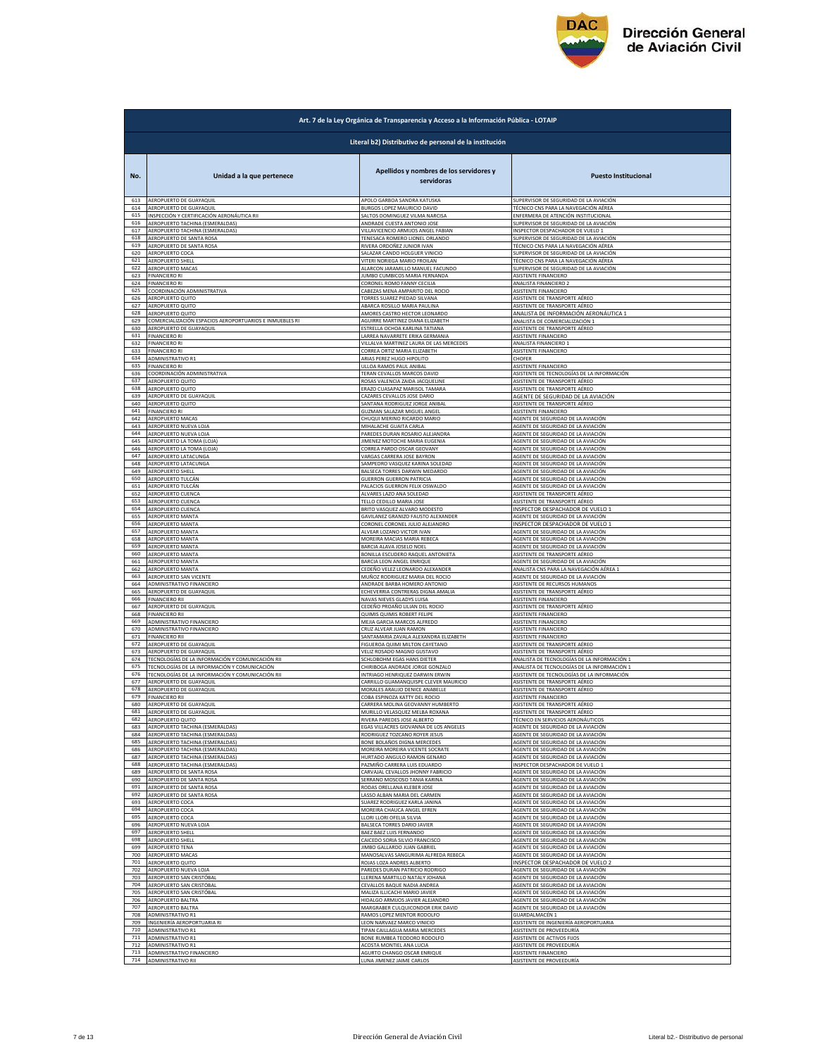| Art. 7 de la Ley Orgánica de Transparencia y Acceso a la Información Pública - LOTAIP | | | |
|---|---|---|---|
| Literal b2) Distributivo de personal de la institución | | | |
| No. | Unidad a la que pertenece | Apellidos y nombres de los servidores y servidoras | Puesto Institucional |
| 613 | AEROPUERTO DE GUAYAQUIL | APOLO GARBOA SANDRA KATUSKA | SUPERVISOR DE SEGURIDAD DE LA AVIACIÓN |
| 614 | AEROPUERTO DE GUAYAQUIL | BURGOS LOPEZ MAURICIO DAVID | TÉCNICO CNS PARA LA NAVEGACIÓN AÉREA |
| 615 | INSPECCIÓN Y CERTIFICACIÓN AERONÁUTICA RII | SALTOS DOMINGUEZ VILMA NARCISA | ENFERMERA DE ATENCIÓN INSTITUCIONAL |
| 616 | AEROPUERTO TACHINA (ESMERALDAS) | ANDRADE CUESTA ANTONIO JOSE | SUPERVISOR DE SEGURIDAD DE LA AVIACIÓN |
| 617 | AEROPUERTO TACHINA (ESMERALDAS) | VILLAVICENCIO ARMIJOS ANGEL FABIAN | INSPECTOR DESPACHADOR DE VUELO 1 |
| 618 | AEROPUERTO DE SANTA ROSA | TENESACA ROMERO LIONEL ORLANDO | SUPERVISOR DE SEGURIDAD DE LA AVIACIÓN |
| 619 | AEROPUERTO DE SANTA ROSA | RIVERA ORDOÑEZ JUNIOR IVAN | TÉCNICO CNS PARA LA NAVEGACIÓN AÉREA |
| 620 | AEROPUERTO COCA | SALAZAR CANDO HOLGUER VINICIO | SUPERVISOR DE SEGURIDAD DE LA AVIACIÓN |
| 621 | AEROPUERTO SHELL | VITERI NORIEGA MARIO FROILAN | TÉCNICO CNS PARA LA NAVEGACIÓN AÉREA |
| 622 | AEROPUERTO MACAS | ALARCON JARAMILLO MANUEL FACUNDO | SUPERVISOR DE SEGURIDAD DE LA AVIACIÓN |
| 623 | FINANCIERO RI | JUMBO CUMBICOS MARIA FERNANDA | ASISTENTE FINANCIERO |
| 624 | FINANCIERO RI | CORONEL ROMO FANNY CECILIA | ANALISTA FINANCIERO 2 |
| 625 | COORDINACIÓN ADMINISTRATIVA | CABEZAS MENA AMPARITO DEL ROCIO | ASISTENTE FINANCIERO |
| 626 | AEROPUERTO QUITO | TORRES SUAREZ PIEDAD SILVANA | ASISTENTE DE TRANSPORTE AÉREO |
| 627 | AEROPUERTO QUITO | ABARCA ROSILLO MARIA PAULINA | ASISTENTE DE TRANSPORTE AÉREO |
| 628 | AEROPUERTO QUITO | AMORES CASTRO HECTOR LEONARDO | ANALISTA DE INFORMACIÓN AERONÁUTICA 1 |
| 629 | COMERCIALIZACIÓN ESPACIOS AEROPORTUARIOS E INMUEBLES RI | AGUIRRE MARTINEZ DIANA ELIZABETH | ANALISTA DE COMERCIALIZACIÓN 1 |
| 630 | AEROPUERTO DE GUAYAQUIL | ESTRELLA OCHOA KARLINA TATIANA | ASISTENTE DE TRANSPORTE AÉREO |
| 631 | FINANCIERO RI | LARREA NAVARRETE ERIKA GERMANIA | ASISTENTE FINANCIERO |
| 632 | FINANCIERO RI | VILLALVA MARTINEZ LAURA DE LAS MERCEDES | ANALISTA FINANCIERO 1 |
| 633 | FINANCIERO RI | CORREA ORTIZ MARIA ELIZABETH | ASISTENTE FINANCIERO |
| 634 | ADMINISTRATIVO R1 | ARIAS PEREZ HUGO HIPOLITO | CHOFER |
| 635 | FINANCIERO RI | ULLOA RAMOS PAUL ANIBAL | ASISTENTE FINANCIERO |
| 636 | COORDINACIÓN ADMINISTRATIVA | TERAN CEVALLOS MARCOS DAVID | ASISTENTE DE TECNOLOGÍAS DE LA INFORMACIÓN |
| 637 | AEROPUERTO QUITO | ROSAS VALENCIA ZAIDA JACQUELINE | ASISTENTE DE TRANSPORTE AÉREO |
| 638 | AEROPUERTO QUITO | ERAZO CUASAPAZ MARISOL TAMARA | ASISTENTE DE TRANSPORTE AÉREO |
| 639 | AEROPUERTO DE GUAYAQUIL | CAZARES CEVALLOS JOSE DARIO | AGENTE DE SEGURIDAD DE LA AVIACIÓN |
| 640 | AEROPUERTO QUITO | SANTANA RODRIGUEZ JORGE ANIBAL | ASISTENTE DE TRANSPORTE AÉREO |
| 641 | FINANCIERO RI | GUZMAN SALAZAR MIGUEL ANGEL | ASISTENTE FINANCIERO |
| 642 | AEROPUERTO MACAS | CHUQUI MERINO RICARDO MARIO | AGENTE DE SEGURIDAD DE LA AVIACIÓN |
| 643 | AEROPUERTO NUEVA LOJA | MIHALACHE GUAITA CARLA | AGENTE DE SEGURIDAD DE LA AVIACIÓN |
| 644 | AEROPUERTO NUEVA LOJA | PAREDES DURAN ROSARIO ALEJANDRA | AGENTE DE SEGURIDAD DE LA AVIACIÓN |
| 645 | AEROPUERTO LA TOMA (LOJA) | JIMENEZ MOTOCHE MARIA EUGENIA | AGENTE DE SEGURIDAD DE LA AVIACIÓN |
| 646 | AEROPUERTO LA TOMA (LOJA) | CORREA PARDO OSCAR GEOVANY | AGENTE DE SEGURIDAD DE LA AVIACIÓN |
| 647 | AEROPUERTO LATACUNGA | VARGAS CARRERA JOSE BAYRON | AGENTE DE SEGURIDAD DE LA AVIACIÓN |
| 648 | AEROPUERTO LATACUNGA | SAMPEDRO VASQUEZ KARINA SOLEDAD | AGENTE DE SEGURIDAD DE LA AVIACIÓN |
| 649 | AEROPUERTO SHELL | BALSECA TORRES DARWIN MEDARDO | AGENTE DE SEGURIDAD DE LA AVIACIÓN |
| 650 | AEROPUERTO TULCÁN | GUERRON GUERRON PATRICIA | AGENTE DE SEGURIDAD DE LA AVIACIÓN |
| 651 | AEROPUERTO TULCÁN | PALACIOS GUERRON FELIX OSWALDO | AGENTE DE SEGURIDAD DE LA AVIACIÓN |
| 652 | AEROPUERTO CUENCA | ALVARES LAZO ANA SOLEDAD | ASISTENTE DE TRANSPORTE AÉREO |
| 653 | AEROPUERTO CUENCA | TELLO CEDILLO MARIA JOSE | ASISTENTE DE TRANSPORTE AÉREO |
| 654 | AEROPUERTO CUENCA | BRITO VASQUEZ ALVARO MODESTO | INSPECTOR DESPACHADOR DE VUELO 1 |
| 655 | AEROPUERTO MANTA | GAVILANEZ GRANIZO FAUSTO ALEXANDER | AGENTE DE SEGURIDAD DE LA AVIACIÓN |
| 656 | AEROPUERTO MANTA | CORONEL CORONEL JULIO ALEJANDRO | INSPECTOR DESPACHADOR DE VUELO 1 |
| 657 | AEROPUERTO MANTA | ALVEAR LOZANO VICTOR IVAN | AGENTE DE SEGURIDAD DE LA AVIACIÓN |
| 658 | AEROPUERTO MANTA | MOREIRA MACIAS MARIA REBECA | AGENTE DE SEGURIDAD DE LA AVIACIÓN |
| 659 | AEROPUERTO MANTA | BARCIA ALAVA JOSELO NOEL | AGENTE DE SEGURIDAD DE LA AVIACIÓN |
| 660 | AEROPUERTO MANTA | BONILLA ESCUDERO RAQUEL ANTONIETA | ASISTENTE DE TRANSPORTE AÉREO |
| 661 | AEROPUERTO MANTA | BARCIA LEON ANGEL ENRIQUE | AGENTE DE SEGURIDAD DE LA AVIACIÓN |
| 662 | AEROPUERTO MANTA | CEDEÑO VELEZ LEONARDO ALEXANDER | ANALISTA CNS PARA LA NAVEGACIÓN AÉREA 1 |
| 663 | AEROPUERTO SAN VICENTE | MUÑOZ RODRIGUEZ MARIA DEL ROCIO | AGENTE DE SEGURIDAD DE LA AVIACIÓN |
| 664 | ADMINISTRATIVO FINANCIERO | ANDRADE BARBA HOMERO ANTONIO | ASISTENTE DE RECURSOS HUMANOS |
| 665 | AEROPUERTO DE GUAYAQUIL | ECHEVERRIA CONTRERAS DIGNA AMALIA | ASISTENTE DE TRANSPORTE AÉREO |
| 666 | FINANCIERO RII | NAVAS NIEVES GLADYS LUISA | ASISTENTE FINANCIERO |
| 667 | AEROPUERTO DE GUAYAQUIL | CEDEÑO PROAÑO LILIAN DEL ROCIO | ASISTENTE DE TRANSPORTE AÉREO |
| 668 | FINANCIERO RII | QUIMIS QUIMIS ROBERT FELIPE | ASISTENTE FINANCIERO |
| 669 | ADMINISTRATIVO FINANCIERO | MEJIA GARCIA MARCOS ALFREDO | ASISTENTE FINANCIERO |
| 670 | ADMINISTRATIVO FINANCIERO | CRUZ ALVEAR JUAN RAMON | ASISTENTE FINANCIERO |
| 671 | FINANCIERO RII | SANTAMARIA ZAVALA ALEXANDRA ELIZABETH | ASISTENTE FINANCIERO |
| 672 | AEROPUERTO DE GUAYAQUIL | FIGUEROA QUIMI MILTON CAYETANO | ASISTENTE DE TRANSPORTE AÉREO |
| 673 | AEROPUERTO DE GUAYAQUIL | VELIZ ROSADO MAGNO GUSTAVO | ASISTENTE DE TRANSPORTE AÉREO |
| 674 | TECNOLOGÍAS DE LA INFORMACIÓN Y COMUNICACIÓN RII | SCHLOBOHM EGAS HANS DIETER | ANALISTA DE TECNOLOGÍAS DE LA INFORMACIÓN 1 |
| 675 | TECNOLOGÍAS DE LA INFORMACIÓN Y COMUNICACIÓN | CHIRIBOGA ANDRADE JORGE GONZALO | ANALISTA DE TECNOLOGÍAS DE LA INFORMACIÓN 1 |
| 676 | TECNOLOGÍAS DE LA INFORMACIÓN Y COMUNICACIÓN RII | INTRIAGO HENRIQUEZ DARWIN ERWIN | ASISTENTE DE TECNOLOGÍAS DE LA INFORMACIÓN |
| 677 | AEROPUERTO DE GUAYAQUIL | CARRILLO GUAMANQUISPE CLEVER MAURICIO | ASISTENTE DE TRANSPORTE AÉREO |
| 678 | AEROPUERTO DE GUAYAQUIL | MORALES ARAUJO DENICE ANABELLE | ASISTENTE DE TRANSPORTE AÉREO |
| 679 | FINANCIERO RII | COBA ESPINOZA KATTY DEL ROCIO | ASISTENTE FINANCIERO |
| 680 | AEROPUERTO DE GUAYAQUIL | CARRERA MOLINA GEOVANNY HUMBERTO | ASISTENTE DE TRANSPORTE AÉREO |
| 681 | AEROPUERTO DE GUAYAQUIL | MURILLO VELASQUEZ MELBA ROXANA | ASISTENTE DE TRANSPORTE AÉREO |
| 682 | AEROPUERTO QUITO | RIVERA PAREDES JOSE ALBERTO | TÉCNICO EN SERVICIOS AERONÁUTICOS |
| 683 | AEROPUERTO TACHINA (ESMERALDAS) | EGAS VILLACRES GIOVANNA DE LOS ANGELES | AGENTE DE SEGURIDAD DE LA AVIACIÓN |
| 684 | AEROPUERTO TACHINA (ESMERALDAS) | RODRIGUEZ TOZCANO ROYER JESUS | AGENTE DE SEGURIDAD DE LA AVIACIÓN |
| 685 | AEROPUERTO TACHINA (ESMERALDAS) | BONE BOLAÑOS DIGNA MERCEDES | AGENTE DE SEGURIDAD DE LA AVIACIÓN |
| 686 | AEROPUERTO TACHINA (ESMERALDAS) | MOREIRA MOREIRA VICENTE SOCRATE | AGENTE DE SEGURIDAD DE LA AVIACIÓN |
| 687 | AEROPUERTO TACHINA (ESMERALDAS) | HURTADO ANGULO RAMON GENARO | AGENTE DE SEGURIDAD DE LA AVIACIÓN |
| 688 | AEROPUERTO TACHINA (ESMERALDAS) | PAZMIÑO CARRERA LUIS EDUARDO | INSPECTOR DESPACHADOR DE VUELO 1 |
| 689 | AEROPUERTO DE SANTA ROSA | CARVAJAL CEVALLOS JHONNY FABRICIO | AGENTE DE SEGURIDAD DE LA AVIACIÓN |
| 690 | AEROPUERTO DE SANTA ROSA | SERRANO MOSCOSO TANIA KARINA | AGENTE DE SEGURIDAD DE LA AVIACIÓN |
| 691 | AEROPUERTO DE SANTA ROSA | RODAS ORELLANA KLEBER JOSE | AGENTE DE SEGURIDAD DE LA AVIACIÓN |
| 692 | AEROPUERTO DE SANTA ROSA | LASSO ALBAN MARIA DEL CARMEN | AGENTE DE SEGURIDAD DE LA AVIACIÓN |
| 693 | AEROPUERTO COCA | SUAREZ RODRIGUEZ KARLA JANINA | AGENTE DE SEGURIDAD DE LA AVIACIÓN |
| 694 | AEROPUERTO COCA | MOREIRA CHAUCA ANGEL EFREN | AGENTE DE SEGURIDAD DE LA AVIACIÓN |
| 695 | AEROPUERTO COCA | LLORI LLORI OFELIA SILVIA | AGENTE DE SEGURIDAD DE LA AVIACIÓN |
| 696 | AEROPUERTO NUEVA LOJA | BALSECA TORRES DARIO JAVIER | AGENTE DE SEGURIDAD DE LA AVIACIÓN |
| 697 | AEROPUERTO SHELL | BAEZ BAEZ LUIS FERNANDO | AGENTE DE SEGURIDAD DE LA AVIACIÓN |
| 698 | AEROPUERTO SHELL | CAICEDO SORIA SILVIO FRANCISCO | AGENTE DE SEGURIDAD DE LA AVIACIÓN |
| 699 | AEROPUERTO TENA | JIMBO GALLARDO JUAN GABRIEL | AGENTE DE SEGURIDAD DE LA AVIACIÓN |
| 700 | AEROPUERTO MACAS | MANOSALVAS SANGURIMA ALFREDA REBECA | AGENTE DE SEGURIDAD DE LA AVIACIÓN |
| 701 | AEROPUERTO QUITO | ROJAS LOZA ANDRES ALBERTO | INSPECTOR DESPACHADOR DE VUELO 2 |
| 702 | AEROPUERTO NUEVA LOJA | PAREDES DURAN PATRICIO RODRIGO | AGENTE DE SEGURIDAD DE LA AVIACIÓN |
| 703 | AEROPUERTO SAN CRISTÓBAL | LLERENA MARTILLO NATALY JOHANA | AGENTE DE SEGURIDAD DE LA AVIACIÓN |
| 704 | AEROPUERTO SAN CRISTÓBAL | CEVALLOS BAQUE NADIA ANDREA | AGENTE DE SEGURIDAD DE LA AVIACIÓN |
| 705 | AEROPUERTO SAN CRISTÓBAL | MALIZA ILLICACHI MARIO JAVIER | AGENTE DE SEGURIDAD DE LA AVIACIÓN |
| 706 | AEROPUERTO BALTRA | HIDALGO ARMIJOS JAVIER ALEJANDRO | AGENTE DE SEGURIDAD DE LA AVIACIÓN |
| 707 | AEROPUERTO BALTRA | MARGRABER CULQUICONDOR ERIK DAVID | AGENTE DE SEGURIDAD DE LA AVIACIÓN |
| 708 | ADMINISTRATIVO R1 | RAMOS LOPEZ MENTOR RODOLFO | GUARDALMACÉN 1 |
| 709 | INGENIERÍA AEROPORTUARIA RI | LEON NARVAEZ MARCO VINICIO | ASISTENTE DE INGENIERÍA AEROPORTUARIA |
| 710 | ADMINISTRATIVO R1 | TIPAN CAILLAGUA MARIA MERCEDES | ASISTENTE DE PROVEEDURÍA |
| 711 | ADMINISTRATIVO R1 | BONE RUMBEA TEODORO RODOLFO | ASISTENTE DE ACTIVOS FIJOS |
| 712 | ADMINISTRATIVO R1 | ACOSTA MONTIEL ANA LUCIA | ASISTENTE DE PROVEEDURÍA |
| 713 | ADMINISTRATIVO FINANCIERO | AGURTO CHANGO OSCAR ENRIQUE | ASISTENTE FINANCIERO |
| 714 | ADMINISTRATIVO RII | LUNA JIMENEZ JAIME CARLOS | ASISTENTE DE PROVEEDURÍA |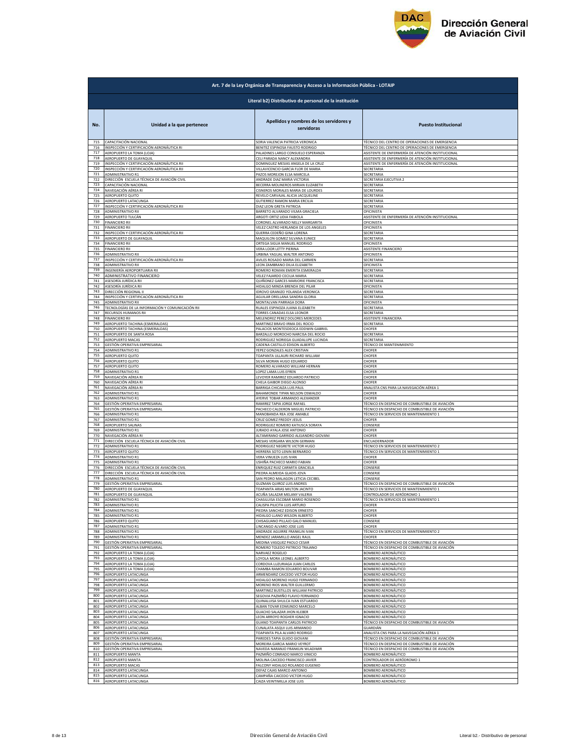| Art. 7 de la Ley Orgánica de Transparencia y Acceso a la Información Pública - LOTAIP | | | |
|---|---|---|---|
| Literal b2) Distributivo de personal de la institución | | | |
| No. | Unidad a la que pertenece | Apellidos y nombres de los servidores y servidoras | Puesto Institucional |
| 715 | CAPACITACIÓN NACIONAL | SORIA VALENCIA PATRICIA VERONICA | TÉCNICO DEL CENTRO DE OPERACIONES DE EMERGENCIA |
| 716 | INSPECCIÓN Y CERTIFICACIÓN AERONÁUTICA RI | BENITEZ ESPINOSA FAUSTO RODRIGO | TÉCNICO DEL CENTRO DE OPERACIONES DE EMERGENCIA |
| 717 | AEROPUERTO LA TOMA (LOJA) | PALADINES LARGO CONSUELO ESPERANZA | ASISTENTE DE ENFERMERÍA DE ATENCIÓN INSTITUCIONAL |
| 718 | AEROPUERTO DE GUAYAQUIL | CELI PARADA NANCY ALEXANDRA | ASISTENTE DE ENFERMERÍA DE ATENCIÓN INSTITUCIONAL |
| 719 | INSPECCIÓN Y CERTIFICACIÓN AERONÁUTICA RII | DOMINGUEZ MESIAS ANGELA DE LA CRUZ | ASISTENTE DE ENFERMERÍA DE ATENCIÓN INSTITUCIONAL |
| 720 | INSPECCIÓN Y CERTIFICACIÓN AERONÁUTICA RII | VILLAVICENCIO GARCIA FLOR DE MARIA | SECRETARIA |
| 721 | ADMINISTRATIVO R1 | PAZOS MOREJON ELSA MARCELA | SECRETARIA |
| 722 | DIRECCIÓN ESCUELA TÉCNICA DE AVIACIÓN CIVIL | ANDRADE DIAZ MARIA VICTORIA | SECRETARIA EJECUTIVA 2 |
| 723 | CAPACITACIÓN NACIONAL | BECERRA MOLINEROS MIRIAN ELIZABETH | SECRETARIA |
| 724 | NAVEGACIÓN AÉREA RI | CISNEROS MORALES MARIA DE LOURDES | SECRETARIA |
| 725 | AEROPUERTO QUITO | REVELO CARVAJAL ALICIA JACQUELINE | SECRETARIA |
| 726 | AEROPUERTO LATACUNGA | GUTIERREZ RAMON MARIA ERCILIA | SECRETARIA |
| 727 | INSPECCIÓN Y CERTIFICACIÓN AERONÁUTICA RII | DIAZ LEON GRETA PATRICIA | SECRETARIA |
| 728 | ADMINISTRATIVO RII | BARRETO ALVARADO VILMA GRACIELA | OFICINISTA |
| 729 | AEROPUERTO TULCÁN | ARGOTI ORTIZ LIDIA FABIOLA | ASISTENTE DE ENFERMERÍA DE ATENCIÓN INSTITUCIONAL |
| 730 | FINANCIERO RII | CORONEL ALVARADO NELLY MARGARITA | OFICINISTA |
| 731 | FINANCIERO RII | VELEZ CASTRO HERLANDA DE LOS ANGELES | OFICINISTA |
| 732 | INSPECCIÓN Y CERTIFICACIÓN AERONÁUTICA RII | GUERRA CEDEÑO GINA LORENA | SECRETARIA |
| 733 | AEROPUERTO DE GUAYAQUIL | MAQUILON GOMEZ SILVANA EUNICE | SECRETARIA |
| 734 | FINANCIERO RII | ORTEGA SIGUA MANUEL RODRIGO | OFICINISTA |
| 735 | FINANCIERO RII | VERA LOOR LETTY PIERINA | ASISTENTE FINANCIERO |
| 736 | ADMINISTRATIVO RII | URBINA YAGUAL WALTER ANTONIO | OFICINISTA |
| 737 | INSPECCIÓN Y CERTIFICACIÓN AERONÁUTICA RII | AVILES ROSADO MARIA DEL CARMEN | SECRETARIA |
| 738 | ADMINISTRATIVO RII | LEON ZAMBRANO DILIA ELIZABETH | OFICINISTA |
| 739 | INGENIERÍA AEROPORTUARIA RII | ROMERO ROMAN EMERITA ESMERALDA | SECRETARIA |
| 740 | ADMINISTRATIVO FINANCIERO | VELEZ FAJARDO CECILIA MARIA | SECRETARIA |
| 741 | ASESORÍA JURÍDICA RII | QUIÑONEZ GARCES MARJORIE FRANCISCA | SECRETARIA |
| 742 | ASESORÍA JURÍDICA RII | HIDALGO MINDA BRENDA DEL PILAR | OFICINISTA |
| 743 | DIRECCIÓN REGIONAL II | IDROVO GRANIZO YOLANDA VERONICA | SECRETARIA |
| 744 | INSPECCIÓN Y CERTIFICACIÓN AERONÁUTICA RII | AGUILAR ORELLANA SANDRA GLORIA | SECRETARIA |
| 745 | ADMINISTRATIVO RII | MONTALVAN PARRAGA DORA | OFICINISTA |
| 746 | TECNOLOGÍAS DE LA INFORMACIÓN Y COMUNICACIÓN RII | RUALES ESPINOZA JUANA ELIZABETH | SECRETARIA |
| 747 | RECURSOS HUMANOS RII | TORRES CANADAS ELSA LEONOR | SECRETARIA |
| 748 | FINANCIERO RII | MELENDREZ PEREZ DOLORES MERCEDES | ASISTENTE FINANCIERA |
| 749 | AEROPUERTO TACHINA (ESMERALDAS) | MARTINEZ BRAVO IRMA DEL ROCIO | SECRETARIA |
| 750 | AEROPUERTO TACHINA (ESMERALDAS) | PALACIOS MONTESDEOCA EDDWIN GABRIEL | CHOFER |
| 751 | AEROPUERTO DE SANTA ROSA | BARZALLO MOROCHO NARCISA DEL ROCIO | SECRETARIA |
| 752 | AEROPUERTO MACAS | RODRIGUEZ NORIEGA GUADALUPE LUCINDA | SECRETARIA |
| 753 | GESTIÓN OPERATIVA EMPRESARIAL | CADENA CASTILLO EDISON ALBERTO | TÉCNICO DE MANTENIMIENTO |
| 754 | ADMINISTRATIVO R1 | YEPEZ GONZALES ALEX CRISTIAN | CHOFER |
| 755 | AEROPUERTO QUITO | TOAPANTA ULLAURI RICHARD WILLIAM | CHOFER |
| 756 | AEROPUERTO QUITO | SILVA MORAN HUGO EDUARDO | CHOFER |
| 757 | AEROPUERTO QUITO | ROMERO ALVARADO WILLIAM HERNAN | CHOFER |
| 758 | ADMINISTRATIVO R1 | LOPEZ LAMA LUIS EFREN | CHOFER |
| 759 | NAVEGACIÓN AÉREA RI | LEVOYER RAMIREZ EDUARDO PATRICIO | CHOFER |
| 760 | NAVEGACIÓN AÉREA RI | CHELA GAIBOR DIEGO ALONSO | CHOFER |
| 761 | NAVEGACIÓN AÉREA RI | BARRIGA CHICAIZA LUIS PAUL | ANALISTA CNS PARA LA NAVEGACIÓN AÉREA 1 |
| 762 | ADMINISTRATIVO R1 | BAHAMONDE TIPAN NELSON OSWALDO | CHOFER |
| 763 | ADMINISTRATIVO R1 | AYERVE TOBAR ARMANDO ALEXANDER | CHOFER |
| 764 | GESTIÓN OPERATIVA EMPRESARIAL | RAMIREZ TAPIA JORGE RAFAEL | TÉCNICO EN DESPACHO DE COMBUSTIBLE DE AVIACIÓN |
| 765 | GESTIÓN OPERATIVA EMPRESARIAL | PACHECO CALDERON MIGUEL PATRICIO | TÉCNICO EN DESPACHO DE COMBUSTIBLE DE AVIACIÓN |
| 766 | ADMINISTRATIVO R1 | MANOBANDA REA JOSE AMABLE | TÉCNICO EN SERVICIOS DE MANTENIMIENTO 1 |
| 767 | ADMINISTRATIVO R1 | CRUZ GOMEZ FREDDY JESUS | CHOFER |
| 768 | AEROPUERTO SALINAS | RODRIGUEZ ROMERO KATIUSCA SORAYA | CONSERJE |
| 769 | ADMINISTRATIVO R1 | JURADO AYALA JOSE ANTONIO | CHOFER |
| 770 | NAVEGACIÓN AÉREA RI | ALTAMIRANO GARRIDO ALEJANDRO GIOVANI | CHOFER |
| 771 | DIRECCIÓN ESCUELA TÉCNICA DE AVIACIÓN CIVIL | MESIAS VERGARA WILSON GERMAN | ENCUADERNADOR |
| 772 | ADMINISTRATIVO R1 | RODRIGUEZ NEGRETE VICTOR HUGO | TÉCNICO EN SERVICIOS DE MANTENIMIENTO 2 |
| 773 | AEROPUERTO QUITO | HERRERA SOTO LENIN BERNARDO | TÉCNICO EN SERVICIOS DE MANTENIMIENTO 1 |
| 774 | ADMINISTRATIVO R1 | VERA VINUEZA LUIS IVAN | CHOFER |
| 775 | ADMINISTRATIVO R1 | USHIÑA PACHECO MARIO FABIAN | CHOFER |
| 776 | DIRECCIÓN ESCUELA TÉCNICA DE AVIACIÓN CIVIL | ENRIQUEZ RUIZ CARMITA GRACIELA | CONSERJE |
| 777 | DIRECCIÓN ESCUELA TÉCNICA DE AVIACIÓN CIVIL | PIEDRA ALMEIDA GLADIS JOVA | CONSERJE |
| 778 | ADMINISTRATIVO R1 | SAN PEDRO MALAGON LETICIA CECIBEL | CONSERJE |
| 779 | GESTIÓN OPERATIVA EMPRESARIAL | GUZMAN QUIROZ LUIS ANDRES | TÉCNICO EN DESPACHO DE COMBUSTIBLE DE AVIACIÓN |
| 780 | AEROPUERTO DE GUAYAQUIL | TOAPANTA ARIAS MILTON JACINTO | TÉCNICO EN SERVICIOS DE MANTENIMIENTO 1 |
| 781 | AEROPUERTO DE GUAYAQUIL | ACUÑA SALAZAR MELANY VALERIA | CONTROLADOR DE AERÓDROMO 1 |
| 782 | ADMINISTRATIVO R1 | CHASILUISA ESCOBAR MARIO ROSENDO | TÉCNICO EN SERVICIOS DE MANTENIMIENTO 1 |
| 783 | ADMINISTRATIVO R1 | CALISPA PILICITA LUIS ARTURO | CHOFER |
| 784 | ADMINISTRATIVO R1 | PIEDRA SANCHEZ EDISON ERNESTO | CHOFER |
| 785 | ADMINISTRATIVO R1 | HIDALGO LLANO WILSON ALBERTO | CHOFER |
| 786 | AEROPUERTO QUITO | CHISAGUANO PILLAJO GALO MANUEL | CONSERJE |
| 787 | ADMINISTRATIVO R1 | LINCANGO ALVARO JOSE LUIS | CHOFER |
| 788 | ADMINISTRATIVO R1 | ANDRADE AGUIRRE FRANKLIN IVAN | TÉCNICO EN SERVICIOS DE MANTENIMIENTO 2 |
| 789 | ADMINISTRATIVO R1 | MENDEZ JARAMILLO ANGEL RAUL | CHOFER |
| 790 | GESTIÓN OPERATIVA EMPRESARIAL | MEDINA VASQUEZ PAOLO CESAR | TÉCNICO EN DESPACHO DE COMBUSTIBLE DE AVIACIÓN |
| 791 | GESTIÓN OPERATIVA EMPRESARIAL | ROMERO TOLEDO PATRICIO TRAJANO | TÉCNICO EN DESPACHO DE COMBUSTIBLE DE AVIACIÓN |
| 792 | AEROPUERTO LA TOMA (LOJA) | NARVAEZ ROGELIO | BOMBERO AERONÁUTICO |
| 793 | AEROPUERTO LA TOMA (LOJA) | LOYOLA MORA LEONEL ALBERTO | BOMBERO AERONÁUTICO |
| 794 | AEROPUERTO LA TOMA (LOJA) | CORDOVA LUZURIAGA JUAN CARLOS | BOMBERO AERONÁUTICO |
| 795 | AEROPUERTO LA TOMA (LOJA) | CHAMBA RAMON EDUARDO BOLIVAR | BOMBERO AERONÁUTICO |
| 796 | AEROPUERTO LATACUNGA | ARMENDARIZ CAICEDO VICTOR HUGO | BOMBERO AERONÁUTICO |
| 797 | AEROPUERTO LATACUNGA | HIDALGO MORENO HUGO FERNANDO | BOMBERO AERONÁUTICO |
| 798 | AEROPUERTO LATACUNGA | MORENO RIOS WALTER GUILLERMO | BOMBERO AERONÁUTICO |
| 799 | AEROPUERTO LATACUNGA | MARTINEZ BUSTILLOS WILLIAM PATRICIO | BOMBERO AERONÁUTICO |
| 800 | AEROPUERTO LATACUNGA | SEGOVIA PAZMIÑO FLAVIO FERNANDO | BOMBERO AERONÁUTICO |
| 801 | AEROPUERTO LATACUNGA | QUINALUISA SHULCA IVAN ESTUARDO | BOMBERO AERONÁUTICO |
| 802 | AEROPUERTO LATACUNGA | ALBAN TOVAR EDMUNDO MARCELO | BOMBERO AERONÁUTICO |
| 803 | AEROPUERTO LATACUNGA | GUACHO SALAZAR JHON KLEBER | BOMBERO AERONÁUTICO |
| 804 | AEROPUERTO LATACUNGA | LEON ARROYO ROGHER IGNACIO | BOMBERO AERONÁUTICO |
| 805 | AEROPUERTO LATACUNGA | GUANO TOAPANTA CARLOS PATRICIO | TÉCNICO EN DESPACHO DE COMBUSTIBLE DE AVIACIÓN |
| 806 | AEROPUERTO LATACUNGA | CUNALATA ASQUI LUIS ARMANDO | GUARDIÁN |
| 807 | AEROPUERTO LATACUNGA | TOAPANTA PILA ALVARO RODRIGO | ANALISTA CNS PARA LA NAVEGACIÓN AÉREA 1 |
| 808 | GESTIÓN OPERATIVA EMPRESARIAL | PAREDES TAPIA GUIDO GIOVANI | TÉCNICO EN DESPACHO DE COMBUSTIBLE DE AVIACIÓN |
| 809 | GESTIÓN OPERATIVA EMPRESARIAL | MOREIRA GARCIA MARIO VEYROT | TÉCNICO EN DESPACHO DE COMBUSTIBLE DE AVIACIÓN |
| 810 | GESTIÓN OPERATIVA EMPRESARIAL | NAVEDA NARANJO FRANKLIN WLADIMIR | TÉCNICO EN DESPACHO DE COMBUSTIBLE DE AVIACIÓN |
| 811 | AEROPUERTO MANTA | PAZMIÑO CONRADO MARCO VINICIO | BOMBERO AERONÁUTICO |
| 812 | AEROPUERTO MANTA | MOLINA CAICEDO FRANCISCO JAVIER | CONTROLADOR DE AERÓDROMO 1 |
| 813 | AEROPUERTO MACAS | FALCONY HIDALGO ROLANDO EUGENIO | BOMBERO AERONÁUTICO |
| 814 | AEROPUERTO LATACUNGA | DEFAZ CAJAS MARCO ANTONIO | BOMBERO AERONÁUTICO |
| 815 | AEROPUERTO LATACUNGA | CAMPAÑA CAICEDO VICTOR HUGO | BOMBERO AERONÁUTICO |
| 816 | AEROPUERTO LATACUNGA | CAIZA VEINTIMILLA JOSE LUIS | BOMBERO AERONÁUTICO |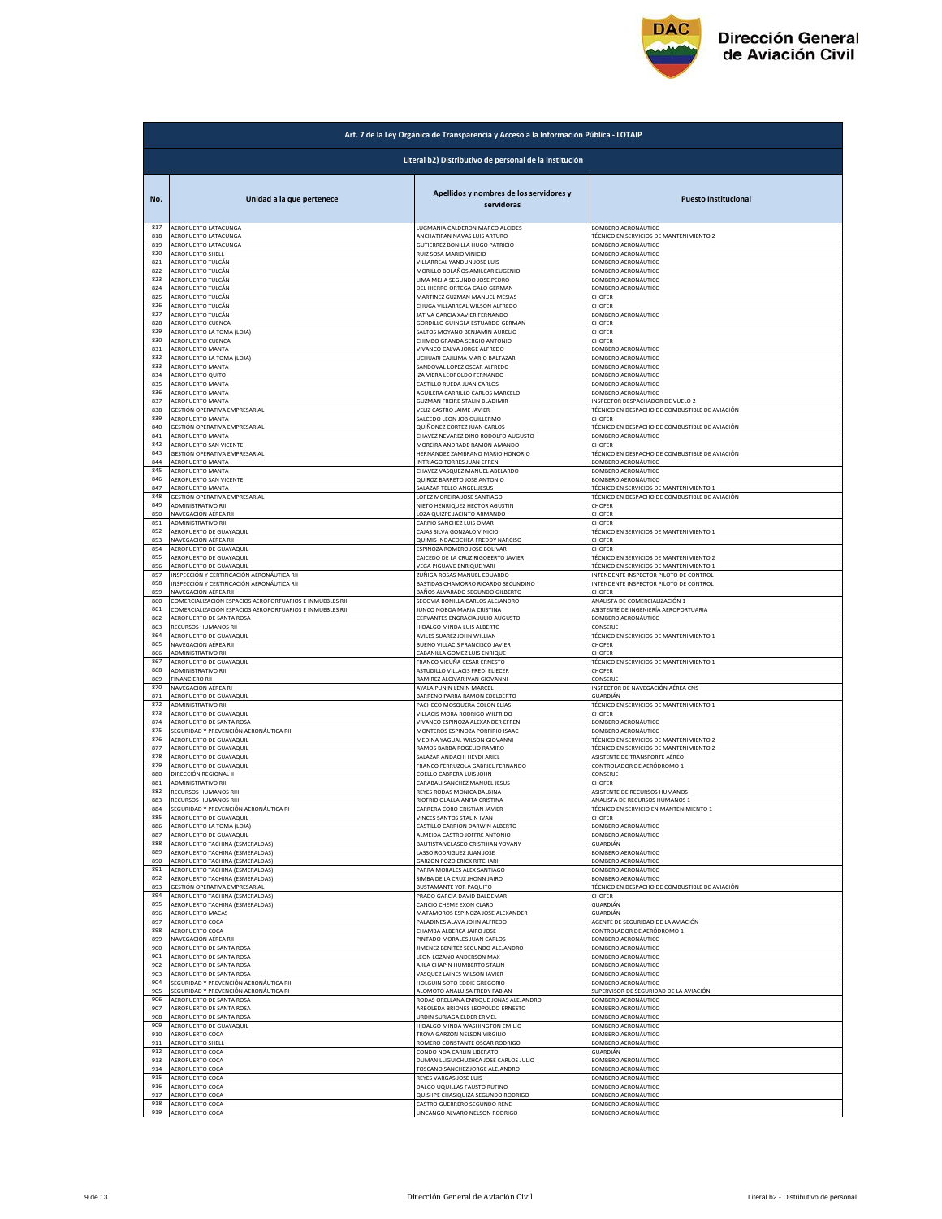| Art. 7 de la Ley Orgánica de Transparencia y Acceso a la Información Pública - LOTAIP | | | |
|---|---|---|---|
| Literal b2) Distributivo de personal de la institución | | | |
| No. | Unidad a la que pertenece | Apellidos y nombres de los servidores y servidoras | Puesto Institucional |
| 817 | AEROPUERTO LATACUNGA | LUGMANIA CALDERON MARCO ALCIDES | BOMBERO AERONÁUTICO |
| 818 | AEROPUERTO LATACUNGA | ANCHATIPAN NAVAS LUIS ARTURO | TÉCNICO EN SERVICIOS DE MANTENIMIENTO 2 |
| 819 | AEROPUERTO LATACUNGA | GUTIERREZ BONILLA HUGO PATRICIO | BOMBERO AERONÁUTICO |
| 820 | AEROPUERTO SHELL | RUIZ SOSA MARIO VINICIO | BOMBERO AERONÁUTICO |
| 821 | AEROPUERTO TULCÁN | VILLARREAL YANDUN JOSE LUIS | BOMBERO AERONÁUTICO |
| 822 | AEROPUERTO TULCÁN | MORILLO BOLAÑOS AMILCAR EUGENIO | BOMBERO AERONÁUTICO |
| 823 | AEROPUERTO TULCÁN | LIMA MEJIA SEGUNDO JOSE PEDRO | BOMBERO AERONÁUTICO |
| 824 | AEROPUERTO TULCÁN | DEL HIERRO ORTEGA GALO GERMAN | BOMBERO AERONÁUTICO |
| 825 | AEROPUERTO TULCÁN | MARTINEZ GUZMAN MANUEL MESIAS | CHOFER |
| 826 | AEROPUERTO TULCÁN | CHUGA VILLARREAL WILSON ALFREDO | CHOFER |
| 827 | AEROPUERTO TULCÁN | JATIVA GARCIA XAVIER FERNANDO | BOMBERO AERONÁUTICO |
| 828 | AEROPUERTO CUENCA | GORDILLO GUINGLA ESTUARDO GERMAN | CHOFER |
| 829 | AEROPUERTO LA TOMA (LOJA) | SALTOS MOYANO BENJAMIN AURELIO | CHOFER |
| 830 | AEROPUERTO CUENCA | CHIMBO GRANDA SERGIO ANTONIO | CHOFER |
| 831 | AEROPUERTO MANTA | VIVANCO CALVA JORGE ALFREDO | BOMBERO AERONÁUTICO |
| 832 | AEROPUERTO LA TOMA (LOJA) | UCHUARI CAJILIMA MARIO BALTAZAR | BOMBERO AERONÁUTICO |
| 833 | AEROPUERTO MANTA | SANDOVAL LOPEZ OSCAR ALFREDO | BOMBERO AERONÁUTICO |
| 834 | AEROPUERTO QUITO | IZA VIERA LEOPOLDO FERNANDO | BOMBERO AERONÁUTICO |
| 835 | AEROPUERTO MANTA | CASTILLO RUEDA JUAN CARLOS | BOMBERO AERONÁUTICO |
| 836 | AEROPUERTO MANTA | AGUILERA CARRILLO CARLOS MARCELO | BOMBERO AERONÁUTICO |
| 837 | AEROPUERTO MANTA | GUZMAN FREIRE STALIN BLADIMIR | INSPECTOR DESPACHADOR DE VUELO 2 |
| 838 | GESTIÓN OPERATIVA EMPRESARIAL | VELIZ CASTRO JAIME JAVIER | TÉCNICO EN DESPACHO DE COMBUSTIBLE DE AVIACIÓN |
| 839 | AEROPUERTO MANTA | SALCEDO LEON JOB GUILLERMO | CHOFER |
| 840 | GESTIÓN OPERATIVA EMPRESARIAL | QUIÑONEZ CORTEZ JUAN CARLOS | TÉCNICO EN DESPACHO DE COMBUSTIBLE DE AVIACIÓN |
| 841 | AEROPUERTO MANTA | CHAVEZ NEVAREZ DINO RODOLFO AUGUSTO | BOMBERO AERONÁUTICO |
| 842 | AEROPUERTO SAN VICENTE | MOREIRA ANDRADE RAMON AMANDO | CHOFER |
| 843 | GESTIÓN OPERATIVA EMPRESARIAL | HERNANDEZ ZAMBRANO MARIO HONORIO | TÉCNICO EN DESPACHO DE COMBUSTIBLE DE AVIACIÓN |
| 844 | AEROPUERTO MANTA | INTRIAGO TORRES JUAN EFREN | BOMBERO AERONÁUTICO |
| 845 | AEROPUERTO MANTA | CHAVEZ VASQUEZ MANUEL ABELARDO | BOMBERO AERONÁUTICO |
| 846 | AEROPUERTO SAN VICENTE | QUIROZ BARRETO JOSE ANTONIO | BOMBERO AERONÁUTICO |
| 847 | AEROPUERTO MANTA | SALAZAR TELLO ANGEL JESUS | TÉCNICO EN SERVICIOS DE MANTENIMIENTO 1 |
| 848 | GESTIÓN OPERATIVA EMPRESARIAL | LOPEZ MOREIRA JOSE SANTIAGO | TÉCNICO EN DESPACHO DE COMBUSTIBLE DE AVIACIÓN |
| 849 | ADMINISTRATIVO RII | NIETO HENRIQUEZ HECTOR AGUSTIN | CHOFER |
| 850 | NAVEGACIÓN AÉREA RII | LOZA QUIZPE JACINTO ARMANDO | CHOFER |
| 851 | ADMINISTRATIVO RII | CARPIO SANCHEZ LUIS OMAR | CHOFER |
| 852 | AEROPUERTO DE GUAYAQUIL | CAJAS SILVA GONZALO VINICIO | TÉCNICO EN SERVICIOS DE MANTENIMIENTO 1 |
| 853 | NAVEGACIÓN AÉREA RII | QUIMIS INDACOCHEA FREDDY NARCISO | CHOFER |
| 854 | AEROPUERTO DE GUAYAQUIL | ESPINOZA ROMERO JOSE BOLIVAR | CHOFER |
| 855 | AEROPUERTO DE GUAYAQUIL | CAICEDO DE LA CRUZ RIGOBERTO JAVIER | TÉCNICO EN SERVICIOS DE MANTENIMIENTO 2 |
| 856 | AEROPUERTO DE GUAYAQUIL | VEGA PIGUAVE ENRIQUE YARI | TÉCNICO EN SERVICIOS DE MANTENIMIENTO 1 |
| 857 | INSPECCIÓN Y CERTIFICACIÓN AERONÁUTICA RII | ZUÑIGA ROSAS MANUEL EDUARDO | INTENDENTE INSPECTOR PILOTO DE CONTROL |
| 858 | INSPECCIÓN Y CERTIFICACIÓN AERONÁUTICA RII | BASTIDAS CHAMORRO RICARDO SECUNDINO | INTENDENTE INSPECTOR PILOTO DE CONTROL |
| 859 | NAVEGACIÓN AÉREA RII | BAÑOS ALVARADO SEGUNDO GILBERTO | CHOFER |
| 860 | COMERCIALIZACIÓN ESPACIOS AEROPORTUARIOS E INMUEBLES RII | SEGOVIA BONILLA CARLOS ALEJANDRO | ANALISTA DE COMERCIALIZACIÓN 1 |
| 861 | COMERCIALIZACIÓN ESPACIOS AEROPORTUARIOS E INMUEBLES RII | JUNCO NOBOA MARIA CRISTINA | ASISTENTE DE INGENIERÍA AEROPORTUARIA |
| 862 | AEROPUERTO DE SANTA ROSA | CERVANTES ENGRACIA JULIO AUGUSTO | BOMBERO AERONÁUTICO |
| 863 | RECURSOS HUMANOS RII | HIDALGO MINDA LUIS ALBERTO | CONSERJE |
| 864 | AEROPUERTO DE GUAYAQUIL | AVILES SUAREZ JOHN WILLIAN | TÉCNICO EN SERVICIOS DE MANTENIMIENTO 1 |
| 865 | NAVEGACIÓN AÉREA RII | BUENO VILLACIS FRANCISCO JAVIER | CHOFER |
| 866 | ADMINISTRATIVO RII | CABANILLA GOMEZ LUIS ENRIQUE | CHOFER |
| 867 | AEROPUERTO DE GUAYAQUIL | FRANCO VICUÑA CESAR ERNESTO | TÉCNICO EN SERVICIOS DE MANTENIMIENTO 1 |
| 868 | ADMINISTRATIVO RII | ASTUDILLO VILLACIS FREDI ELIECER | CHOFER |
| 869 | FINANCIERO RII | RAMIREZ ALCIVAR IVAN GIOVANNI | CONSERJE |
| 870 | NAVEGACIÓN AÉREA RI | AYALA PUNIN LENIN MARCEL | INSPECTOR DE NAVEGACIÓN AÉREA CNS |
| 871 | AEROPUERTO DE GUAYAQUIL | BARRENO PARRA RAMON EDELBERTO | GUARDIÁN |
| 872 | ADMINISTRATIVO RII | PACHECO MOSQUERA COLON ELIAS | TÉCNICO EN SERVICIOS DE MANTENIMIENTO 1 |
| 873 | AEROPUERTO DE GUAYAQUIL | VILLACIS MORA RODRIGO WILFRIDO | CHOFER |
| 874 | AEROPUERTO DE SANTA ROSA | VIVANCO ESPINOZA ALEXANDER EFREN | BOMBERO AERONÁUTICO |
| 875 | SEGURIDAD Y PREVENCIÓN AERONÁUTICA RII | MONTEROS ESPINOZA PORFIRIO ISAAC | BOMBERO AERONÁUTICO |
| 876 | AEROPUERTO DE GUAYAQUIL | MEDINA YAGUAL WILSON GIOVANNI | TÉCNICO EN SERVICIOS DE MANTENIMIENTO 2 |
| 877 | AEROPUERTO DE GUAYAQUIL | RAMOS BARBA ROGELIO RAMIRO | TÉCNICO EN SERVICIOS DE MANTENIMIENTO 2 |
| 878 | AEROPUERTO DE GUAYAQUIL | SALAZAR ANDACHI HEYDI ARIEL | ASISTENTE DE TRANSPORTE AÉREO |
| 879 | AEROPUERTO DE GUAYAQUIL | FRANCO FERRUZOLA GABRIEL FERNANDO | CONTROLADOR DE AERÓDROMO 1 |
| 880 | DIRECCIÓN REGIONAL II | COELLO CABRERA LUIS JOHN | CONSERJE |
| 881 | ADMINISTRATIVO RII | CARABALI SANCHEZ MANUEL JESUS | CHOFER |
| 882 | RECURSOS HUMANOS RIII | REYES RODAS MONICA BALBINA | ASISTENTE DE RECURSOS HUMANOS |
| 883 | RECURSOS HUMANOS RIII | RIOFRIO OLALLA ANITA CRISTINA | ANALISTA DE RECURSOS HUMANOS 1 |
| 884 | SEGURIDAD Y PREVENCIÓN AERONÁUTICA RI | CARRERA CORO CRISTIAN JAVIER | TÉCNICO EN SERVICIO EN MANTENIMIENTO 1 |
| 885 | AEROPUERTO DE GUAYAQUIL | VINCES SANTOS STALIN IVAN | CHOFER |
| 886 | AEROPUERTO LA TOMA (LOJA) | CASTILLO CARRION DARWIN ALBERTO | BOMBERO AERONÁUTICO |
| 887 | AEROPUERTO DE GUAYAQUIL | ALMEIDA CASTRO JOFFRE ANTONIO | BOMBERO AERONÁUTICO |
| 888 | AEROPUERTO TACHINA (ESMERALDAS) | BAUTISTA VELASCO CRISTHIAN YOVANY | GUARDIÁN |
| 889 | AEROPUERTO TACHINA (ESMERALDAS) | LASSO RODRIGUEZ JUAN JOSE | BOMBERO AERONÁUTICO |
| 890 | AEROPUERTO TACHINA (ESMERALDAS) | GARZON POZO ERICK RITCHARI | BOMBERO AERONÁUTICO |
| 891 | AEROPUERTO TACHINA (ESMERALDAS) | PARRA MORALES ALEX SANTIAGO | BOMBERO AERONÁUTICO |
| 892 | AEROPUERTO TACHINA (ESMERALDAS) | SIMBA DE LA CRUZ JHONN JAIRO | BOMBERO AERONÁUTICO |
| 893 | GESTIÓN OPERATIVA EMPRESARIAL | BUSTAMANTE YOR PAQUITO | TÉCNICO EN DESPACHO DE COMBUSTIBLE DE AVIACIÓN |
| 894 | AEROPUERTO TACHINA (ESMERALDAS) | PRADO GARCIA DAVID BALDEMAR | CHOFER |
| 895 | AEROPUERTO TACHINA (ESMERALDAS) | CANCIO CHEME EXON CLARD | GUARDIÁN |
| 896 | AEROPUERTO MACAS | MATAMOROS ESPINOZA JOSE ALEXANDER | GUARDIÁN |
| 897 | AEROPUERTO COCA | PALADINES ALAVA JOHN ALFREDO | AGENTE DE SEGURIDAD DE LA AVIACIÓN |
| 898 | AEROPUERTO COCA | CHAMBA ALBERCA JAIRO JOSE | CONTROLADOR DE AERÓDROMO 1 |
| 899 | NAVEGACIÓN AÉREA RII | PINTADO MORALES JUAN CARLOS | BOMBERO AERONÁUTICO |
| 900 | AEROPUERTO DE SANTA ROSA | JIMENEZ BENITEZ SEGUNDO ALEJANDRO | BOMBERO AERONÁUTICO |
| 901 | AEROPUERTO DE SANTA ROSA | LEON LOZANO ANDERSON MAX | BOMBERO AERONÁUTICO |
| 902 | AEROPUERTO DE SANTA ROSA | AJILA CHAPIN HUMBERTO STALIN | BOMBERO AERONÁUTICO |
| 903 | AEROPUERTO DE SANTA ROSA | VASQUEZ LAINES WILSON JAVIER | BOMBERO AERONÁUTICO |
| 904 | SEGURIDAD Y PREVENCIÓN AERONÁUTICA RII | HOLGUIN SOTO EDDIE GREGORIO | BOMBERO AERONÁUTICO |
| 905 | SEGURIDAD Y PREVENCIÓN AERONÁUTICA RI | ALOMOTO ANALUISA FREDY FABIAN | SUPERVISOR DE SEGURIDAD DE LA AVIACIÓN |
| 906 | AEROPUERTO DE SANTA ROSA | RODAS ORELLANA ENRIQUE JONAS ALEJANDRO | BOMBERO AERONÁUTICO |
| 907 | AEROPUERTO DE SANTA ROSA | ARBOLEDA BRIONES LEOPOLDO ERNESTO | BOMBERO AERONÁUTICO |
| 908 | AEROPUERTO DE SANTA ROSA | URDIN SURIAGA ELDER ERMEL | BOMBERO AERONÁUTICO |
| 909 | AEROPUERTO DE GUAYAQUIL | HIDALGO MINDA WASHINGTON EMILIO | BOMBERO AERONÁUTICO |
| 910 | AEROPUERTO COCA | TROYA GARZON NELSON VIRGILIO | BOMBERO AERONÁUTICO |
| 911 | AEROPUERTO SHELL | ROMERO CONSTANTE OSCAR RODRIGO | BOMBERO AERONÁUTICO |
| 912 | AEROPUERTO COCA | CONDO NOA CARLIN LIBERATO | GUARDIÁN |
| 913 | AEROPUERTO COCA | DUMAN LLIGUICHUZHCA JOSE CARLOS JULIO | BOMBERO AERONÁUTICO |
| 914 | AEROPUERTO COCA | TOSCANO SANCHEZ JORGE ALEJANDRO | BOMBERO AERONÁUTICO |
| 915 | AEROPUERTO COCA | REYES VARGAS JOSE LUIS | BOMBERO AERONÁUTICO |
| 916 | AEROPUERTO COCA | DALGO UQUILLAS FAUSTO RUFINO | BOMBERO AERONÁUTICO |
| 917 | AEROPUERTO COCA | QUISHPE CHASIQUIZA SEGUNDO RODRIGO | BOMBERO AERONÁUTICO |
| 918 | AEROPUERTO COCA | CASTRO GUERRERO SEGUNDO RENE | BOMBERO AERONÁUTICO |
| 919 | AEROPUERTO COCA | LINCANGO ALVARO NELSON RODRIGO | BOMBERO AERONÁUTICO |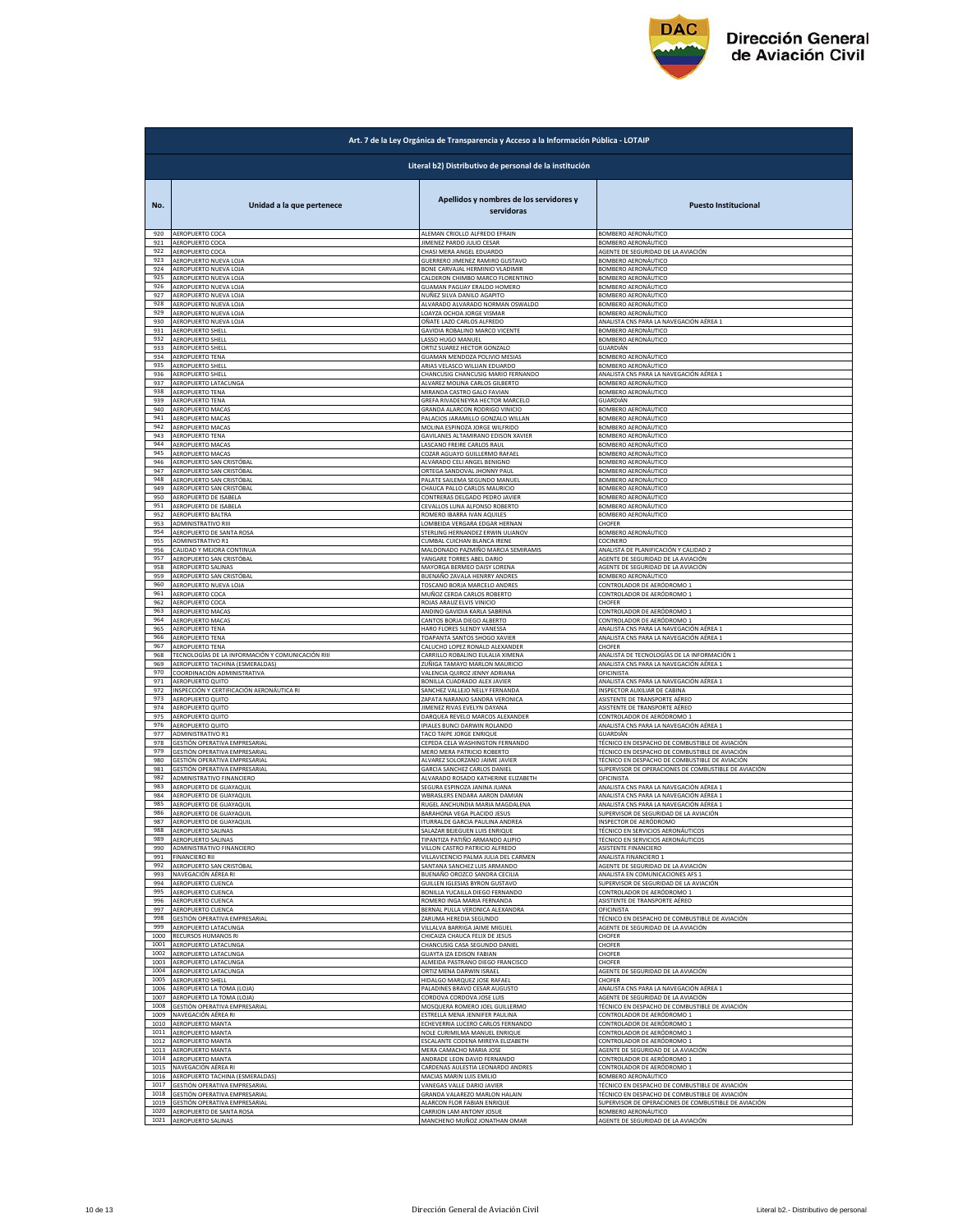| Art. 7 de la Ley Orgánica de Transparencia y Acceso a la Información Pública - LOTAIP | | | |
|---|---|---|---|
| Literal b2) Distributivo de personal de la institución | | | |
| No. | Unidad a la que pertenece | Apellidos y nombres de los servidores y servidoras | Puesto Institucional |
| 920 | AEROPUERTO COCA | ALEMAN CRIOLLO ALFREDO EFRAIN | BOMBERO AERONÁUTICO |
| 921 | AEROPUERTO COCA | JIMENEZ PARDO JULIO CESAR | BOMBERO AERONÁUTICO |
| 922 | AEROPUERTO COCA | CHASI MERA ANGEL EDUARDO | AGENTE DE SEGURIDAD DE LA AVIACIÓN |
| 923 | AEROPUERTO NUEVA LOJA | GUERRERO JIMENEZ RAMIRO GUSTAVO | BOMBERO AERONÁUTICO |
| 924 | AEROPUERTO NUEVA LOJA | BONE CARVAJAL HERMINIO VLADIMIR | BOMBERO AERONÁUTICO |
| 925 | AEROPUERTO NUEVA LOJA | CALDERON CHIMBO MARCO FLORENTINO | BOMBERO AERONÁUTICO |
| 926 | AEROPUERTO NUEVA LOJA | GUAMAN PAGUAY ERALDO HOMERO | BOMBERO AERONÁUTICO |
| 927 | AEROPUERTO NUEVA LOJA | NUÑEZ SILVA DANILO AGAPITO | BOMBERO AERONÁUTICO |
| 928 | AEROPUERTO NUEVA LOJA | ALVARADO ALVARADO NORMAN OSWALDO | BOMBERO AERONÁUTICO |
| 929 | AEROPUERTO NUEVA LOJA | LOAYZA OCHOA JORGE VISMAR | BOMBERO AERONÁUTICO |
| 930 | AEROPUERTO NUEVA LOJA | OÑATE LAZO CARLOS ALFREDO | ANALISTA CNS PARA LA NAVEGACIÓN AÉREA 1 |
| 931 | AEROPUERTO SHELL | GAVIDIA ROBALINO MARCO VICENTE | BOMBERO AERONÁUTICO |
| 932 | AEROPUERTO SHELL | LASSO HUGO MANUEL | BOMBERO AERONÁUTICO |
| 933 | AEROPUERTO SHELL | ORTIZ SUAREZ HECTOR GONZALO | GUARDIÁN |
| 934 | AEROPUERTO TENA | GUAMAN MENDOZA POLIVIO MESIAS | BOMBERO AERONÁUTICO |
| 935 | AEROPUERTO SHELL | ARIAS VELASCO WILLIAN EDUARDO | BOMBERO AERONÁUTICO |
| 936 | AEROPUERTO SHELL | CHANCUSIG CHANCUSIG MARIO FERNANDO | ANALISTA CNS PARA LA NAVEGACIÓN AÉREA 1 |
| 937 | AEROPUERTO LATACUNGA | ALVAREZ MOLINA CARLOS GILBERTO | BOMBERO AERONÁUTICO |
| 938 | AEROPUERTO TENA | MIRANDA CASTRO GALO FAVIAN | BOMBERO AERONÁUTICO |
| 939 | AEROPUERTO TENA | GREFA RIVADENEYRA HECTOR MARCELO | GUARDIÁN |
| 940 | AEROPUERTO MACAS | GRANDA ALARCON RODRIGO VINICIO | BOMBERO AERONÁUTICO |
| 941 | AEROPUERTO MACAS | PALACIOS JARAMILLO GONZALO WILLAN | BOMBERO AERONÁUTICO |
| 942 | AEROPUERTO MACAS | MOLINA ESPINOZA JORGE WILFRIDO | BOMBERO AERONÁUTICO |
| 943 | AEROPUERTO TENA | GAVILANES ALTAMIRANO EDISON XAVIER | BOMBERO AERONÁUTICO |
| 944 | AEROPUERTO MACAS | LASCANO FREIRE CARLOS RAUL | BOMBERO AERONÁUTICO |
| 945 | AEROPUERTO MACAS | COZAR AGUAYO GUILLERMO RAFAEL | BOMBERO AERONÁUTICO |
| 946 | AEROPUERTO SAN CRISTÓBAL | ALVARADO CELI ANGEL BENIGNO | BOMBERO AERONÁUTICO |
| 947 | AEROPUERTO SAN CRISTÓBAL | ORTEGA SANDOVAL JHONNY PAUL | BOMBERO AERONÁUTICO |
| 948 | AEROPUERTO SAN CRISTÓBAL | PALATE SAILEMA SEGUNDO MANUEL | BOMBERO AERONÁUTICO |
| 949 | AEROPUERTO SAN CRISTÓBAL | CHAUCA PALLO CARLOS MAURICIO | BOMBERO AERONÁUTICO |
| 950 | AEROPUERTO DE ISABELA | CONTRERAS DELGADO PEDRO JAVIER | BOMBERO AERONÁUTICO |
| 951 | AEROPUERTO DE ISABELA | CEVALLOS LUNA ALFONSO ROBERTO | BOMBERO AERONÁUTICO |
| 952 | AEROPUERTO BALTRA | ROMERO IBARRA IVAN AQUILES | BOMBERO AERONÁUTICO |
| 953 | ADMINISTRATIVO RIII | LOMBEIDA VERGARA EDGAR HERNAN | CHOFER |
| 954 | AEROPUERTO DE SANTA ROSA | STERLING HERNANDEZ ERWIN ULIANOV | BOMBERO AERONÁUTICO |
| 955 | ADMINISTRATIVO R1 | CUMBAL CUICHAN BLANCA IRENE | COCINERO |
| 956 | CALIDAD Y MEJORA CONTINUA | MALDONADO PAZMIÑO MARCIA SEMIRAMIS | ANALISTA DE PLANIFICACIÓN Y CALIDAD 2 |
| 957 | AEROPUERTO SAN CRISTÓBAL | YANGARE TORRES ABEL DARIO | AGENTE DE SEGURIDAD DE LA AVIACIÓN |
| 958 | AEROPUERTO SALINAS | MAYORGA BERMEO DAISY LORENA | AGENTE DE SEGURIDAD DE LA AVIACIÓN |
| 959 | AEROPUERTO SAN CRISTÓBAL | BUENAÑO ZAVALA HENRRY ANDRES | BOMBERO AERONÁUTICO |
| 960 | AEROPUERTO NUEVA LOJA | TOSCANO BORJA MARCELO ANDRES | CONTROLADOR DE AERÓDROMO 1 |
| 961 | AEROPUERTO COCA | MUÑOZ CERDA CARLOS ROBERTO | CONTROLADOR DE AERÓDROMO 1 |
| 962 | AEROPUERTO COCA | ROJAS ARAUZ ELVIS VINICIO | CHOFER |
| 963 | AEROPUERTO MACAS | ANDINO GAVIDIA KARLA SABRINA | CONTROLADOR DE AERÓDROMO 1 |
| 964 | AEROPUERTO MACAS | CANTOS BORJA DIEGO ALBERTO | CONTROLADOR DE AERÓDROMO 1 |
| 965 | AEROPUERTO TENA | HARO FLORES SLENDY VANESSA | ANALISTA CNS PARA LA NAVEGACIÓN AÉREA 1 |
| 966 | AEROPUERTO TENA | TOAPANTA SANTOS SHOGO XAVIER | ANALISTA CNS PARA LA NAVEGACIÓN AÉREA 1 |
| 967 | AEROPUERTO TENA | CALUCHO LOPEZ RONALD ALEXANDER | CHOFER |
| 968 | TECNOLOGÍAS DE LA INFORMACIÓN Y COMUNICACIÓN RIII | CARRILLO ROBALINO EULALIA XIMENA | ANALISTA DE TECNOLOGÍAS DE LA INFORMACIÓN 1 |
| 969 | AEROPUERTO TACHINA (ESMERALDAS) | ZUÑIGA TAMAYO MARLON MAURICIO | ANALISTA CNS PARA LA NAVEGACIÓN AÉREA 1 |
| 970 | COORDINACIÓN ADMINISTRATIVA | VALENCIA QUIROZ JENNY ADRIANA | OFICINISTA |
| 971 | AEROPUERTO QUITO | BONILLA CUADRADO ALEX JAVIER | ANALISTA CNS PARA LA NAVEGACIÓN AÉREA 1 |
| 972 | INSPECCIÓN Y CERTIFICACIÓN AERONÁUTICA RI | SANCHEZ VALLEJO NELLY FERNANDA | INSPECTOR AUXILIAR DE CABINA |
| 973 | AEROPUERTO QUITO | ZAPATA NARANJO SANDRA VERONICA | ASISTENTE DE TRANSPORTE AÉREO |
| 974 | AEROPUERTO QUITO | JIMENEZ RIVAS EVELYN DAYANA | ASISTENTE DE TRANSPORTE AÉREO |
| 975 | AEROPUERTO QUITO | DARQUEA REVELO MARCOS ALEXANDER | CONTROLADOR DE AERÓDROMO 1 |
| 976 | AEROPUERTO QUITO | IPIALES BUNCI DARWIN ROLANDO | ANALISTA CNS PARA LA NAVEGACIÓN AÉREA 1 |
| 977 | ADMINISTRATIVO R1 | TACO TAIPE JORGE ENRIQUE | GUARDIÁN |
| 978 | GESTIÓN OPERATIVA EMPRESARIAL | CEPEDA CELA WASHINGTON FERNANDO | TÉCNICO EN DESPACHO DE COMBUSTIBLE DE AVIACIÓN |
| 979 | GESTIÓN OPERATIVA EMPRESARIAL | MERO MERA PATRICIO ROBERTO | TÉCNICO EN DESPACHO DE COMBUSTIBLE DE AVIACIÓN |
| 980 | GESTIÓN OPERATIVA EMPRESARIAL | ALVAREZ SOLORZANO JAIME JAVIER | TÉCNICO EN DESPACHO DE COMBUSTIBLE DE AVIACIÓN |
| 981 | GESTIÓN OPERATIVA EMPRESARIAL | GARCIA SANCHEZ CARLOS DANIEL | SUPERVISOR DE OPERACIONES DE COMBUSTIBLE DE AVIACIÓN |
| 982 | ADMINISTRATIVO FINANCIERO | ALVARADO ROSADO KATHERINE ELIZABETH | OFICINISTA |
| 983 | AEROPUERTO DE GUAYAQUIL | SEGURA ESPINOZA JANINA JUANA | ANALISTA CNS PARA LA NAVEGACIÓN AÉREA 1 |
| 984 | AEROPUERTO DE GUAYAQUIL | WBRASLERS ENDARA AARON DAMIAN | ANALISTA CNS PARA LA NAVEGACIÓN AÉREA 1 |
| 985 | AEROPUERTO DE GUAYAQUIL | RUGEL ANCHUNDIA MARIA MAGDALENA | ANALISTA CNS PARA LA NAVEGACIÓN AÉREA 1 |
| 986 | AEROPUERTO DE GUAYAQUIL | BARAHONA VEGA PLACIDO JESUS | SUPERVISOR DE SEGURIDAD DE LA AVIACIÓN |
| 987 | AEROPUERTO DE GUAYAQUIL | ITURRALDE GARCIA PAULINA ANDREA | INSPECTOR DE AERÓDROMO |
| 988 | AEROPUERTO SALINAS | SALAZAR BEJEGUEN LUIS ENRIQUE | TÉCNICO EN SERVICIOS AERONÁUTICOS |
| 989 | AEROPUERTO SALINAS | TIPANTIZA PATIÑO ARMANDO ALIPIO | TÉCNICO EN SERVICIOS AERONÁUTICOS |
| 990 | ADMINISTRATIVO FINANCIERO | VILLON CASTRO PATRICIO ALFREDO | ASISTENTE FINANCIERO |
| 991 | FINANCIERO RII | VILLAVICENCIO PALMA JULIA DEL CARMEN | ANALISTA FINANCIERO 1 |
| 992 | AEROPUERTO SAN CRISTÓBAL | SANTANA SANCHEZ LUIS ARMANDO | AGENTE DE SEGURIDAD DE LA AVIACIÓN |
| 993 | NAVEGACIÓN AÉREA RI | BUENAÑO OROZCO SANDRA CECILIA | ANALISTA EN COMUNICACIONES AFS 1 |
| 994 | AEROPUERTO CUENCA | GUILLEN IGLESIAS BYRON GUSTAVO | SUPERVISOR DE SEGURIDAD DE LA AVIACIÓN |
| 995 | AEROPUERTO CUENCA | BONILLA YUCAILLA DIEGO FERNANDO | CONTROLADOR DE AERÓDROMO 1 |
| 996 | AEROPUERTO CUENCA | ROMERO INGA MARIA FERNANDA | ASISTENTE DE TRANSPORTE AÉREO |
| 997 | AEROPUERTO CUENCA | BERNAL PULLA VERONICA ALEXANDRA | OFICINISTA |
| 998 | GESTIÓN OPERATIVA EMPRESARIAL | ZARUMA HEREDIA SEGUNDO | TÉCNICO EN DESPACHO DE COMBUSTIBLE DE AVIACIÓN |
| 999 | AEROPUERTO LATACUNGA | VILLALVA BARRIGA JAIME MIGUEL | AGENTE DE SEGURIDAD DE LA AVIACIÓN |
| 1000 | RECURSOS HUMANOS RI | CHICAIZA CHAUCA FELIX DE JESUS | CHOFER |
| 1001 | AEROPUERTO LATACUNGA | CHANCUSIG CASA SEGUNDO DANIEL | CHOFER |
| 1002 | AEROPUERTO LATACUNGA | GUAYTA IZA EDISON FABIAN | CHOFER |
| 1003 | AEROPUERTO LATACUNGA | ALMEIDA PASTRANO DIEGO FRANCISCO | CHOFER |
| 1004 | AEROPUERTO LATACUNGA | ORTIZ MENA DARWIN ISRAEL | AGENTE DE SEGURIDAD DE LA AVIACIÓN |
| 1005 | AEROPUERTO SHELL | HIDALGO MARQUEZ JOSE RAFAEL | CHOFER |
| 1006 | AEROPUERTO LA TOMA (LOJA) | PALADINES BRAVO CESAR AUGUSTO | ANALISTA CNS PARA LA NAVEGACIÓN AÉREA 1 |
| 1007 | AEROPUERTO LA TOMA (LOJA) | CORDOVA CORDOVA JOSE LUIS | AGENTE DE SEGURIDAD DE LA AVIACIÓN |
| 1008 | GESTIÓN OPERATIVA EMPRESARIAL | MOSQUERA ROMERO JOEL GUILLERMO | TÉCNICO EN DESPACHO DE COMBUSTIBLE DE AVIACIÓN |
| 1009 | NAVEGACIÓN AÉREA RI | ESTRELLA MENA JENNIFER PAULINA | CONTROLADOR DE AERÓDROMO 1 |
| 1010 | AEROPUERTO MANTA | ECHEVERRIA LUCERO CARLOS FERNANDO | CONTROLADOR DE AERÓDROMO 1 |
| 1011 | AEROPUERTO MANTA | NOLE CURIMILMA MANUEL ENRIQUE | CONTROLADOR DE AERÓDROMO 1 |
| 1012 | AEROPUERTO MANTA | ESCALANTE CODENA MIREYA ELIZABETH | CONTROLADOR DE AERÓDROMO 1 |
| 1013 | AEROPUERTO MANTA | MERA CAMACHO MARIA JOSE | AGENTE DE SEGURIDAD DE LA AVIACIÓN |
| 1014 | AEROPUERTO MANTA | ANDRADE LEON DAVID FERNANDO | CONTROLADOR DE AERÓDROMO 1 |
| 1015 | NAVEGACIÓN AÉREA RI | CARDENAS AULESTIA LEONARDO ANDRES | CONTROLADOR DE AERÓDROMO 1 |
| 1016 | AEROPUERTO TACHINA (ESMERALDAS) | MACIAS MARIN LUIS EMILIO | BOMBERO AERONÁUTICO |
| 1017 | GESTIÓN OPERATIVA EMPRESARIAL | VANEGAS VALLE DARIO JAVIER | TÉCNICO EN DESPACHO DE COMBUSTIBLE DE AVIACIÓN |
| 1018 | GESTIÓN OPERATIVA EMPRESARIAL | GRANDA VALAREZO MARLON HALAIN | TÉCNICO EN DESPACHO DE COMBUSTIBLE DE AVIACIÓN |
| 1019 | GESTIÓN OPERATIVA EMPRESARIAL | ALARCON FLOR FABIAN ENRIQUE | SUPERVISOR DE OPERACIONES DE COMBUSTIBLE DE AVIACIÓN |
| 1020 | AEROPUERTO DE SANTA ROSA | CARRION LAM ANTONY JOSUE | BOMBERO AERONÁUTICO |
| 1021 | AEROPUERTO SALINAS | MANCHENO MUÑOZ JONATHAN OMAR | AGENTE DE SEGURIDAD DE LA AVIACIÓN |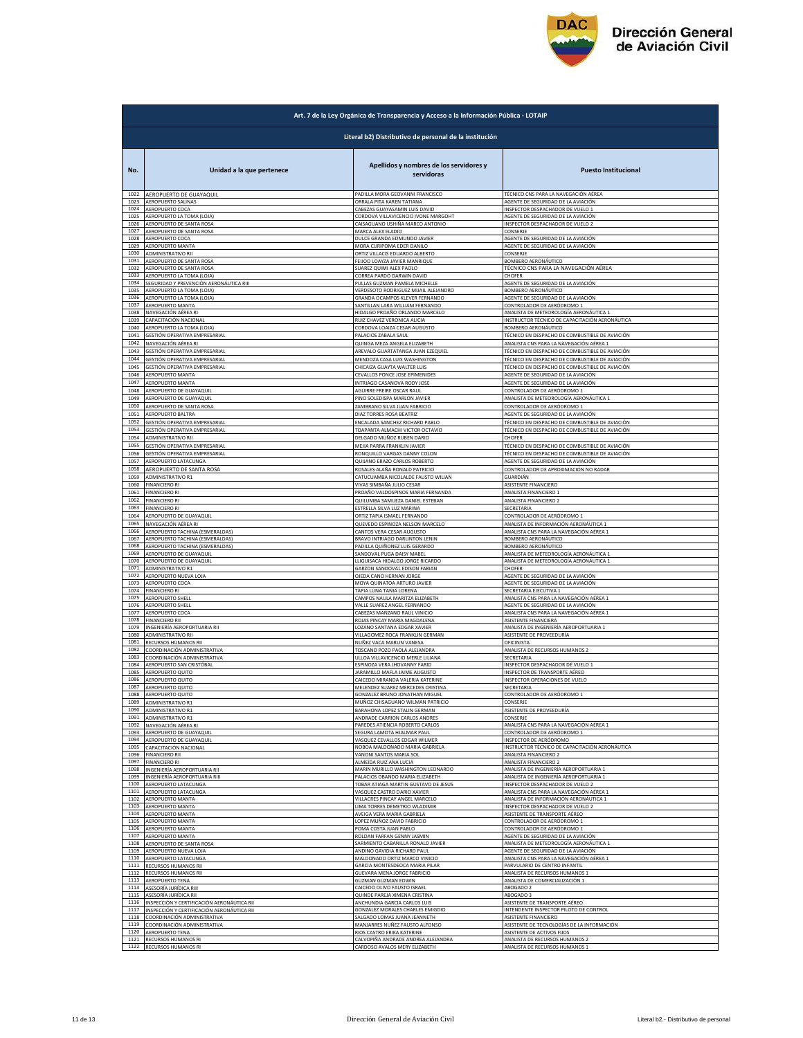| Art. 7 de la Ley Orgánica de Transparencia y Acceso a la Información Pública - LOTAIP | | | |
|---|---|---|---|
| Literal b2) Distributivo de personal de la institución | | | |
| No. | Unidad a la que pertenece | Apellidos y nombres de los servidores y servidoras | Puesto Institucional |
| 1022 | AEROPUERTO DE GUAYAQUIL | PADILLA MORA GEOVANNI FRANCISCO | TÉCNICO CNS PARA LA NAVEGACIÓN AÉREA |
| 1023 | AEROPUERTO SALINAS | ORRALA PITA KAREN TATIANA | AGENTE DE SEGURIDAD DE LA AVIACIÓN |
| 1024 | AEROPUERTO COCA | CABEZAS GUAYASAMIN LUIS DAVID | INSPECTOR DESPACHADOR DE VUELO 1 |
| 1025 | AEROPUERTO LA TOMA (LOJA) | CORDOVA VILLAVICENCIO IVONE MARGOHT | AGENTE DE SEGURIDAD DE LA AVIACIÓN |
| 1026 | AEROPUERTO DE SANTA ROSA | CAISAGUANO USHIÑA MARCO ANTONIO | INSPECTOR DESPACHADOR DE VUELO 2 |
| 1027 | AEROPUERTO DE SANTA ROSA | MARCA ALEX ELADIO | CONSERJE |
| 1028 | AEROPUERTO COCA | DULCE GRANDA EDMUNDO JAVIER | AGENTE DE SEGURIDAD DE LA AVIACIÓN |
| 1029 | AEROPUERTO MANTA | MORA CURIPOMA EDER DANILO | AGENTE DE SEGURIDAD DE LA AVIACIÓN |
| 1030 | ADMINISTRATIVO RII | ORTIZ VILLACIS EDUARDO ALBERTO | CONSERJE |
| 1031 | AEROPUERTO DE SANTA ROSA | FEIJOO LOAYZA JAVIER MANRIQUE | BOMBERO AERONÁUTICO |
| 1032 | AEROPUERTO DE SANTA ROSA | SUAREZ QUIMI ALEX PAOLO | TÉCNICO CNS PARA LA NAVEGACIÓN AÉREA |
| 1033 | AEROPUERTO LA TOMA (LOJA) | CORREA PARDO DARWIN DAVID | CHOFER |
| 1034 | SEGURIDAD Y PREVENCIÓN AERONÁUTICA RIII | PULLAS GUZMAN PAMELA MICHELLE | AGENTE DE SEGURIDAD DE LA AVIACIÓN |
| 1035 | AEROPUERTO LA TOMA (LOJA) | VERDESOTO RODRIGUEZ MIJAIL ALEJANDRO | BOMBERO AERONÁUTICO |
| 1036 | AEROPUERTO LA TOMA (LOJA) | GRANDA OCAMPOS KLEVER FERNANDO | AGENTE DE SEGURIDAD DE LA AVIACIÓN |
| 1037 | AEROPUERTO MANTA | SANTILLAN LARA WILLIAM FERNANDO | CONTROLADOR DE AERÓDROMO 1 |
| 1038 | NAVEGACIÓN AÉREA RI | HIDALGO PROAÑO ORLANDO MARCELO | ANALISTA DE METEOROLOGÍA AERONÁUTICA 1 |
| 1039 | CAPACITACIÓN NACIONAL | RUIZ CHAVEZ VERONICA ALICIA | INSTRUCTOR TÉCNICO DE CAPACITACIÓN AERONÁUTICA |
| 1040 | AEROPUERTO LA TOMA (LOJA) | CORDOVA LOAIZA CESAR AUGUSTO | BOMBERO AERONÁUTICO |
| 1041 | GESTIÓN OPERATIVA EMPRESARIAL | PALACIOS ZABALA SAUL | TÉCNICO EN DESPACHO DE COMBUSTIBLE DE AVIACIÓN |
| 1042 | NAVEGACIÓN AÉREA RI | QUINGA MEZA ANGELA ELIZABETH | ANALISTA CNS PARA LA NAVEGACIÓN AÉREA 1 |
| 1043 | GESTIÓN OPERATIVA EMPRESARIAL | AREVALO GUARTATANGA JUAN EZEQUIEL | TÉCNICO EN DESPACHO DE COMBUSTIBLE DE AVIACIÓN |
| 1044 | GESTIÓN OPERATIVA EMPRESARIAL | MENDOZA CASA LUIS WASHINGTON | TÉCNICO EN DESPACHO DE COMBUSTIBLE DE AVIACIÓN |
| 1045 | GESTIÓN OPERATIVA EMPRESARIAL | CHICAIZA GUAYTA WALTER LUIS | TÉCNICO EN DESPACHO DE COMBUSTIBLE DE AVIACIÓN |
| 1046 | AEROPUERTO MANTA | CEVALLOS PONCE JOSE EPIMENIDES | AGENTE DE SEGURIDAD DE LA AVIACIÓN |
| 1047 | AEROPUERTO MANTA | INTRIAGO CASANOVA RODY JOSE | AGENTE DE SEGURIDAD DE LA AVIACIÓN |
| 1048 | AEROPUERTO DE GUAYAQUIL | AGUIRRE FREIRE OSCAR RAUL | CONTROLADOR DE AERÓDROMO 1 |
| 1049 | AEROPUERTO DE GUAYAQUIL | PINO SOLEDISPA MARLON JAVIER | ANALISTA DE METEOROLOGÍA AERONÁUTICA 1 |
| 1050 | AEROPUERTO DE SANTA ROSA | ZAMBRANO SILVA JUAN FABRICIO | CONTROLADOR DE AERÓDROMO 1 |
| 1051 | AEROPUERTO BALTRA | DIAZ TORRES ROSA BEATRIZ | AGENTE DE SEGURIDAD DE LA AVIACIÓN |
| 1052 | GESTIÓN OPERATIVA EMPRESARIAL | ENCALADA SANCHEZ RICHARD PABLO | TÉCNICO EN DESPACHO DE COMBUSTIBLE DE AVIACIÓN |
| 1053 | GESTIÓN OPERATIVA EMPRESARIAL | TOAPANTA ALMACHI VICTOR OCTAVIO | TÉCNICO EN DESPACHO DE COMBUSTIBLE DE AVIACIÓN |
| 1054 | ADMINISTRATIVO RII | DELGADO MUÑOZ RUBEN DARIO | CHOFER |
| 1055 | GESTIÓN OPERATIVA EMPRESARIAL | MEJIA PARRA FRANKLIN JAVIER | TÉCNICO EN DESPACHO DE COMBUSTIBLE DE AVIACIÓN |
| 1056 | GESTIÓN OPERATIVA EMPRESARIAL | RONQUILLO VARGAS DANNY COLON | TÉCNICO EN DESPACHO DE COMBUSTIBLE DE AVIACIÓN |
| 1057 | AEROPUERTO LATACUNGA | QUIJANO ERAZO CARLOS ROBERTO | AGENTE DE SEGURIDAD DE LA AVIACIÓN |
| 1058 | AEROPUERTO DE SANTA ROSA | ROSALES ALAÑA RONALD PATRICIO | CONTROLADOR DE APROXIMACIÓN NO RADAR |
| 1059 | ADMINISTRATIVO R1 | CATUCUAMBA NICOLALDE FAUSTO WILIAN | GUARDIÁN |
| 1060 | FINANCIERO RI | VIVAS SIMBAÑA JULIO CESAR | ASISTENTE FINANCIERO |
| 1061 | FINANCIERO RI | PROAÑO VALDOSPINOS MARIA FERNANDA | ANALISTA FINANCIERO 1 |
| 1062 | FINANCIERO RI | QUILUMBA SAMUEZA DANIEL ESTEBAN | ANALISTA FINANCIERO 2 |
| 1063 | FINANCIERO RI | ESTRELLA SILVA LUZ MARINA | SECRETARIA |
| 1064 | AEROPUERTO DE GUAYAQUIL | ORTIZ TAPIA ISMAEL FERNANDO | CONTROLADOR DE AERÓDROMO 1 |
| 1065 | NAVEGACIÓN AÉREA RI | QUEVEDO ESPINOZA NELSON MARCELO | ANALISTA DE INFORMACIÓN AERONÁUTICA 1 |
| 1066 | AEROPUERTO TACHINA (ESMERALDAS) | CANTOS VERA CESAR AUGUSTO | ANALISTA CNS PARA LA NAVEGACIÓN AÉREA 1 |
| 1067 | AEROPUERTO TACHINA (ESMERALDAS) | BRAVO INTRIAGO DARLINTON LENIN | BOMBERO AERONÁUTICO |
| 1068 | AEROPUERTO TACHINA (ESMERALDAS) | PADILLA QUIÑONEZ LUIS GERARDO | BOMBERO AERONÁUTICO |
| 1069 | AEROPUERTO DE GUAYAQUIL | SANDOVAL PUGA DAISY MABEL | ANALISTA DE METEOROLOGÍA AERONÁUTICA 1 |
| 1070 | AEROPUERTO DE GUAYAQUIL | LLIGUISACA HIDALGO JORGE RICARDO | ANALISTA DE METEOROLOGÍA AERONÁUTICA 1 |
| 1071 | ADMINISTRATIVO R1 | GARZON SANDOVAL EDISON FABIAN | CHOFER |
| 1072 | AEROPUERTO NUEVA LOJA | OJEDA CANO HERNAN JORGE | AGENTE DE SEGURIDAD DE LA AVIACIÓN |
| 1073 | AEROPUERTO COCA | MOYA QUINATOA ARTURO JAVIER | AGENTE DE SEGURIDAD DE LA AVIACIÓN |
| 1074 | FINANCIERO RI | TAPIA LUNA TANIA LORENA | SECRETARIA EJECUTIVA 1 |
| 1075 | AEROPUERTO SHELL | CAMPOS NAULA MARITZA ELIZABETH | ANALISTA CNS PARA LA NAVEGACIÓN AÉREA 1 |
| 1076 | AEROPUERTO SHELL | VALLE SUAREZ ANGEL FERNANDO | AGENTE DE SEGURIDAD DE LA AVIACIÓN |
| 1077 | AEROPUERTO COCA | CABEZAS MANZANO RAUL VINICIO | ANALISTA CNS PARA LA NAVEGACIÓN AÉREA 1 |
| 1078 | FINANCIERO RII | ROJAS PINCAY MARIA MAGDALENA | ASISTENTE FINANCIERA |
| 1079 | INGENIERÍA AEROPORTUARIA RII | LOZANO SANTANA EDGAR XAVIER | ANALISTA DE INGENIERÍA AEROPORTUARIA 1 |
| 1080 | ADMINISTRATIVO RII | VILLAGOMEZ ROCA FRANKLIN GERMAN | ASISTENTE DE PROVEEDURÍA |
| 1081 | RECURSOS HUMANOS RII | NUÑEZ VACA MARLIN VANESA | OFICINISTA |
| 1082 | COORDINACIÓN ADMINISTRATIVA | TOSCANO POZO PAOLA ALEJANDRA | ANALISTA DE RECURSOS HUMANOS 2 |
| 1083 | COORDINACIÓN ADMINISTRATIVA | ULLOA VILLAVICENCIO MERLE LILIANA | SECRETARIA |
| 1084 | AEROPUERTO SAN CRISTÓBAL | ESPINOZA VERA JHOVANNY FARID | INSPECTOR DESPACHADOR DE VUELO 1 |
| 1085 | AEROPUERTO QUITO | JARAMILLO MAFLA JAIME AUGUSTO | INSPECTOR DE TRANSPORTE AÉREO |
| 1086 | AEROPUERTO QUITO | CAICEDO MIRANDA VALERIA KATERINE | INSPECTOR OPERACIONES DE VUELO |
| 1087 | AEROPUERTO QUITO | MELENDEZ SUAREZ MERCEDES CRISTINA | SECRETARIA |
| 1088 | AEROPUERTO QUITO | GONZALEZ BRUNO JONATHAN MIGUEL | CONTROLADOR DE AERÓDROMO 1 |
| 1089 | ADMINISTRATIVO R1 | MUÑOZ CHISAGUANO WILMAN PATRICIO | CONSERJE |
| 1090 | ADMINISTRATIVO R1 | BARAHONA LOPEZ STALIN GERMAN | ASISTENTE DE PROVEEDURÍA |
| 1091 | ADMINISTRATIVO R1 | ANDRADE CARRION CARLOS ANDRES | CONSERJE |
| 1092 | NAVEGACIÓN AÉREA RI | PAREDES ATIENCIA ROBERTO CARLOS | ANALISTA CNS PARA LA NAVEGACIÓN AÉREA 1 |
| 1093 | AEROPUERTO DE GUAYAQUIL | SEGURA LAMOTA HJALMAR PAUL | CONTROLADOR DE AERÓDROMO 1 |
| 1094 | AEROPUERTO DE GUAYAQUIL | VASQUEZ CEVALLOS EDGAR WILMER | INSPECTOR DE AERÓDROMO |
| 1095 | CAPACITACIÓN NACIONAL | NOBOA MALDONADO MARIA GABRIELA | INSTRUCTOR TÉCNICO DE CAPACITACIÓN AERONÁUTICA |
| 1096 | FINANCIERO RII | VANONI SANTOS MARIA SOL | ANALISTA FINANCIERO 2 |
| 1097 | FINANCIERO RI | ALMEIDA RUIZ ANA LUCIA | ANALISTA FINANCIERO 2 |
| 1098 | INGENIERÍA AEROPORTUARIA RII | MARIN MURILLO WASHINGTON LEONARDO | ANALISTA DE INGENIERÍA AEROPORTUARIA 1 |
| 1099 | INGENIERÍA AEROPORTUARIA RIII | PALACIOS OBANDO MARIA ELIZABETH | ANALISTA DE INGENIERÍA AEROPORTUARIA 1 |
| 1100 | AEROPUERTO LATACUNGA | TOBAR ATIAGA MARTIN GUSTAVO DE JESUS | INSPECTOR DESPACHADOR DE VUELO 2 |
| 1101 | AEROPUERTO LATACUNGA | VASQUEZ CASTRO DARIO XAVIER | ANALISTA CNS PARA LA NAVEGACIÓN AÉREA 1 |
| 1102 | AEROPUERTO MANTA | VILLACRES PINCAY ANGEL MARCELO | ANALISTA DE INFORMACIÓN AERONÁUTICA 1 |
| 1103 | AEROPUERTO MANTA | LIMA TORRES DEMETRIO WLADIMIR | INSPECTOR DESPACHADOR DE VUELO 2 |
| 1104 | AEROPUERTO MANTA | AVEIGA VERA MARIA GABRIELA | ASISTENTE DE TRANSPORTE AÉREO |
| 1105 | AEROPUERTO MANTA | LOPEZ MUÑOZ DAVID FABRICIO | CONTROLADOR DE AERÓDROMO 1 |
| 1106 | AEROPUERTO MANTA | POMA COSTA JUAN PABLO | CONTROLADOR DE AERÓDROMO 1 |
| 1107 | AEROPUERTO MANTA | ROLDAN FARFAN GENNY JASMIN | AGENTE DE SEGURIDAD DE LA AVIACIÓN |
| 1108 | AEROPUERTO DE SANTA ROSA | SARMIENTO CABANILLA RONALD JAVIER | ANALISTA DE METEOROLOGÍA AERONÁUTICA 1 |
| 1109 | AEROPUERTO NUEVA LOJA | ANDINO GAVIDIA RICHARD PAUL | AGENTE DE SEGURIDAD DE LA AVIACIÓN |
| 1110 | AEROPUERTO LATACUNGA | MALDONADO ORTIZ MARCO VINICIO | ANALISTA CNS PARA LA NAVEGACIÓN AÉREA 1 |
| 1111 | RECURSOS HUMANOS RII | GARCIA MONTESDEOCA MARIA PILAR | PARVULARIO DE CENTRO INFANTIL |
| 1112 | RECURSOS HUMANOS RII | GUEVARA MENA JORGE FABRICIO | ANALISTA DE RECURSOS HUMANOS 1 |
| 1113 | AEROPUERTO TENA | GUZMAN GUZMAN EDWIN | ANALISTA DE COMERCIALIZACIÓN 1 |
| 1114 | ASESORÍA JURÍDICA RIII | CAICEDO OLIVO FAUSTO ISRAEL | ABOGADO 2 |
| 1115 | ASESORÍA JURÍDICA RII | QUINDE PAREJA XIMENA CRISTINA | ABOGADO 3 |
| 1116 | INSPECCIÓN Y CERTIFICACIÓN AERONÁUTICA RII | ANCHUNDIA GARCIA CARLOS LUIS | ASISTENTE DE TRANSPORTE AÉREO |
| 1117 | INSPECCIÓN Y CERTIFICACIÓN AERONÁUTICA RII | GONZALEZ MORALES CHARLES EMIGDIO | INTENDENTE INSPECTOR PILOTO DE CONTROL |
| 1118 | COORDINACIÓN ADMINISTRATIVA | SALGADO LOMAS JUANA JEANNETH | ASISTENTE FINANCIERO |
| 1119 | COORDINACIÓN ADMINISTRATIVA | MANJARRES NUÑEZ FAUSTO ALFONSO | ASISTENTE DE TECNOLOGÍAS DE LA INFORMACIÓN |
| 1120 | AEROPUERTO TENA | RIOS CASTRO ERIKA KATERINE | ASISTENTE DE ACTIVOS FIJOS |
| 1121 | RECURSOS HUMANOS RI | CALVOPIÑA ANDRADE ANDREA ALEJANDRA | ANALISTA DE RECURSOS HUMANOS 2 |
| 1122 | RECURSOS HUMANOS RI | CARDOSO AVALOS MERY ELIZABETH | ANALISTA DE RECURSOS HUMANOS 1 |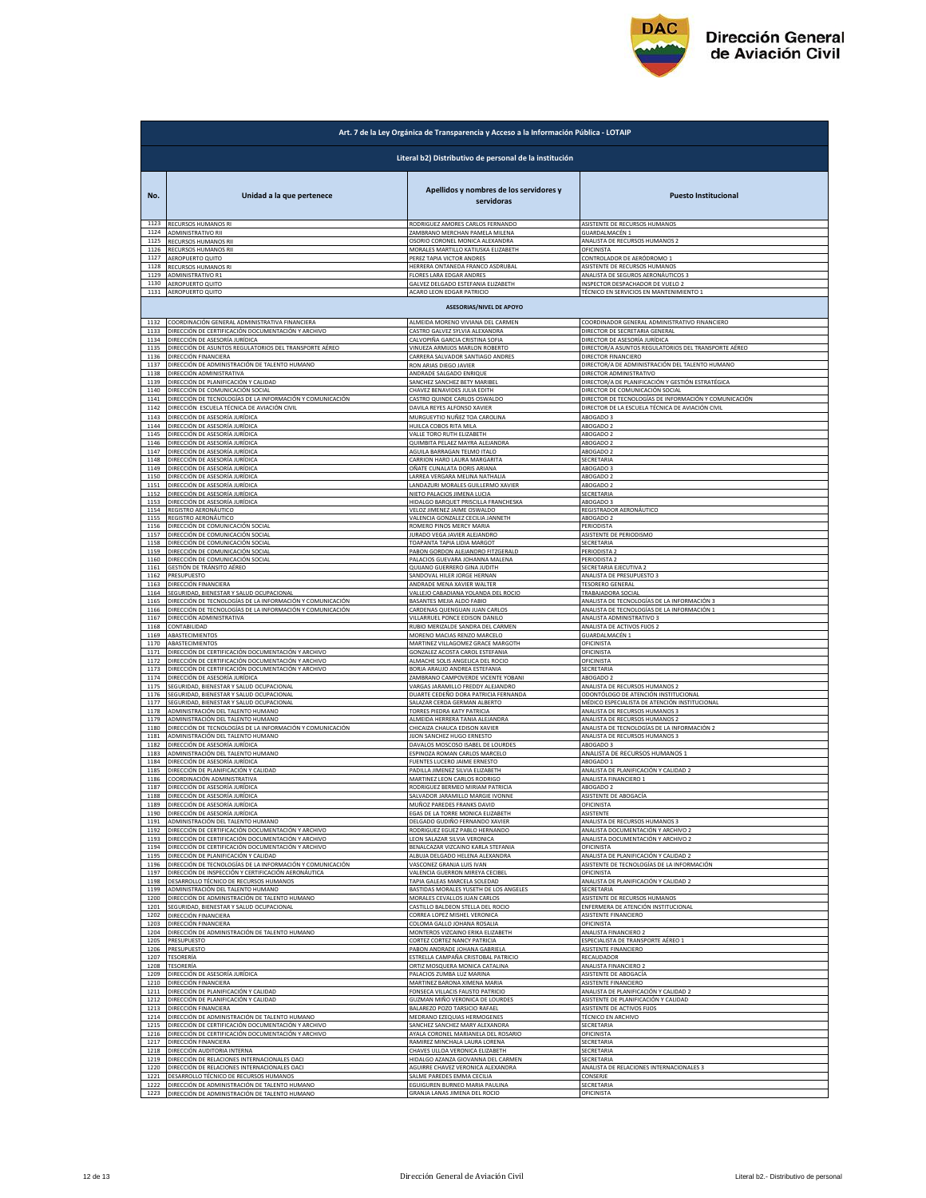| No. | Unidad a la que pertenece | Apellidos y nombres de los servidores y servidoras | Puesto Institucional |
|---|---|---|---|
| **Art. 7 de la Ley Orgánica de Transparencia y Acceso a la Información Pública - LOTAIP** | | | |
| **Literal b2) Distributivo de personal de la institución** | | | |
| 1123 | RECURSOS HUMANOS RI | RODRIGUEZ AMORES CARLOS FERNANDO | ASISTENTE DE RECURSOS HUMANOS |
| 1124 | ADMINISTRATIVO RII | ZAMBRANO MERCHAN PAMELA MILENA | GUARDALMACÉN 1 |
| 1125 | RECURSOS HUMANOS RII | OSORIO CORONEL MONICA ALEXANDRA | ANALISTA DE RECURSOS HUMANOS 2 |
| 1126 | RECURSOS HUMANOS RII | MORALES MARTILLO KATIUSKA ELIZABETH | OFICINISTA |
| 1127 | AEROPUERTO QUITO | PEREZ TAPIA VICTOR ANDRES | CONTROLADOR DE AERÓDROMO 1 |
| 1128 | RECURSOS HUMANOS RI | HERRERA ONTANEDA FRANCO ASDRUBAL | ASISTENTE DE RECURSOS HUMANOS |
| 1129 | ADMINISTRATIVO R1 | FLORES LARA EDGAR ANDRES | ANALISTA DE SEGUROS AERONÁUTICOS 3 |
| 1130 | AEROPUERTO QUITO | GALVEZ DELGADO ESTEFANIA ELIZABETH | INSPECTOR DESPACHADOR DE VUELO 2 |
| 1131 | AEROPUERTO QUITO | ACARO LEON EDGAR PATRICIO | TÉCNICO EN SERVICIOS EN MANTENIMIENTO 1 |
| **ASESORIAS/NIVEL DE APOYO** | | | |
| 1132 | COORDINACIÓN GENERAL ADMINISTRATIVA FINANCIERA | ALMEIDA MORENO VIVIANA DEL CARMEN | COORDINADOR GENERAL ADMINISTRATIVO FINANCIERO |
| 1133 | DIRECCIÓN DE CERTIFICACIÓN DOCUMENTACIÓN Y ARCHIVO | CASTRO GALVEZ SYLVIA ALEXANDRA | DIRECTOR DE SECRETARIA GENERAL |
| 1134 | DIRECCIÓN DE ASESORÍA JURÍDICA | CALVOPIÑA GARCIA CRISTINA SOFIA | DIRECTOR DE ASESORÍA JURÍDICA |
| 1135 | DIRECCIÓN DE ASUNTOS REGULATORIOS DEL TRANSPORTE AÉREO | VINUEZA ARMIJOS MARLON ROBERTO | DIRECTOR/A ASUNTOS REGULATORIOS DEL TRANSPORTE AÉREO |
| 1136 | DIRECCIÓN FINANCIERA | CARRERA SALVADOR SANTIAGO ANDRES | DIRECTOR FINANCIERO |
| 1137 | DIRECCIÓN DE ADMINISTRACIÓN DEL TALENTO HUMANO | RON ARIAS DIEGO JAVIER | DIRECTOR/A DE ADMINISTRACIÓN DEL TALENTO HUMANO |
| 1138 | DIRECCIÓN ADMINISTRATIVA | ANDRADE SALGADO ENRIQUE | DIRECTOR ADMINISTRATIVO |
| 1139 | DIRECCIÓN DE PLANIFICACIÓN Y CALIDAD | SANCHEZ SANCHEZ BETY MARIBEL | DIRECTOR/A DE PLANIFICACIÓN Y GESTIÓN ESTRATÉGICA |
| 1140 | DIRECCIÓN DE COMUNICACIÓN SOCIAL | CHAVEZ BENAVIDES JULIA EDITH | DIRECTOR DE COMUNICACIÓN SOCIAL |
| 1141 | DIRECCIÓN DE TECNOLOGÍAS DE LA INFORMACIÓN Y COMUNICACIÓN | CASTRO QUINDE CARLOS OSWALDO | DIRECTOR DE TECNOLOGÍAS DE INFORMACIÓN Y COMUNICACIÓN |
| 1142 | DIRECCIÓN ESCUELA TÉCNICA DE AVIACIÓN CIVIL | DAVILA REYES ALFONSO XAVIER | DIRECTOR DE LA ESCUELA TÉCNICA DE AVIACIÓN CIVIL |
| 1143 | DIRECCIÓN DE ASESORÍA JURÍDICA | MURGUEYTIO NUÑEZ TOA CAROLINA | ABOGADO 3 |
| 1144 | DIRECCIÓN DE ASESORÍA JURÍDICA | HUILCA COBOS RITA MILA | ABOGADO 2 |
| 1145 | DIRECCIÓN DE ASESORÍA JURÍDICA | VALLE TORO RUTH ELIZABETH | ABOGADO 2 |
| 1146 | DIRECCIÓN DE ASESORÍA JURÍDICA | QUIMBITA PELAEZ MAYRA ALEJANDRA | ABOGADO 2 |
| 1147 | DIRECCIÓN DE ASESORÍA JURÍDICA | AGUILA BARRAGAN TELMO ITALO | ABOGADO 2 |
| 1148 | DIRECCIÓN DE ASESORÍA JURÍDICA | CARRION HARO LAURA MARGARITA | SECRETARIA |
| 1149 | DIRECCIÓN DE ASESORÍA JURÍDICA | OÑATE CUNALATA DORIS ARIANA | ABOGADO 3 |
| 1150 | DIRECCIÓN DE ASESORÍA JURÍDICA | LARREA VERGARA MELINA NATHALIA | ABOGADO 2 |
| 1151 | DIRECCIÓN DE ASESORÍA JURÍDICA | LANDAZURI MORALES GUILLERMO XAVIER | ABOGADO 2 |
| 1152 | DIRECCIÓN DE ASESORÍA JURÍDICA | NIETO PALACIOS JIMENA LUCIA | SECRETARIA |
| 1153 | DIRECCIÓN DE ASESORÍA JURÍDICA | HIDALGO BARQUET PRISCILLA FRANCHESKA | ABOGADO 3 |
| 1154 | REGISTRO AERONÁUTICO | VELOZ JIMENEZ JAIME OSWALDO | REGISTRADOR AERONÁUTICO |
| 1155 | REGISTRO AERONÁUTICO | VALENCIA GONZALEZ CECILIA JANNETH | ABOGADO 2 |
| 1156 | DIRECCIÓN DE COMUNICACIÓN SOCIAL | ROMERO PINOS MERCY MARIA | PERIODISTA |
| 1157 | DIRECCIÓN DE COMUNICACIÓN SOCIAL | JURADO VEGA JAVIER ALEJANDRO | ASISTENTE DE PERIODISMO |
| 1158 | DIRECCIÓN DE COMUNICACIÓN SOCIAL | TOAPANTA TAPIA LIDIA MARGOT | SECRETARIA |
| 1159 | DIRECCIÓN DE COMUNICACIÓN SOCIAL | PABON GORDON ALEJANDRO FITZGERALD | PERIODISTA 2 |
| 1160 | DIRECCIÓN DE COMUNICACIÓN SOCIAL | PALACIOS GUEVARA JOHANNA MALENA | PERIODISTA 2 |
| 1161 | GESTIÓN DE TRÁNSITO AÉREO | QUIJANO GUERRERO GINA JUDITH | SECRETARIA EJECUTIVA 2 |
| 1162 | PRESUPUESTO | SANDOVAL HILER JORGE HERNAN | ANALISTA DE PRESUPUESTO 3 |
| 1163 | DIRECCIÓN FINANCIERA | ANDRADE MENA XAVIER WALTER | TESORERO GENERAL |
| 1164 | SEGURIDAD, BIENESTAR Y SALUD OCUPACIONAL | VALLEJO CABADIANA YOLANDA DEL ROCIO | TRABAJADORA SOCIAL |
| 1165 | DIRECCIÓN DE TECNOLOGÍAS DE LA INFORMACIÓN Y COMUNICACIÓN | BASANTES MEJIA ALDO FABIO | ANALISTA DE TECNOLOGÍAS DE LA INFORMACIÓN 3 |
| 1166 | DIRECCIÓN DE TECNOLOGÍAS DE LA INFORMACIÓN Y COMUNICACIÓN | CARDENAS QUENGUAN JUAN CARLOS | ANALISTA DE TECNOLOGÍAS DE LA INFORMACIÓN 1 |
| 1167 | DIRECCIÓN ADMINISTRATIVA | VILLARRUEL PONCE EDISON DANILO | ANALISTA ADMINISTRATIVO 3 |
| 1168 | CONTABILIDAD | RUBIO MERIZALDE SANDRA DEL CARMEN | ANALISTA DE ACTIVOS FIJOS 2 |
| 1169 | ABASTECIMIENTOS | MORENO MACIAS RENZO MARCELO | GUARDALMACÉN 1 |
| 1170 | ABASTECIMIENTOS | MARTINEZ VILLAGOMEZ GRACE MARGOTH | OFICINISTA |
| 1171 | DIRECCIÓN DE CERTIFICACIÓN DOCUMENTACIÓN Y ARCHIVO | GONZALEZ ACOSTA CAROL ESTEFANIA | OFICINISTA |
| 1172 | DIRECCIÓN DE CERTIFICACIÓN DOCUMENTACIÓN Y ARCHIVO | ALMACHE SOLIS ANGELICA DEL ROCIO | OFICINISTA |
| 1173 | DIRECCIÓN DE CERTIFICACIÓN DOCUMENTACIÓN Y ARCHIVO | BORJA ARAUJO ANDREA ESTEFANIA | SECRETARIA |
| 1174 | DIRECCIÓN DE ASESORÍA JURÍDICA | ZAMBRANO CAMPOVERDE VICENTE YOBANI | ABOGADO 2 |
| 1175 | SEGURIDAD, BIENESTAR Y SALUD OCUPACIONAL | VARGAS JARAMILLO FREDDY ALEJANDRO | ANALISTA DE RECURSOS HUMANOS 2 |
| 1176 | SEGURIDAD, BIENESTAR Y SALUD OCUPACIONAL | DUARTE CEDEÑO DORA PATRICIA FERNANDA | ODONTÓLOGO DE ATENCIÓN INSTITUCIONAL |
| 1177 | SEGURIDAD, BIENESTAR Y SALUD OCUPACIONAL | SALAZAR CERDA GERMAN ALBERTO | MÉDICO ESPECIALISTA DE ATENCIÓN INSTITUCIONAL |
| 1178 | ADMINISTRACIÓN DEL TALENTO HUMANO | TORRES PIEDRA KATY PATRICIA | ANALISTA DE RECURSOS HUMANOS 3 |
| 1179 | ADMINISTRACIÓN DEL TALENTO HUMANO | ALMEIDA HERRERA TANIA ALEJANDRA | ANALISTA DE RECURSOS HUMANOS 2 |
| 1180 | DIRECCIÓN DE TECNOLOGÍAS DE LA INFORMACIÓN Y COMUNICACIÓN | CHICAIZA CHAUCA EDISON XAVIER | ANALISTA DE TECNOLOGÍAS DE LA INFORMACIÓN 2 |
| 1181 | ADMINISTRACIÓN DEL TALENTO HUMANO | JIJON SANCHEZ HUGO ERNESTO | ANALISTA DE RECURSOS HUMANOS 3 |
| 1182 | DIRECCIÓN DE ASESORÍA JURÍDICA | DAVALOS MOSCOSO ISABEL DE LOURDES | ABOGADO 3 |
| 1183 | ADMINISTRACIÓN DEL TALENTO HUMANO | ESPINOZA ROMAN CARLOS MARCELO | ANALISTA DE RECURSOS HUMANOS 1 |
| 1184 | DIRECCIÓN DE ASESORÍA JURÍDICA | FUENTES LUCERO JAIME ERNESTO | ABOGADO 1 |
| 1185 | DIRECCIÓN DE PLANIFICACIÓN Y CALIDAD | PADILLA JIMENEZ SILVIA ELIZABETH | ANALISTA DE PLANIFICACIÓN Y CALIDAD 2 |
| 1186 | COORDINACIÓN ADMINISTRATIVA | MARTINEZ LEON CARLOS RODRIGO | ANALISTA FINANCIERO 1 |
| 1187 | DIRECCIÓN DE ASESORÍA JURÍDICA | RODRIGUEZ BERMEO MIRIAM PATRICIA | ABOGADO 2 |
| 1188 | DIRECCIÓN DE ASESORÍA JURÍDICA | SALVADOR JARAMILLO MARGIE IVONNE | ASISTENTE DE ABOGACÍA |
| 1189 | DIRECCIÓN DE ASESORÍA JURÍDICA | MUÑOZ PAREDES FRANKS DAVID | OFICINISTA |
| 1190 | DIRECCIÓN DE ASESORÍA JURÍDICA | EGAS DE LA TORRE MONICA ELIZABETH | ASISTENTE |
| 1191 | ADMINISTRACIÓN DEL TALENTO HUMANO | DELGADO GUDIÑO FERNANDO XAVIER | ANALISTA DE RECURSOS HUMANOS 3 |
| 1192 | DIRECCIÓN DE CERTIFICACIÓN DOCUMENTACIÓN Y ARCHIVO | RODRIGUEZ EGUEZ PABLO HERNANDO | ANALISTA DOCUMENTACIÓN Y ARCHIVO 2 |
| 1193 | DIRECCIÓN DE CERTIFICACIÓN DOCUMENTACIÓN Y ARCHIVO | LEON SALAZAR SILVIA VERONICA | ANALISTA DOCUMENTACIÓN Y ARCHIVO 2 |
| 1194 | DIRECCIÓN DE CERTIFICACIÓN DOCUMENTACIÓN Y ARCHIVO | BENALCAZAR VIZCAINO KARLA STEFANIA | OFICINISTA |
| 1195 | DIRECCIÓN DE PLANIFICACIÓN Y CALIDAD | ALBUJA DELGADO HELENA ALEXANDRA | ANALISTA DE PLANIFICACIÓN Y CALIDAD 2 |
| 1196 | DIRECCIÓN DE TECNOLOGÍAS DE LA INFORMACIÓN Y COMUNICACIÓN | VASCONEZ GRANJA LUIS IVAN | ASISTENTE DE TECNOLOGÍAS DE LA INFORMACIÓN |
| 1197 | DIRECCIÓN DE INSPECCIÓN Y CERTIFICACIÓN AERONÁUTICA | VALENCIA GUERRON MIREYA CECIBEL | OFICINISTA |
| 1198 | DESARROLLO TÉCNICO DE RECURSOS HUMANOS | TAPIA GALEAS MARCELA SOLEDAD | ANALISTA DE PLANIFICACIÓN Y CALIDAD 2 |
| 1199 | ADMINISTRACIÓN DEL TALENTO HUMANO | BASTIDAS MORALES YUSETH DE LOS ANGELES | SECRETARIA |
| 1200 | DIRECCIÓN DE ADMINISTRACIÓN DE TALENTO HUMANO | MORALES CEVALLOS JUAN CARLOS | ASISTENTE DE RECURSOS HUMANOS |
| 1201 | SEGURIDAD, BIENESTAR Y SALUD OCUPACIONAL | CASTILLO BALDEON STELLA DEL ROCIO | ENFERMERA DE ATENCIÓN INSTITUCIONAL |
| 1202 | DIRECCIÓN FINANCIERA | CORREA LOPEZ MISHEL VERONICA | ASISTENTE FINANCIERO |
| 1203 | DIRECCIÓN FINANCIERA | COLOMA GALLO JOHANA ROSALIA | OFICINISTA |
| 1204 | DIRECCIÓN DE ADMINISTRACIÓN DE TALENTO HUMANO | MONTEROS VIZCAINO ERIKA ELIZABETH | ANALISTA FINANCIERO 2 |
| 1205 | PRESUPUESTO | CORTEZ CORTEZ NANCY PATRICIA | ESPECIALISTA DE TRANSPORTE AÉREO 1 |
| 1206 | PRESUPUESTO | PABON ANDRADE JOHANA GABRIELA | ASISTENTE FINANCIERO |
| 1207 | TESORERÍA | ESTRELLA CAMPAÑA CRISTOBAL PATRICIO | RECAUDADOR |
| 1208 | TESORERÍA | ORTIZ MOSQUERA MONICA CATALINA | ANALISTA FINANCIERO 2 |
| 1209 | DIRECCIÓN DE ASESORÍA JURÍDICA | PALACIOS ZUMBA LUZ MARINA | ASISTENTE DE ABOGACÍA |
| 1210 | DIRECCIÓN FINANCIERA | MARTINEZ BARONA XIMENA MARIA | ASISTENTE FINANCIERO |
| 1211 | DIRECCIÓN DE PLANIFICACIÓN Y CALIDAD | FONSECA VILLACIS FAUSTO PATRICIO | ANALISTA DE PLANIFICACIÓN Y CALIDAD 2 |
| 1212 | DIRECCIÓN DE PLANIFICACIÓN Y CALIDAD | GUZMAN MIÑO VERONICA DE LOURDES | ASISTENTE DE PLANIFICACIÓN Y CALIDAD |
| 1213 | DIRECCIÓN FINANCIERA | BALAREZO POZO TARSICIO RAFAEL | ASISTENTE DE ACTIVOS FIJOS |
| 1214 | DIRECCIÓN DE ADMINISTRACIÓN DE TALENTO HUMANO | MEDRANO EZEQUIAS HERMOGENES | TÉCNICO EN ARCHIVO |
| 1215 | DIRECCIÓN DE CERTIFICACIÓN DOCUMENTACIÓN Y ARCHIVO | SANCHEZ SANCHEZ MARY ALEXANDRA | SECRETARIA |
| 1216 | DIRECCIÓN DE CERTIFICACIÓN DOCUMENTACIÓN Y ARCHIVO | AYALA CORONEL MARIANELA DEL ROSARIO | OFICINISTA |
| 1217 | DIRECCIÓN FINANCIERA | RAMIREZ MINCHALA LAURA LORENA | SECRETARIA |
| 1218 | DIRECCIÓN AUDITORIA INTERNA | CHAVES ULLOA VERONICA ELIZABETH | SECRETARIA |
| 1219 | DIRECCIÓN DE RELACIONES INTERNACIONALES DACI | HIDALGO AZANZA GIOVANNA DEL CARMEN | SECRETARIA |
| 1220 | DIRECCIÓN DE RELACIONES INTERNACIONALES DACI | AGUIRRE CHAVEZ VERONICA ALEXANDRA | ANALISTA DE RELACIONES INTERNACIONALES 3 |
| 1221 | DESARROLLO TÉCNICO DE RECURSOS HUMANOS | SALME PAREDES EMMA CECILIA | CONSERJE |
| 1222 | DIRECCIÓN DE ADMINISTRACIÓN DE TALENTO HUMANO | EGUIGUREN BURNEO MARIA PAULINA | SECRETARIA |
| 1223 | DIRECCIÓN DE ADMINISTRACIÓN DE TALENTO HUMANO | GRANJA LANAS JIMENA DEL ROCIO | OFICINISTA |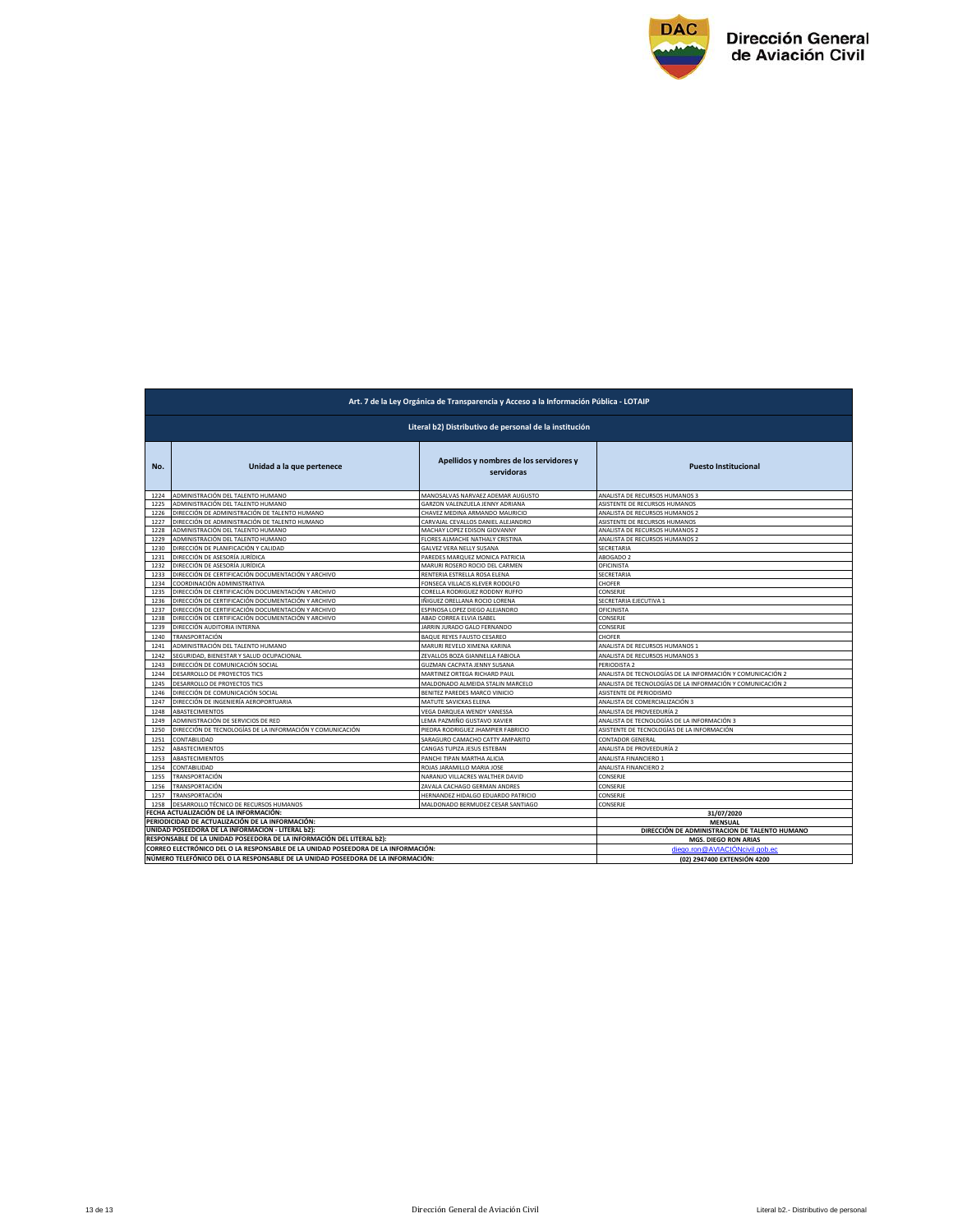| Art. 7 de la Ley Orgánica de Transparencia y Acceso a la Información Pública - LOTAIP | | | |
|---|---|---|---|
| **Literal b2) Distributivo de personal de la institución** | | | |
| **No.** | **Unidad a la que pertenece** | **Apellidos y nombres de los servidores y servidoras** | **Puesto Institucional** |
| 1224 | ADMINISTRACIÓN DEL TALENTO HUMANO | MANOSALVAS NARVAEZ ADEMAR AUGUSTO | ANALISTA DE RECURSOS HUMANOS 3 |
| 1225 | ADMINISTRACIÓN DEL TALENTO HUMANO | GARZON VALENZUELA JENNY ADRIANA | ASISTENTE DE RECURSOS HUMANOS |
| 1226 | DIRECCIÓN DE ADMINISTRACIÓN DE TALENTO HUMANO | CHAVEZ MEDINA ARMANDO MAURICIO | ANALISTA DE RECURSOS HUMANOS 2 |
| 1227 | DIRECCIÓN DE ADMINISTRACIÓN DE TALENTO HUMANO | CARVAJAL CEVALLOS DANIEL ALEJANDRO | ASISTENTE DE RECURSOS HUMANOS |
| 1228 | ADMINISTRACIÓN DEL TALENTO HUMANO | MACHAY LOPEZ EDISON GIOVANNY | ANALISTA DE RECURSOS HUMANOS 2 |
| 1229 | ADMINISTRACIÓN DEL TALENTO HUMANO | FLORES ALMACHE NATHALY CRISTINA | ANALISTA DE RECURSOS HUMANOS 2 |
| 1230 | DIRECCIÓN DE PLANIFICACIÓN Y CALIDAD | GALVEZ VERA NELLY SUSANA | SECRETARIA |
| 1231 | DIRECCIÓN DE ASESORÍA JURÍDICA | PAREDES MARQUEZ MONICA PATRICIA | ABOGADO 2 |
| 1232 | DIRECCIÓN DE ASESORÍA JURÍDICA | MARURI ROSERO ROCIO DEL CARMEN | OFICINISTA |
| 1233 | DIRECCIÓN DE CERTIFICACIÓN DOCUMENTACIÓN Y ARCHIVO | RENTERIA ESTRELLA ROSA ELENA | SECRETARIA |
| 1234 | COORDINACIÓN ADMINISTRATIVA | FONSECA VILLACIS KLEVER RODOLFO | CHOFER |
| 1235 | DIRECCIÓN DE CERTIFICACIÓN DOCUMENTACIÓN Y ARCHIVO | CORELLA RODRIGUEZ RODDNY RUFFO | CONSERJE |
| 1236 | DIRECCIÓN DE CERTIFICACIÓN DOCUMENTACIÓN Y ARCHIVO | IÑIGUEZ ORELLANA ROCIO LORENA | SECRETARIA EJECUTIVA 1 |
| 1237 | DIRECCIÓN DE CERTIFICACIÓN DOCUMENTACIÓN Y ARCHIVO | ESPINOSA LOPEZ DIEGO ALEJANDRO | OFICINISTA |
| 1238 | DIRECCIÓN DE CERTIFICACIÓN DOCUMENTACIÓN Y ARCHIVO | ABAD CORREA ELVIA ISABEL | CONSERJE |
| 1239 | DIRECCIÓN AUDITORIA INTERNA | JARRIN JURADO GALO FERNANDO | CONSERJE |
| 1240 | TRANSPORTACIÓN | BAQUE REYES FAUSTO CESAREO | CHOFER |
| 1241 | ADMINISTRACIÓN DEL TALENTO HUMANO | MARURI REVELO XIMENA KARINA | ANALISTA DE RECURSOS HUMANOS 1 |
| 1242 | SEGURIDAD, BIENESTAR Y SALUD OCUPACIONAL | ZEVALLOS BOZA GIANNELLA FABIOLA | ANALISTA DE RECURSOS HUMANOS 3 |
| 1243 | DIRECCIÓN DE COMUNICACIÓN SOCIAL | GUZMAN CACPATA JENNY SUSANA | PERIODISTA 2 |
| 1244 | DESARROLLO DE PROYECTOS TICS | MARTINEZ ORTEGA RICHARD PAUL | ANALISTA DE TECNOLOGÍAS DE LA INFORMACIÓN Y COMUNICACIÓN 2 |
| 1245 | DESARROLLO DE PROYECTOS TICS | MALDONADO ALMEIDA STALIN MARCELO | ANALISTA DE TECNOLOGÍAS DE LA INFORMACIÓN Y COMUNICACIÓN 2 |
| 1246 | DIRECCIÓN DE COMUNICACIÓN SOCIAL | BENITEZ PAREDES MARCO VINICIO | ASISTENTE DE PERIODISMO |
| 1247 | DIRECCIÓN DE INGENIERÍA AEROPORTUARIA | MATUTE SAVICKAS ELENA | ANALISTA DE COMERCIALIZACIÓN 3 |
| 1248 | ABASTECIMIENTOS | VEGA DARQUEA WENDY VANESSA | ANALISTA DE PROVEEDURÍA 2 |
| 1249 | ADMINISTRACIÓN DE SERVICIOS DE RED | LEMA PAZMIÑO GUSTAVO XAVIER | ANALISTA DE TECNOLOGÍAS DE LA INFORMACIÓN 3 |
| 1250 | DIRECCIÓN DE TECNOLOGÍAS DE LA INFORMACIÓN Y COMUNICACIÓN | PIEDRA RODRIGUEZ JHAMPIER FABRICIO | ASISTENTE DE TECNOLOGÍAS DE LA INFORMACIÓN |
| 1251 | CONTABILIDAD | SARAGURO CAMACHO CATTY AMPARITO | CONTADOR GENERAL |
| 1252 | ABASTECIMIENTOS | CANGAS TUPIZA JESUS ESTEBAN | ANALISTA DE PROVEEDURÍA 2 |
| 1253 | ABASTECIMIENTOS | PANCHI TIPAN MARTHA ALICIA | ANALISTA FINANCIERO 1 |
| 1254 | CONTABILIDAD | ROJAS JARAMILLO MARIA JOSE | ANALISTA FINANCIERO 2 |
| 1255 | TRANSPORTACIÓN | NARANJO VILLACRES WALTHER DAVID | CONSERJE |
| 1256 | TRANSPORTACIÓN | ZAVALA CACHAGO GERMAN ANDRES | CONSERJE |
| 1257 | TRANSPORTACIÓN | HERNANDEZ HIDALGO EDUARDO PATRICIO | CONSERJE |
| 1258 | DESARROLLO TÉCNICO DE RECURSOS HUMANOS | MALDONADO BERMUDEZ CESAR SANTIAGO | CONSERJE |
| **FECHA ACTUALIZACIÓN DE LA INFORMACIÓN:** | | | **31/07/2020** |
| **PERIODICIDAD DE ACTUALIZACIÓN DE LA INFORMACIÓN:** | | | **MENSUAL** |
| **UNIDAD POSEEDORA DE LA INFORMACION - LITERAL b2):** | | | **DIRECCIÓN DE ADMINISTRACION DE TALENTO HUMANO** |
| **RESPONSABLE DE LA UNIDAD POSEEDORA DE LA INFORMACIÓN DEL LITERAL b2):** | | | **MGS. DIEGO RON ARIAS** |
| **CORREO ELECTRÓNICO DEL O LA RESPONSABLE DE LA UNIDAD POSEEDORA DE LA INFORMACIÓN:** | | | diego.ron@AVIACIONcivil.gob.ec |
| **NÚMERO TELEFÓNICO DEL O LA RESPONSABLE DE LA UNIDAD POSEEDORA DE LA INFORMACIÓN:** | | | **(02) 2947400 EXTENSIÓN 4200** |